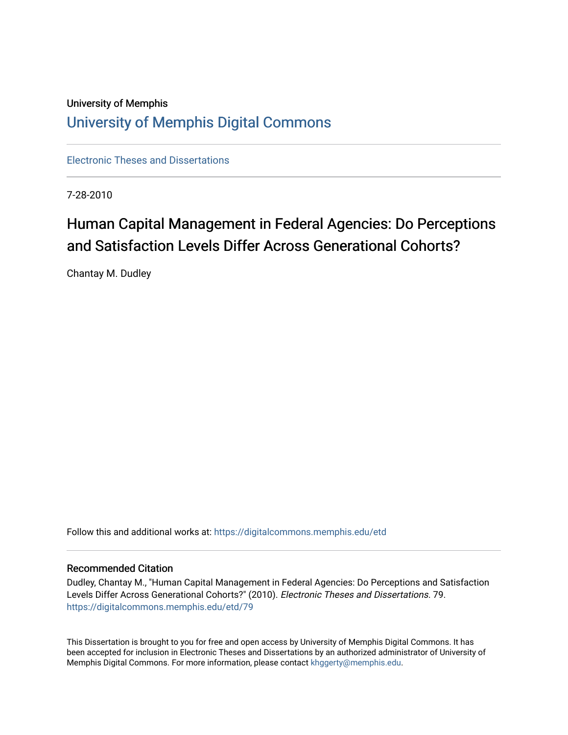University of Memphis

# University of Memphis Digital Commons

Electronic Theses and Dissertations

7-28-2010

## Human Capital Management in Federal Agencies: Do Perceptions and Satisfaction Levels Differ Across Generational Cohorts?

Chantay M. Dudley

Follow this and additional works at: https://digitalcommons.memphis.edu/etd

### Recommended Citation

Dudley, Chantay M., "Human Capital Management in Federal Agencies: Do Perceptions and Satisfaction Levels Differ Across Generational Cohorts?" (2010). *Electronic Theses and Dissertations*. 79.
https://digitalcommons.memphis.edu/etd/79

This Dissertation is brought to you for free and open access by University of Memphis Digital Commons. It has been accepted for inclusion in Electronic Theses and Dissertations by an authorized administrator of University of Memphis Digital Commons. For more information, please contact khggerty@memphis.edu.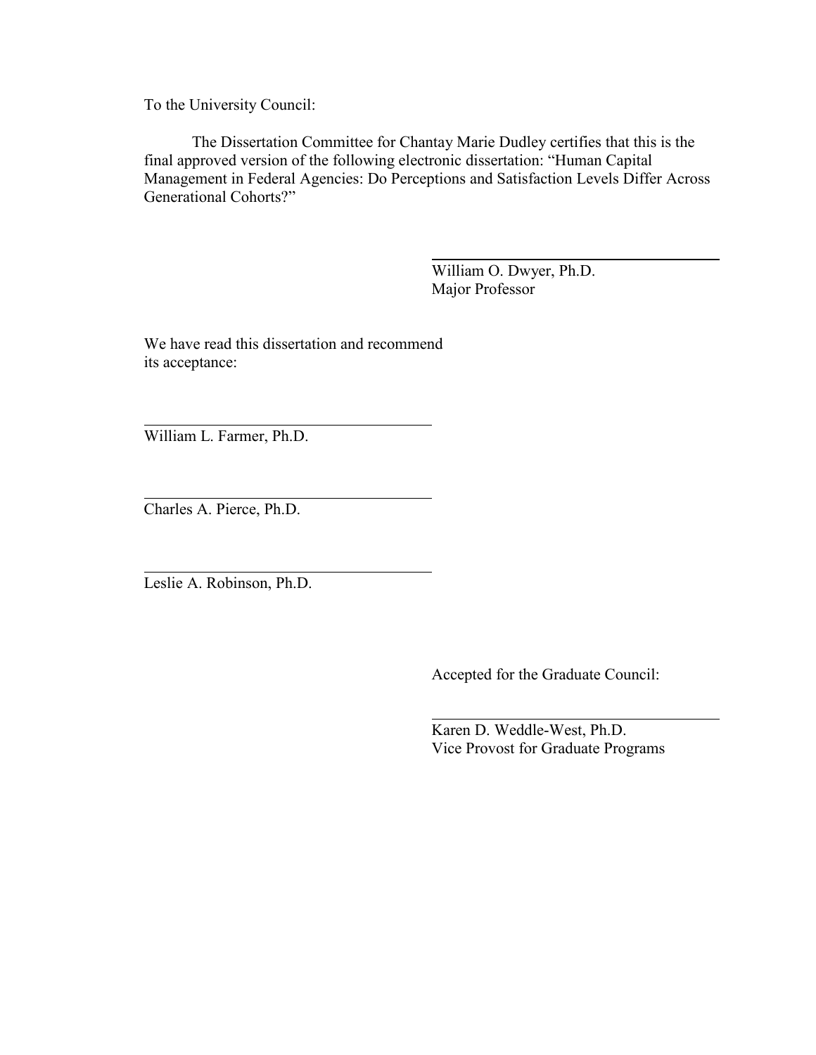To the University Council:

The Dissertation Committee for Chantay Marie Dudley certifies that this is the final approved version of the following electronic dissertation: "Human Capital Management in Federal Agencies: Do Perceptions and Satisfaction Levels Differ Across Generational Cohorts?"

William O. Dwyer, Ph.D.
Major Professor

We have read this dissertation and recommend its acceptance:

William L. Farmer, Ph.D.

Charles A. Pierce, Ph.D.

Leslie A. Robinson, Ph.D.

Accepted for the Graduate Council:

Karen D. Weddle-West, Ph.D.
Vice Provost for Graduate Programs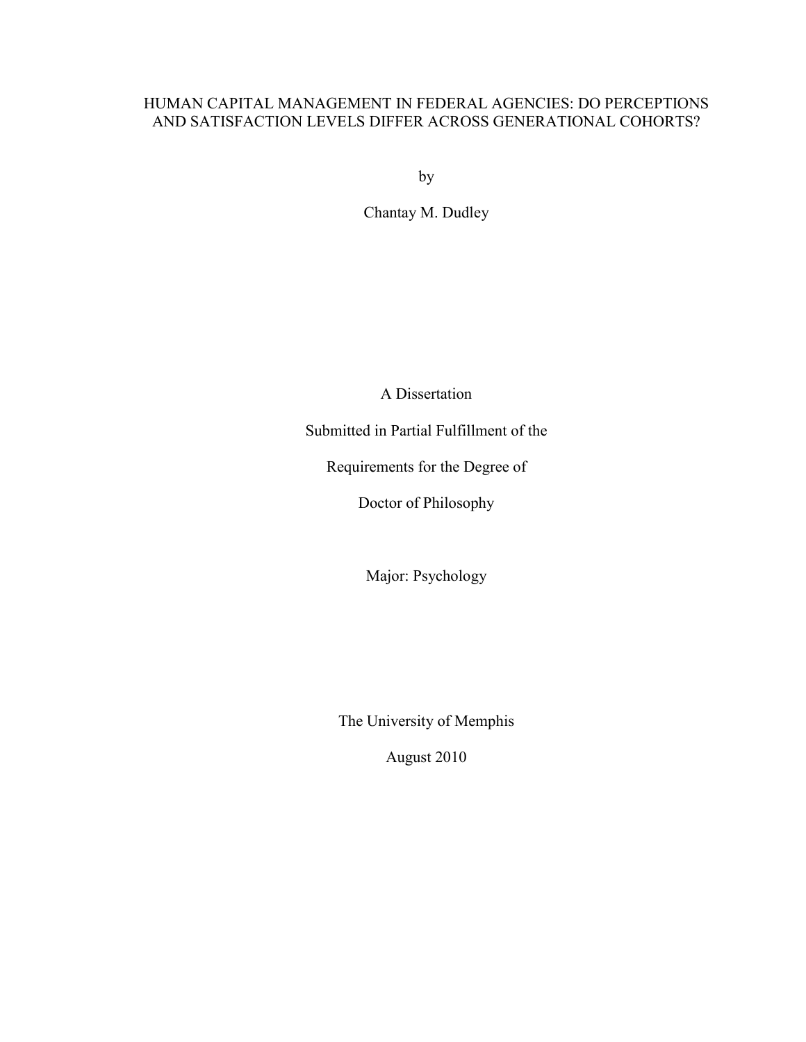# HUMAN CAPITAL MANAGEMENT IN FEDERAL AGENCIES: DO PERCEPTIONS AND SATISFACTION LEVELS DIFFER ACROSS GENERATIONAL COHORTS?

by

Chantay M. Dudley

A Dissertation

Submitted in Partial Fulfillment of the

Requirements for the Degree of

Doctor of Philosophy

Major: Psychology

The University of Memphis

August 2010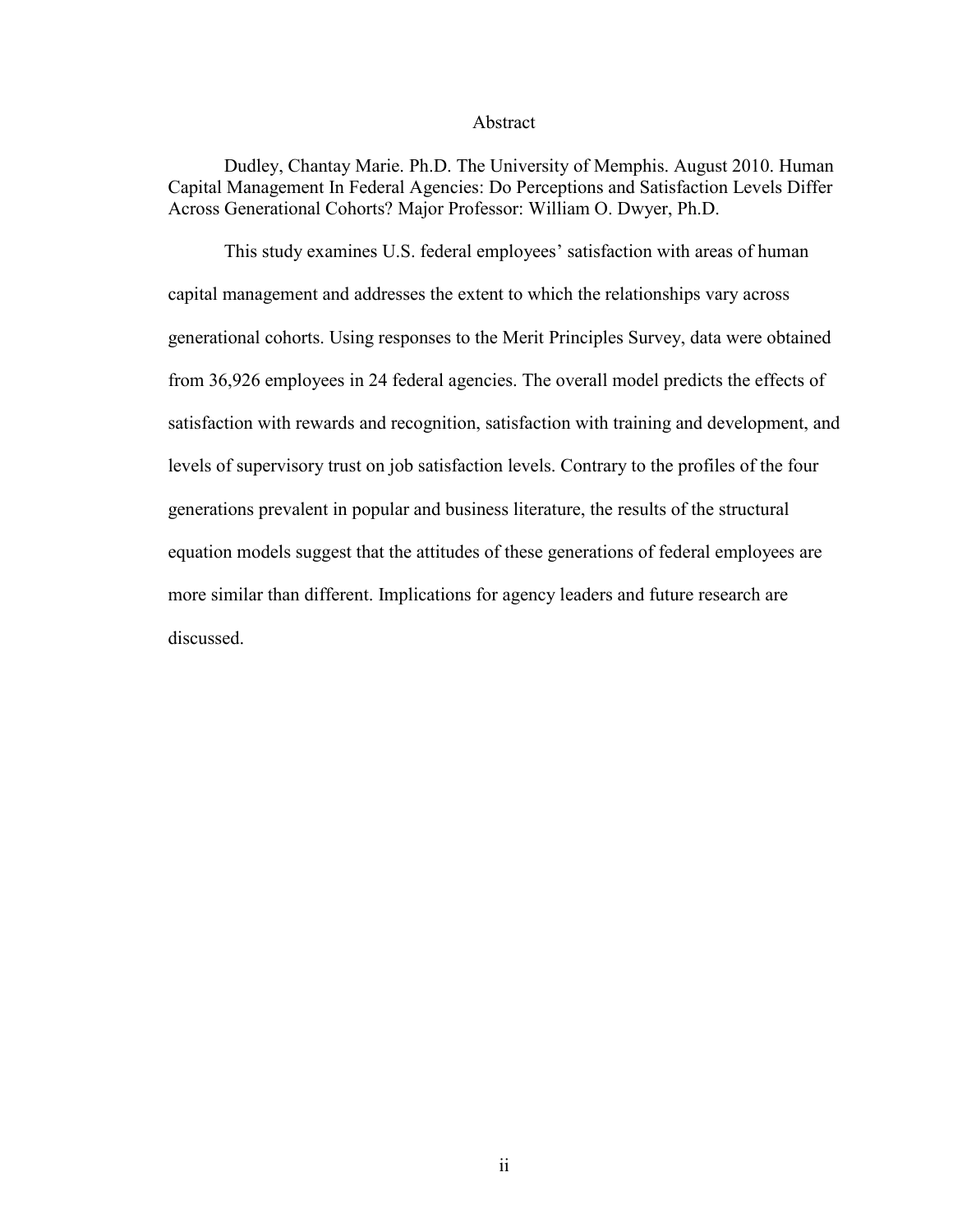# Abstract

Dudley, Chantay Marie. Ph.D. The University of Memphis. August 2010. Human Capital Management In Federal Agencies: Do Perceptions and Satisfaction Levels Differ Across Generational Cohorts? Major Professor: William O. Dwyer, Ph.D.

This study examines U.S. federal employees' satisfaction with areas of human capital management and addresses the extent to which the relationships vary across generational cohorts. Using responses to the Merit Principles Survey, data were obtained from 36,926 employees in 24 federal agencies. The overall model predicts the effects of satisfaction with rewards and recognition, satisfaction with training and development, and levels of supervisory trust on job satisfaction levels. Contrary to the profiles of the four generations prevalent in popular and business literature, the results of the structural equation models suggest that the attitudes of these generations of federal employees are more similar than different. Implications for agency leaders and future research are discussed.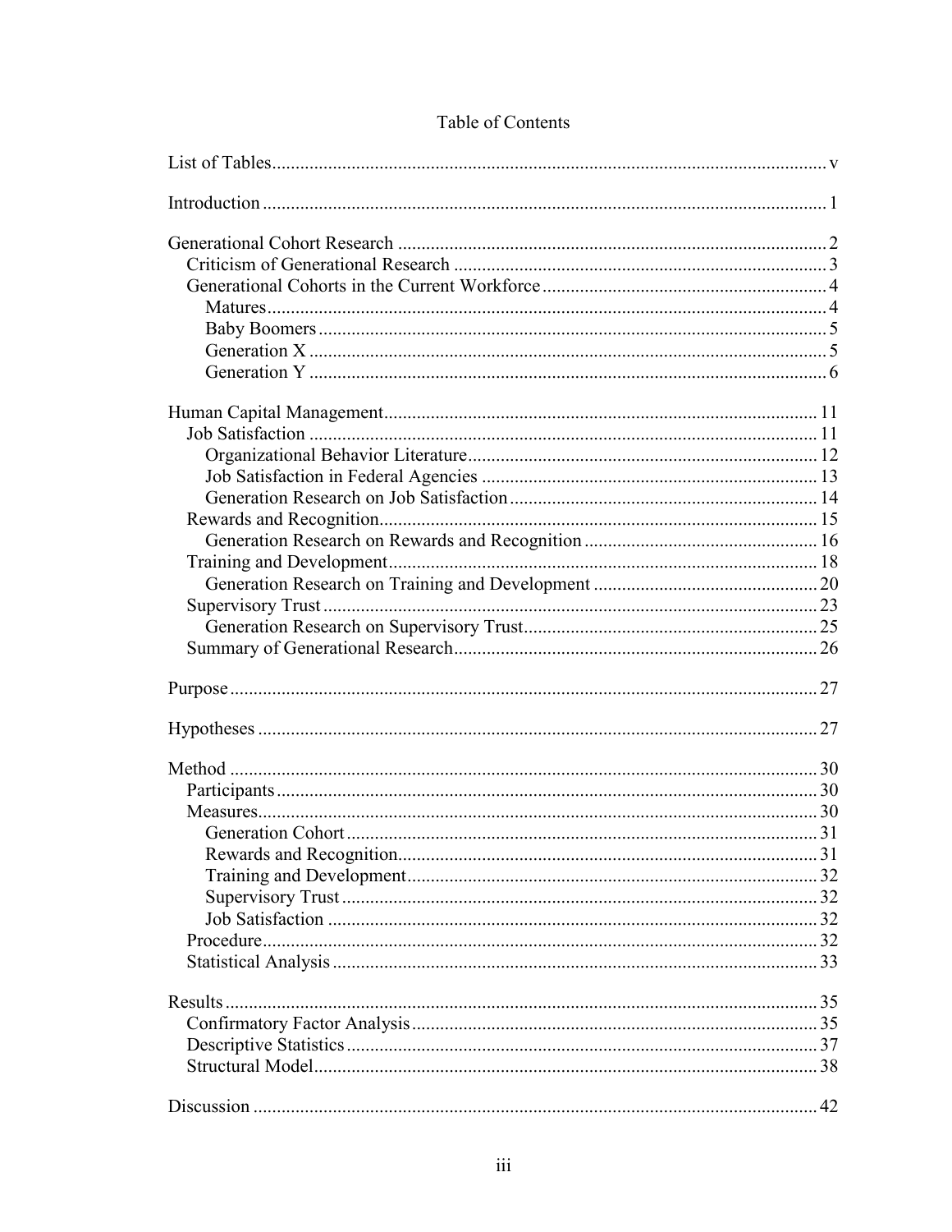# Table of Contents

List of Tables ..................................................................................................................... v

Introduction ........................................................................................................................ 1

Generational Cohort Research ........................................................................................... 2
- Criticism of Generational Research ............................................................................... 3
- Generational Cohorts in the Current Workforce ............................................................ 4
  - Matures ....................................................................................................................... 4
  - Baby Boomers ............................................................................................................ 5
  - Generation X .............................................................................................................. 5
  - Generation Y .............................................................................................................. 6

Human Capital Management ............................................................................................ 11
- Job Satisfaction ............................................................................................................ 11
  - Organizational Behavior Literature ........................................................................... 12
  - Job Satisfaction in Federal Agencies ........................................................................ 13
  - Generation Research on Job Satisfaction .................................................................. 14
- Rewards and Recognition ............................................................................................. 15
  - Generation Research on Rewards and Recognition .................................................. 16
- Training and Development ........................................................................................... 18
  - Generation Research on Training and Development ................................................ 20
- Supervisory Trust ......................................................................................................... 23
  - Generation Research on Supervisory Trust ............................................................... 25
- Summary of Generational Research ............................................................................. 26

Purpose ............................................................................................................................. 27

Hypotheses ....................................................................................................................... 27

Method ............................................................................................................................. 30
- Participants ................................................................................................................... 30
- Measures ....................................................................................................................... 30
  - Generation Cohort ..................................................................................................... 31
  - Rewards and Recognition .......................................................................................... 31
  - Training and Development ........................................................................................ 32
  - Supervisory Trust ..................................................................................................... 32
  - Job Satisfaction ........................................................................................................ 32
- Procedure ...................................................................................................................... 32
- Statistical Analysis ....................................................................................................... 33

Results ............................................................................................................................. 35
- Confirmatory Factor Analysis ...................................................................................... 35
- Descriptive Statistics .................................................................................................... 37
- Structural Model ........................................................................................................... 38

Discussion ........................................................................................................................ 42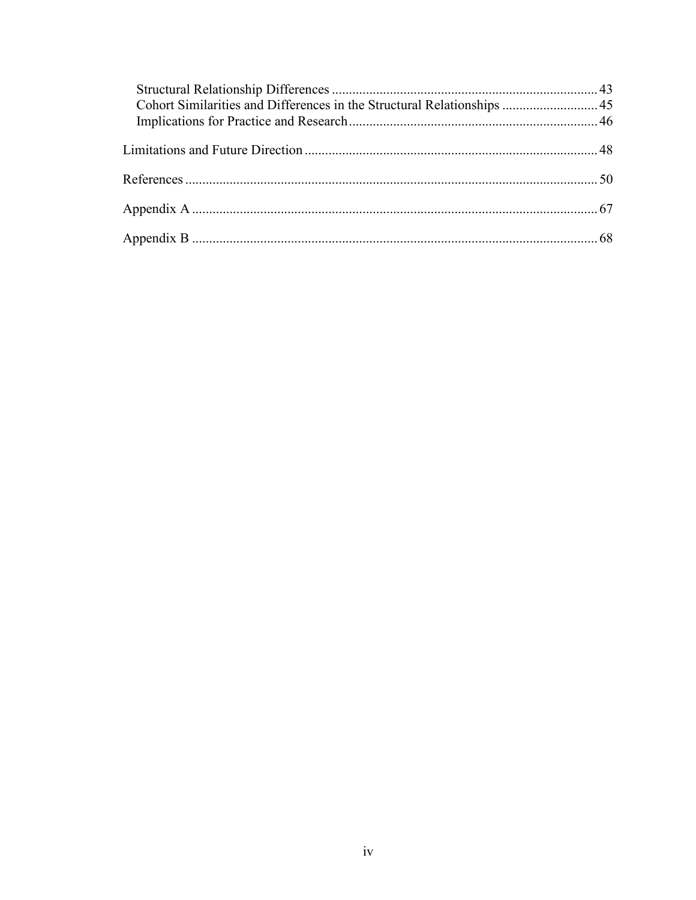Structural Relationship Differences ............................................................................. 43
Cohort Similarities and Differences in the Structural Relationships ............................ 45
Implications for Practice and Research ........................................................................ 46

Limitations and Future Direction ..................................................................................... 48

References ........................................................................................................................ 50

Appendix A ...................................................................................................................... 67

Appendix B ...................................................................................................................... 68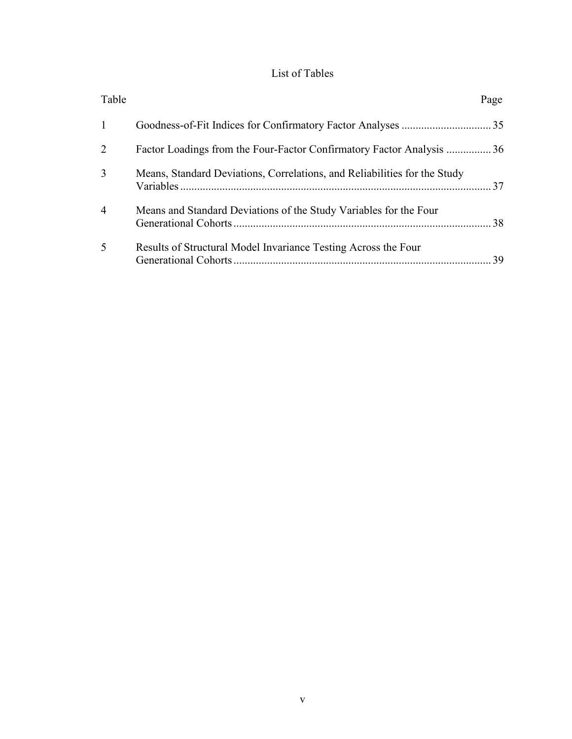# List of Tables

| Table | | Page |
|---|---|---|
| 1 | Goodness-of-Fit Indices for Confirmatory Factor Analyses | 35 |
| 2 | Factor Loadings from the Four-Factor Confirmatory Factor Analysis | 36 |
| 3 | Means, Standard Deviations, Correlations, and Reliabilities for the Study Variables | 37 |
| 4 | Means and Standard Deviations of the Study Variables for the Four Generational Cohorts | 38 |
| 5 | Results of Structural Model Invariance Testing Across the Four Generational Cohorts | 39 |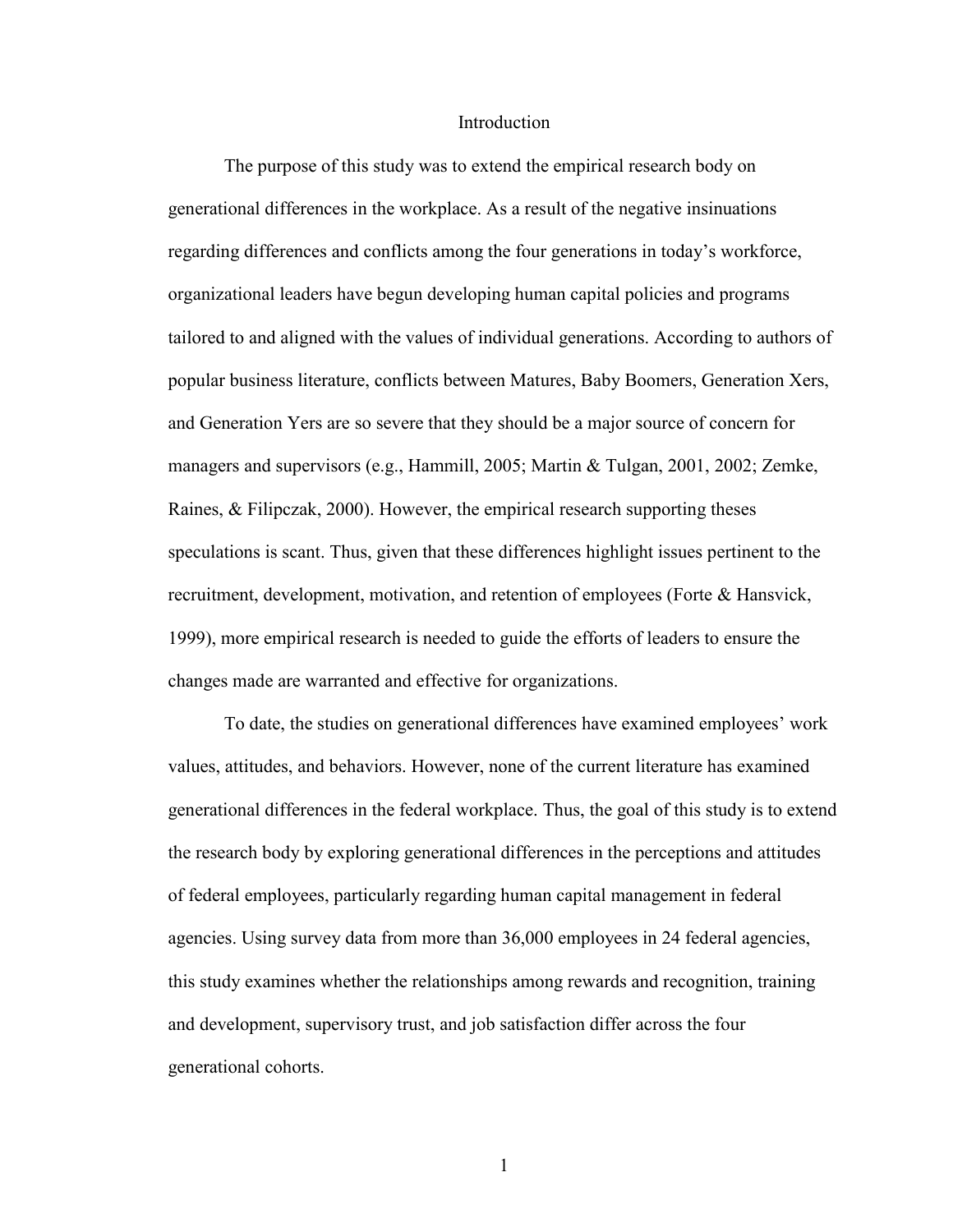# Introduction

The purpose of this study was to extend the empirical research body on generational differences in the workplace. As a result of the negative insinuations regarding differences and conflicts among the four generations in today's workforce, organizational leaders have begun developing human capital policies and programs tailored to and aligned with the values of individual generations. According to authors of popular business literature, conflicts between Matures, Baby Boomers, Generation Xers, and Generation Yers are so severe that they should be a major source of concern for managers and supervisors (e.g., Hammill, 2005; Martin & Tulgan, 2001, 2002; Zemke, Raines, & Filipczak, 2000). However, the empirical research supporting theses speculations is scant. Thus, given that these differences highlight issues pertinent to the recruitment, development, motivation, and retention of employees (Forte & Hansvick, 1999), more empirical research is needed to guide the efforts of leaders to ensure the changes made are warranted and effective for organizations.

To date, the studies on generational differences have examined employees' work values, attitudes, and behaviors. However, none of the current literature has examined generational differences in the federal workplace. Thus, the goal of this study is to extend the research body by exploring generational differences in the perceptions and attitudes of federal employees, particularly regarding human capital management in federal agencies. Using survey data from more than 36,000 employees in 24 federal agencies, this study examines whether the relationships among rewards and recognition, training and development, supervisory trust, and job satisfaction differ across the four generational cohorts.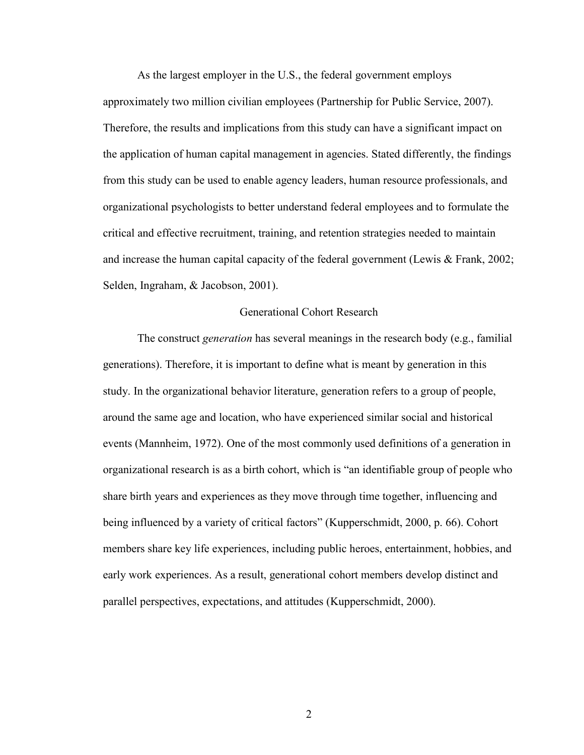As the largest employer in the U.S., the federal government employs approximately two million civilian employees (Partnership for Public Service, 2007). Therefore, the results and implications from this study can have a significant impact on the application of human capital management in agencies. Stated differently, the findings from this study can be used to enable agency leaders, human resource professionals, and organizational psychologists to better understand federal employees and to formulate the critical and effective recruitment, training, and retention strategies needed to maintain and increase the human capital capacity of the federal government (Lewis & Frank, 2002; Selden, Ingraham, & Jacobson, 2001).

## Generational Cohort Research

The construct *generation* has several meanings in the research body (e.g., familial generations). Therefore, it is important to define what is meant by generation in this study. In the organizational behavior literature, generation refers to a group of people, around the same age and location, who have experienced similar social and historical events (Mannheim, 1972). One of the most commonly used definitions of a generation in organizational research is as a birth cohort, which is "an identifiable group of people who share birth years and experiences as they move through time together, influencing and being influenced by a variety of critical factors" (Kupperschmidt, 2000, p. 66). Cohort members share key life experiences, including public heroes, entertainment, hobbies, and early work experiences. As a result, generational cohort members develop distinct and parallel perspectives, expectations, and attitudes (Kupperschmidt, 2000).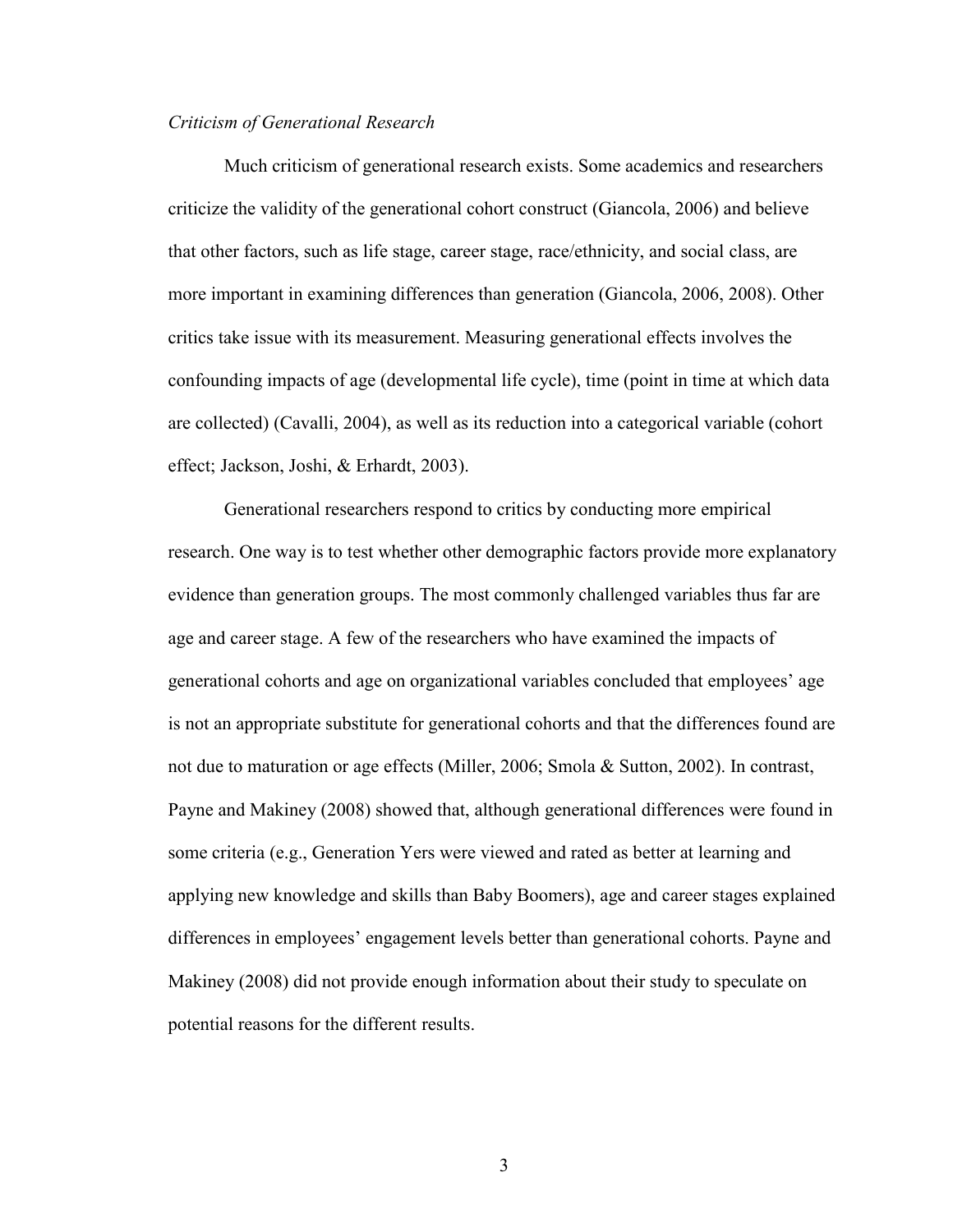*Criticism of Generational Research*

Much criticism of generational research exists. Some academics and researchers criticize the validity of the generational cohort construct (Giancola, 2006) and believe that other factors, such as life stage, career stage, race/ethnicity, and social class, are more important in examining differences than generation (Giancola, 2006, 2008). Other critics take issue with its measurement. Measuring generational effects involves the confounding impacts of age (developmental life cycle), time (point in time at which data are collected) (Cavalli, 2004), as well as its reduction into a categorical variable (cohort effect; Jackson, Joshi, & Erhardt, 2003).

Generational researchers respond to critics by conducting more empirical research. One way is to test whether other demographic factors provide more explanatory evidence than generation groups. The most commonly challenged variables thus far are age and career stage. A few of the researchers who have examined the impacts of generational cohorts and age on organizational variables concluded that employees' age is not an appropriate substitute for generational cohorts and that the differences found are not due to maturation or age effects (Miller, 2006; Smola & Sutton, 2002). In contrast, Payne and Makiney (2008) showed that, although generational differences were found in some criteria (e.g., Generation Yers were viewed and rated as better at learning and applying new knowledge and skills than Baby Boomers), age and career stages explained differences in employees' engagement levels better than generational cohorts. Payne and Makiney (2008) did not provide enough information about their study to speculate on potential reasons for the different results.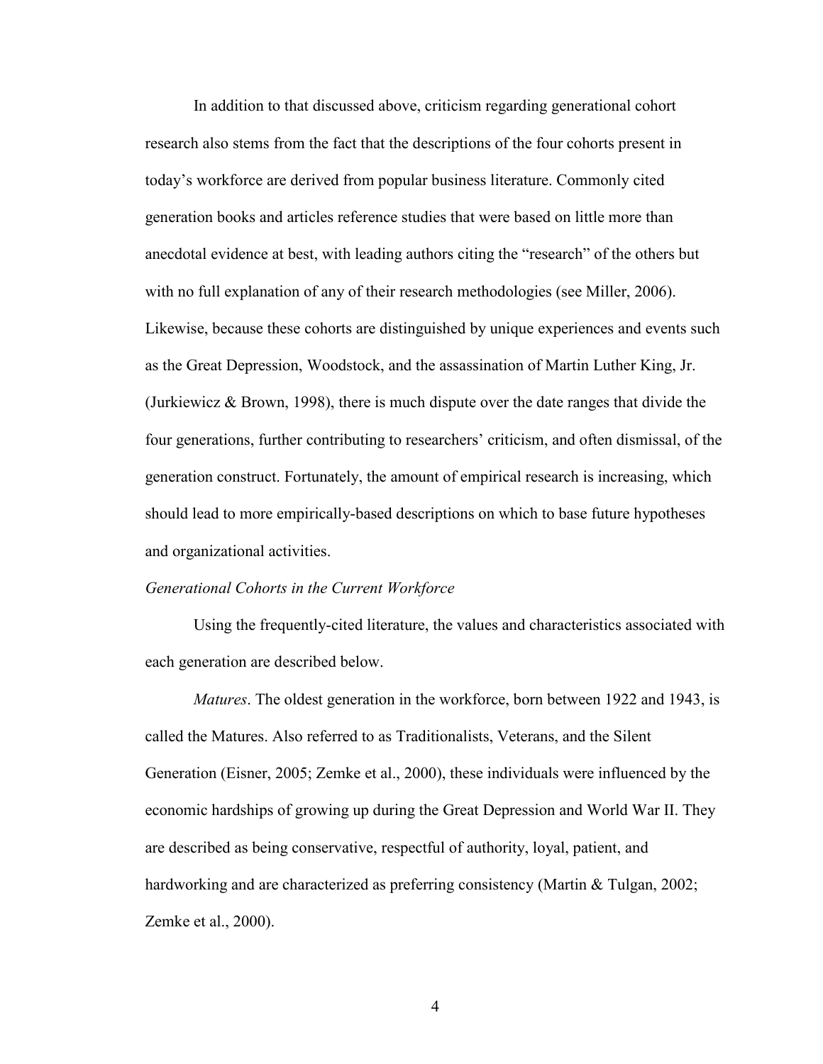In addition to that discussed above, criticism regarding generational cohort research also stems from the fact that the descriptions of the four cohorts present in today's workforce are derived from popular business literature. Commonly cited generation books and articles reference studies that were based on little more than anecdotal evidence at best, with leading authors citing the "research" of the others but with no full explanation of any of their research methodologies (see Miller, 2006). Likewise, because these cohorts are distinguished by unique experiences and events such as the Great Depression, Woodstock, and the assassination of Martin Luther King, Jr. (Jurkiewicz & Brown, 1998), there is much dispute over the date ranges that divide the four generations, further contributing to researchers' criticism, and often dismissal, of the generation construct. Fortunately, the amount of empirical research is increasing, which should lead to more empirically-based descriptions on which to base future hypotheses and organizational activities.

### *Generational Cohorts in the Current Workforce*

Using the frequently-cited literature, the values and characteristics associated with each generation are described below.

*Matures*. The oldest generation in the workforce, born between 1922 and 1943, is called the Matures. Also referred to as Traditionalists, Veterans, and the Silent Generation (Eisner, 2005; Zemke et al., 2000), these individuals were influenced by the economic hardships of growing up during the Great Depression and World War II. They are described as being conservative, respectful of authority, loyal, patient, and hardworking and are characterized as preferring consistency (Martin & Tulgan, 2002; Zemke et al., 2000).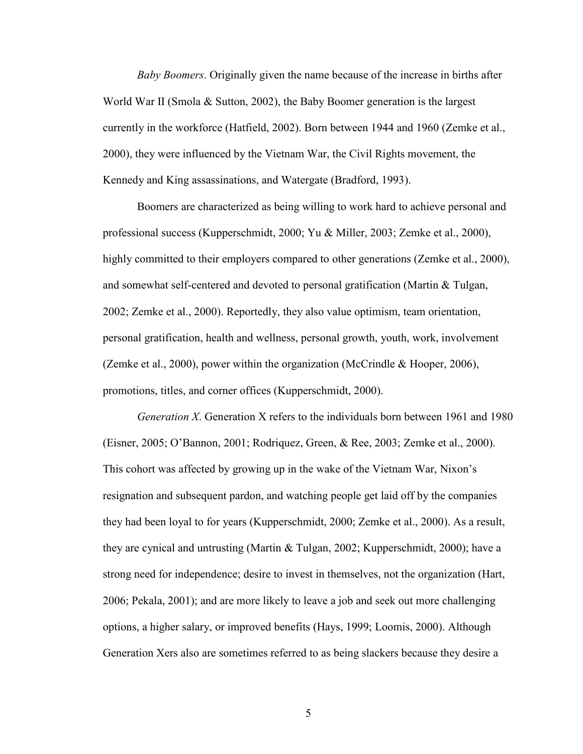*Baby Boomers*. Originally given the name because of the increase in births after World War II (Smola & Sutton, 2002), the Baby Boomer generation is the largest currently in the workforce (Hatfield, 2002). Born between 1944 and 1960 (Zemke et al., 2000), they were influenced by the Vietnam War, the Civil Rights movement, the Kennedy and King assassinations, and Watergate (Bradford, 1993).

Boomers are characterized as being willing to work hard to achieve personal and professional success (Kupperschmidt, 2000; Yu & Miller, 2003; Zemke et al., 2000), highly committed to their employers compared to other generations (Zemke et al., 2000), and somewhat self-centered and devoted to personal gratification (Martin & Tulgan, 2002; Zemke et al., 2000). Reportedly, they also value optimism, team orientation, personal gratification, health and wellness, personal growth, youth, work, involvement (Zemke et al., 2000), power within the organization (McCrindle & Hooper, 2006), promotions, titles, and corner offices (Kupperschmidt, 2000).

*Generation X*. Generation X refers to the individuals born between 1961 and 1980 (Eisner, 2005; O'Bannon, 2001; Rodriquez, Green, & Ree, 2003; Zemke et al., 2000). This cohort was affected by growing up in the wake of the Vietnam War, Nixon's resignation and subsequent pardon, and watching people get laid off by the companies they had been loyal to for years (Kupperschmidt, 2000; Zemke et al., 2000). As a result, they are cynical and untrusting (Martin & Tulgan, 2002; Kupperschmidt, 2000); have a strong need for independence; desire to invest in themselves, not the organization (Hart, 2006; Pekala, 2001); and are more likely to leave a job and seek out more challenging options, a higher salary, or improved benefits (Hays, 1999; Loomis, 2000). Although Generation Xers also are sometimes referred to as being slackers because they desire a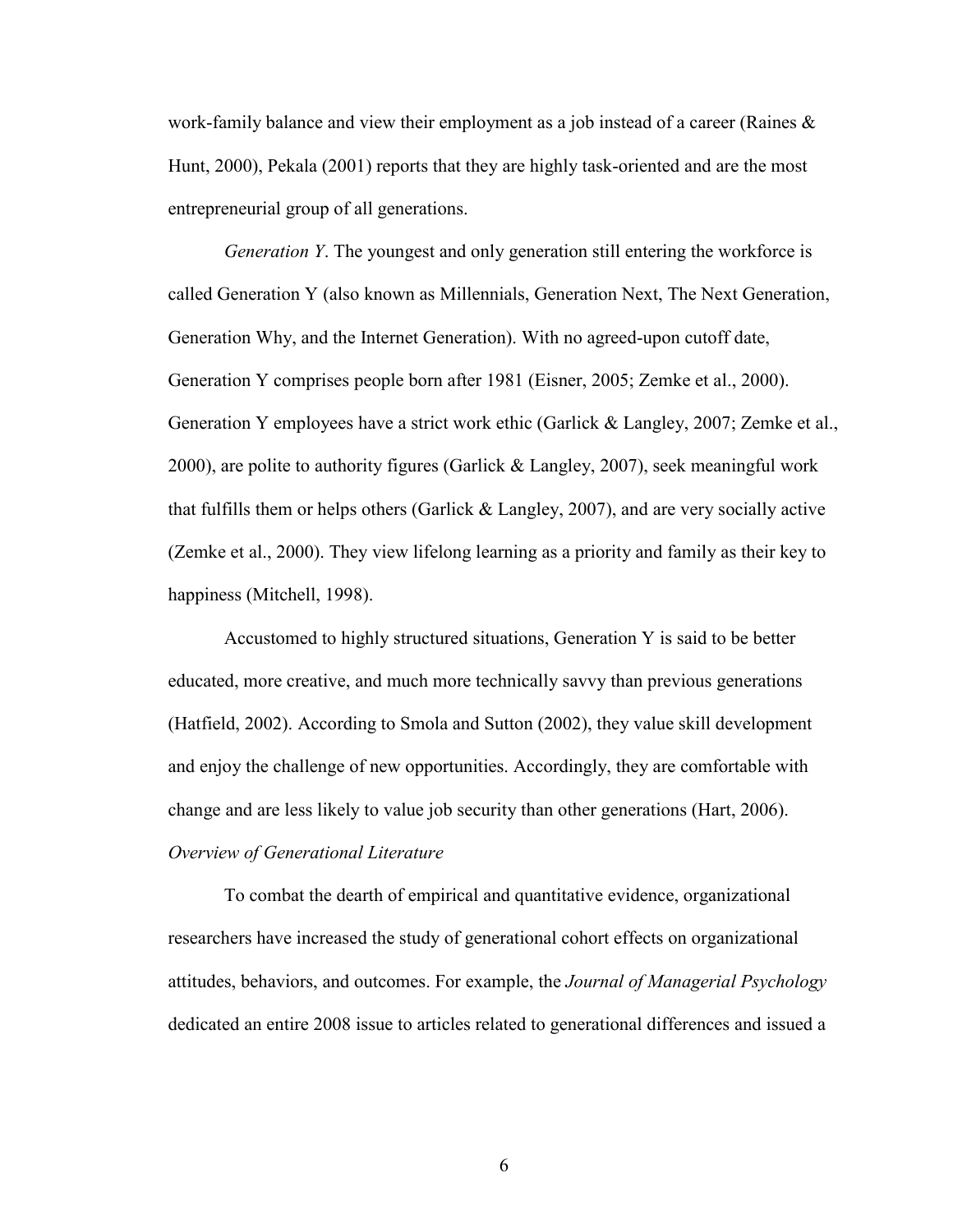work-family balance and view their employment as a job instead of a career (Raines & Hunt, 2000), Pekala (2001) reports that they are highly task-oriented and are the most entrepreneurial group of all generations.

*Generation Y*. The youngest and only generation still entering the workforce is called Generation Y (also known as Millennials, Generation Next, The Next Generation, Generation Why, and the Internet Generation). With no agreed-upon cutoff date, Generation Y comprises people born after 1981 (Eisner, 2005; Zemke et al., 2000). Generation Y employees have a strict work ethic (Garlick & Langley, 2007; Zemke et al., 2000), are polite to authority figures (Garlick & Langley, 2007), seek meaningful work that fulfills them or helps others (Garlick & Langley, 2007), and are very socially active (Zemke et al., 2000). They view lifelong learning as a priority and family as their key to happiness (Mitchell, 1998).

Accustomed to highly structured situations, Generation Y is said to be better educated, more creative, and much more technically savvy than previous generations (Hatfield, 2002). According to Smola and Sutton (2002), they value skill development and enjoy the challenge of new opportunities. Accordingly, they are comfortable with change and are less likely to value job security than other generations (Hart, 2006).

### *Overview of Generational Literature*

To combat the dearth of empirical and quantitative evidence, organizational researchers have increased the study of generational cohort effects on organizational attitudes, behaviors, and outcomes. For example, the *Journal of Managerial Psychology* dedicated an entire 2008 issue to articles related to generational differences and issued a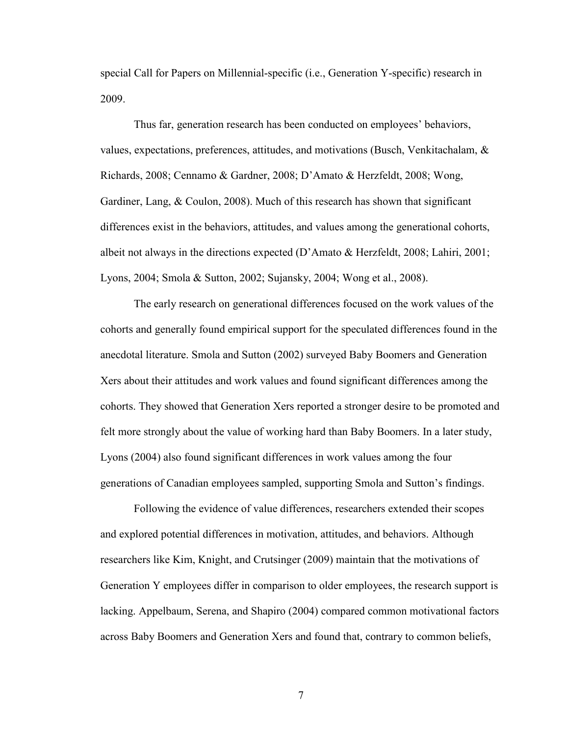special Call for Papers on Millennial-specific (i.e., Generation Y-specific) research in 2009.

Thus far, generation research has been conducted on employees' behaviors, values, expectations, preferences, attitudes, and motivations (Busch, Venkitachalam, & Richards, 2008; Cennamo & Gardner, 2008; D'Amato & Herzfeldt, 2008; Wong, Gardiner, Lang, & Coulon, 2008). Much of this research has shown that significant differences exist in the behaviors, attitudes, and values among the generational cohorts, albeit not always in the directions expected (D'Amato & Herzfeldt, 2008; Lahiri, 2001; Lyons, 2004; Smola & Sutton, 2002; Sujansky, 2004; Wong et al., 2008).

The early research on generational differences focused on the work values of the cohorts and generally found empirical support for the speculated differences found in the anecdotal literature. Smola and Sutton (2002) surveyed Baby Boomers and Generation Xers about their attitudes and work values and found significant differences among the cohorts. They showed that Generation Xers reported a stronger desire to be promoted and felt more strongly about the value of working hard than Baby Boomers. In a later study, Lyons (2004) also found significant differences in work values among the four generations of Canadian employees sampled, supporting Smola and Sutton's findings.

Following the evidence of value differences, researchers extended their scopes and explored potential differences in motivation, attitudes, and behaviors. Although researchers like Kim, Knight, and Crutsinger (2009) maintain that the motivations of Generation Y employees differ in comparison to older employees, the research support is lacking. Appelbaum, Serena, and Shapiro (2004) compared common motivational factors across Baby Boomers and Generation Xers and found that, contrary to common beliefs,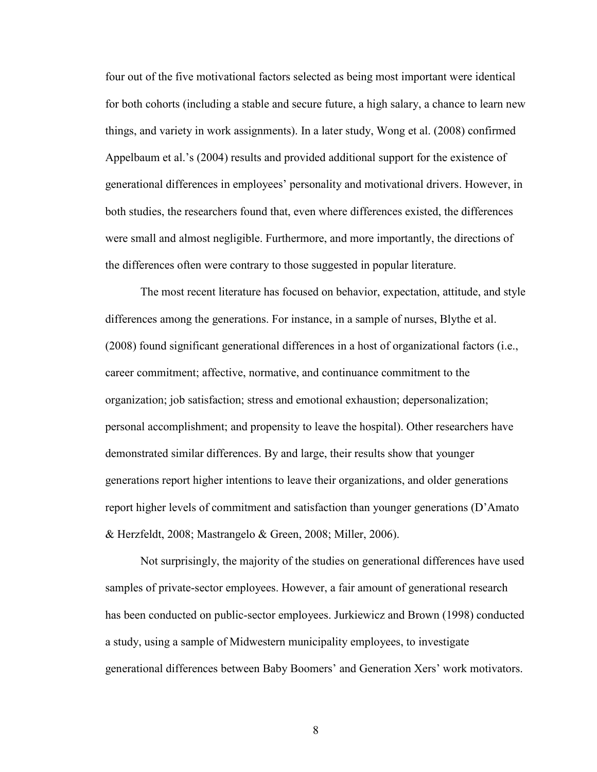four out of the five motivational factors selected as being most important were identical for both cohorts (including a stable and secure future, a high salary, a chance to learn new things, and variety in work assignments). In a later study, Wong et al. (2008) confirmed Appelbaum et al.'s (2004) results and provided additional support for the existence of generational differences in employees' personality and motivational drivers. However, in both studies, the researchers found that, even where differences existed, the differences were small and almost negligible. Furthermore, and more importantly, the directions of the differences often were contrary to those suggested in popular literature.

The most recent literature has focused on behavior, expectation, attitude, and style differences among the generations. For instance, in a sample of nurses, Blythe et al. (2008) found significant generational differences in a host of organizational factors (i.e., career commitment; affective, normative, and continuance commitment to the organization; job satisfaction; stress and emotional exhaustion; depersonalization; personal accomplishment; and propensity to leave the hospital). Other researchers have demonstrated similar differences. By and large, their results show that younger generations report higher intentions to leave their organizations, and older generations report higher levels of commitment and satisfaction than younger generations (D'Amato & Herzfeldt, 2008; Mastrangelo & Green, 2008; Miller, 2006).

Not surprisingly, the majority of the studies on generational differences have used samples of private-sector employees. However, a fair amount of generational research has been conducted on public-sector employees. Jurkiewicz and Brown (1998) conducted a study, using a sample of Midwestern municipality employees, to investigate generational differences between Baby Boomers' and Generation Xers' work motivators.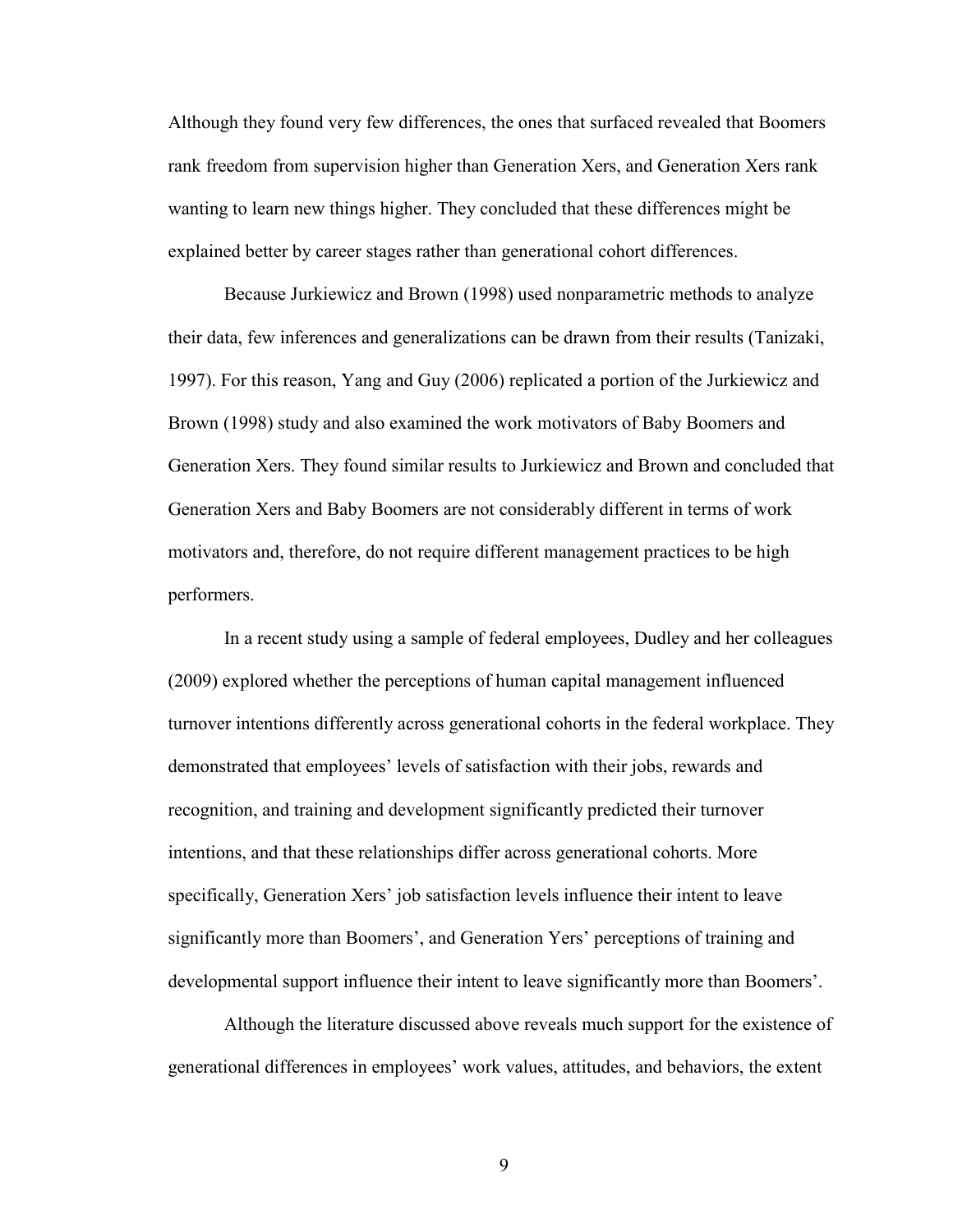Although they found very few differences, the ones that surfaced revealed that Boomers rank freedom from supervision higher than Generation Xers, and Generation Xers rank wanting to learn new things higher. They concluded that these differences might be explained better by career stages rather than generational cohort differences.

Because Jurkiewicz and Brown (1998) used nonparametric methods to analyze their data, few inferences and generalizations can be drawn from their results (Tanizaki, 1997). For this reason, Yang and Guy (2006) replicated a portion of the Jurkiewicz and Brown (1998) study and also examined the work motivators of Baby Boomers and Generation Xers. They found similar results to Jurkiewicz and Brown and concluded that Generation Xers and Baby Boomers are not considerably different in terms of work motivators and, therefore, do not require different management practices to be high performers.

In a recent study using a sample of federal employees, Dudley and her colleagues (2009) explored whether the perceptions of human capital management influenced turnover intentions differently across generational cohorts in the federal workplace. They demonstrated that employees' levels of satisfaction with their jobs, rewards and recognition, and training and development significantly predicted their turnover intentions, and that these relationships differ across generational cohorts. More specifically, Generation Xers' job satisfaction levels influence their intent to leave significantly more than Boomers', and Generation Yers' perceptions of training and developmental support influence their intent to leave significantly more than Boomers'.

Although the literature discussed above reveals much support for the existence of generational differences in employees' work values, attitudes, and behaviors, the extent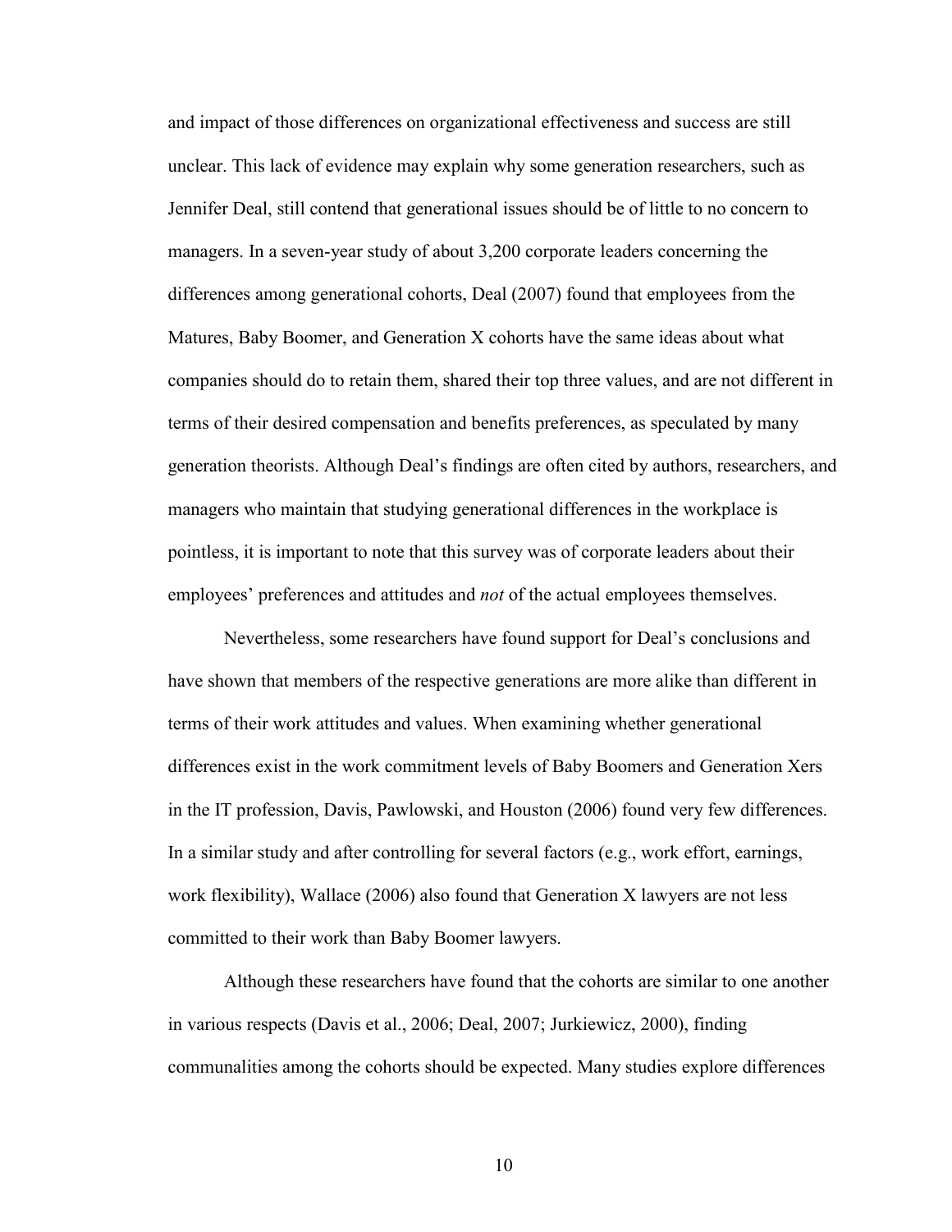and impact of those differences on organizational effectiveness and success are still unclear. This lack of evidence may explain why some generation researchers, such as Jennifer Deal, still contend that generational issues should be of little to no concern to managers. In a seven-year study of about 3,200 corporate leaders concerning the differences among generational cohorts, Deal (2007) found that employees from the Matures, Baby Boomer, and Generation X cohorts have the same ideas about what companies should do to retain them, shared their top three values, and are not different in terms of their desired compensation and benefits preferences, as speculated by many generation theorists. Although Deal's findings are often cited by authors, researchers, and managers who maintain that studying generational differences in the workplace is pointless, it is important to note that this survey was of corporate leaders about their employees' preferences and attitudes and *not* of the actual employees themselves.

Nevertheless, some researchers have found support for Deal's conclusions and have shown that members of the respective generations are more alike than different in terms of their work attitudes and values. When examining whether generational differences exist in the work commitment levels of Baby Boomers and Generation Xers in the IT profession, Davis, Pawlowski, and Houston (2006) found very few differences. In a similar study and after controlling for several factors (e.g., work effort, earnings, work flexibility), Wallace (2006) also found that Generation X lawyers are not less committed to their work than Baby Boomer lawyers.

Although these researchers have found that the cohorts are similar to one another in various respects (Davis et al., 2006; Deal, 2007; Jurkiewicz, 2000), finding communalities among the cohorts should be expected. Many studies explore differences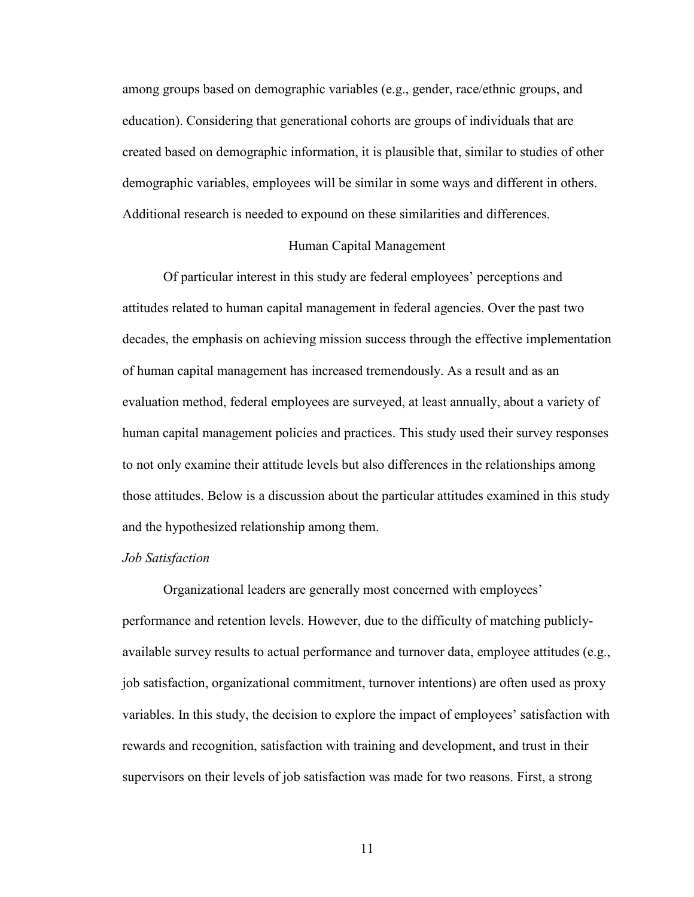among groups based on demographic variables (e.g., gender, race/ethnic groups, and education). Considering that generational cohorts are groups of individuals that are created based on demographic information, it is plausible that, similar to studies of other demographic variables, employees will be similar in some ways and different in others. Additional research is needed to expound on these similarities and differences.

## Human Capital Management

Of particular interest in this study are federal employees' perceptions and attitudes related to human capital management in federal agencies. Over the past two decades, the emphasis on achieving mission success through the effective implementation of human capital management has increased tremendously. As a result and as an evaluation method, federal employees are surveyed, at least annually, about a variety of human capital management policies and practices. This study used their survey responses to not only examine their attitude levels but also differences in the relationships among those attitudes. Below is a discussion about the particular attitudes examined in this study and the hypothesized relationship among them.

### *Job Satisfaction*

Organizational leaders are generally most concerned with employees' performance and retention levels. However, due to the difficulty of matching publicly-available survey results to actual performance and turnover data, employee attitudes (e.g., job satisfaction, organizational commitment, turnover intentions) are often used as proxy variables. In this study, the decision to explore the impact of employees' satisfaction with rewards and recognition, satisfaction with training and development, and trust in their supervisors on their levels of job satisfaction was made for two reasons. First, a strong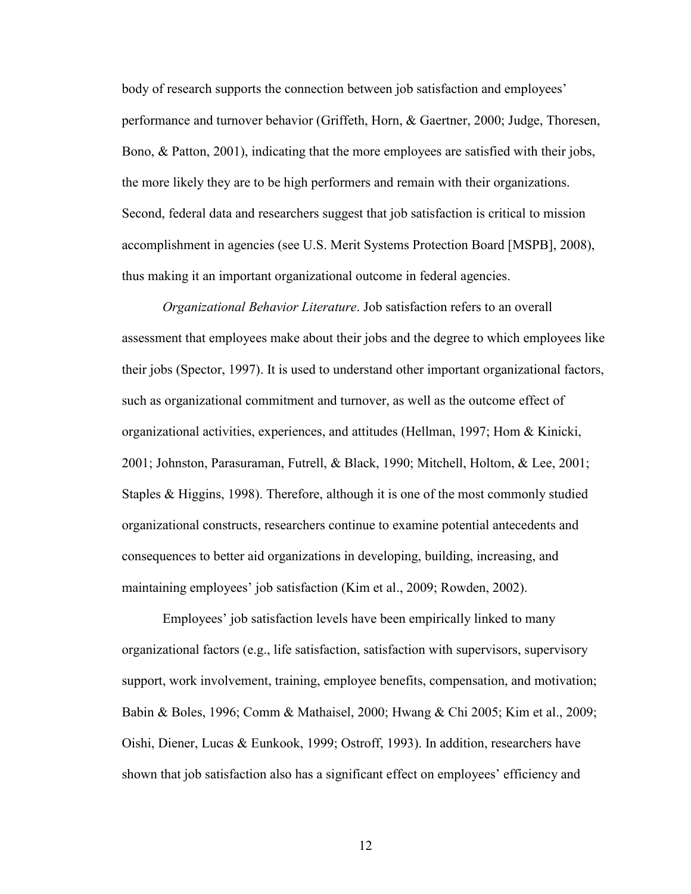body of research supports the connection between job satisfaction and employees' performance and turnover behavior (Griffeth, Horn, & Gaertner, 2000; Judge, Thoresen, Bono, & Patton, 2001), indicating that the more employees are satisfied with their jobs, the more likely they are to be high performers and remain with their organizations. Second, federal data and researchers suggest that job satisfaction is critical to mission accomplishment in agencies (see U.S. Merit Systems Protection Board [MSPB], 2008), thus making it an important organizational outcome in federal agencies.

*Organizational Behavior Literature*. Job satisfaction refers to an overall assessment that employees make about their jobs and the degree to which employees like their jobs (Spector, 1997). It is used to understand other important organizational factors, such as organizational commitment and turnover, as well as the outcome effect of organizational activities, experiences, and attitudes (Hellman, 1997; Hom & Kinicki, 2001; Johnston, Parasuraman, Futrell, & Black, 1990; Mitchell, Holtom, & Lee, 2001; Staples & Higgins, 1998). Therefore, although it is one of the most commonly studied organizational constructs, researchers continue to examine potential antecedents and consequences to better aid organizations in developing, building, increasing, and maintaining employees' job satisfaction (Kim et al., 2009; Rowden, 2002).

Employees' job satisfaction levels have been empirically linked to many organizational factors (e.g., life satisfaction, satisfaction with supervisors, supervisory support, work involvement, training, employee benefits, compensation, and motivation; Babin & Boles, 1996; Comm & Mathaisel, 2000; Hwang & Chi 2005; Kim et al., 2009; Oishi, Diener, Lucas & Eunkook, 1999; Ostroff, 1993). In addition, researchers have shown that job satisfaction also has a significant effect on employees' efficiency and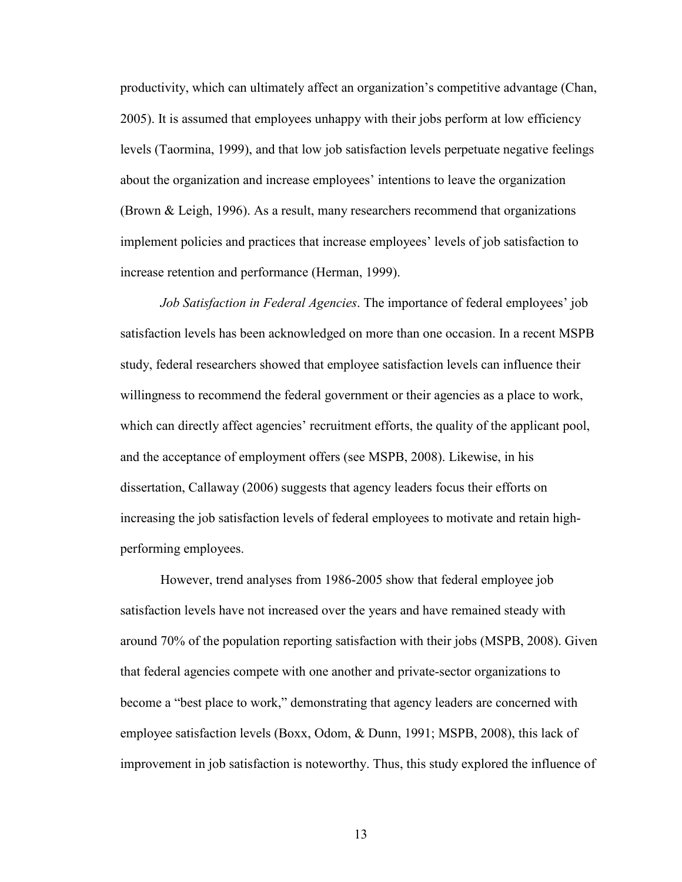productivity, which can ultimately affect an organization's competitive advantage (Chan, 2005). It is assumed that employees unhappy with their jobs perform at low efficiency levels (Taormina, 1999), and that low job satisfaction levels perpetuate negative feelings about the organization and increase employees' intentions to leave the organization (Brown & Leigh, 1996). As a result, many researchers recommend that organizations implement policies and practices that increase employees' levels of job satisfaction to increase retention and performance (Herman, 1999).

*Job Satisfaction in Federal Agencies*. The importance of federal employees' job satisfaction levels has been acknowledged on more than one occasion. In a recent MSPB study, federal researchers showed that employee satisfaction levels can influence their willingness to recommend the federal government or their agencies as a place to work, which can directly affect agencies' recruitment efforts, the quality of the applicant pool, and the acceptance of employment offers (see MSPB, 2008). Likewise, in his dissertation, Callaway (2006) suggests that agency leaders focus their efforts on increasing the job satisfaction levels of federal employees to motivate and retain high-performing employees.

However, trend analyses from 1986-2005 show that federal employee job satisfaction levels have not increased over the years and have remained steady with around 70% of the population reporting satisfaction with their jobs (MSPB, 2008). Given that federal agencies compete with one another and private-sector organizations to become a "best place to work," demonstrating that agency leaders are concerned with employee satisfaction levels (Boxx, Odom, & Dunn, 1991; MSPB, 2008), this lack of improvement in job satisfaction is noteworthy. Thus, this study explored the influence of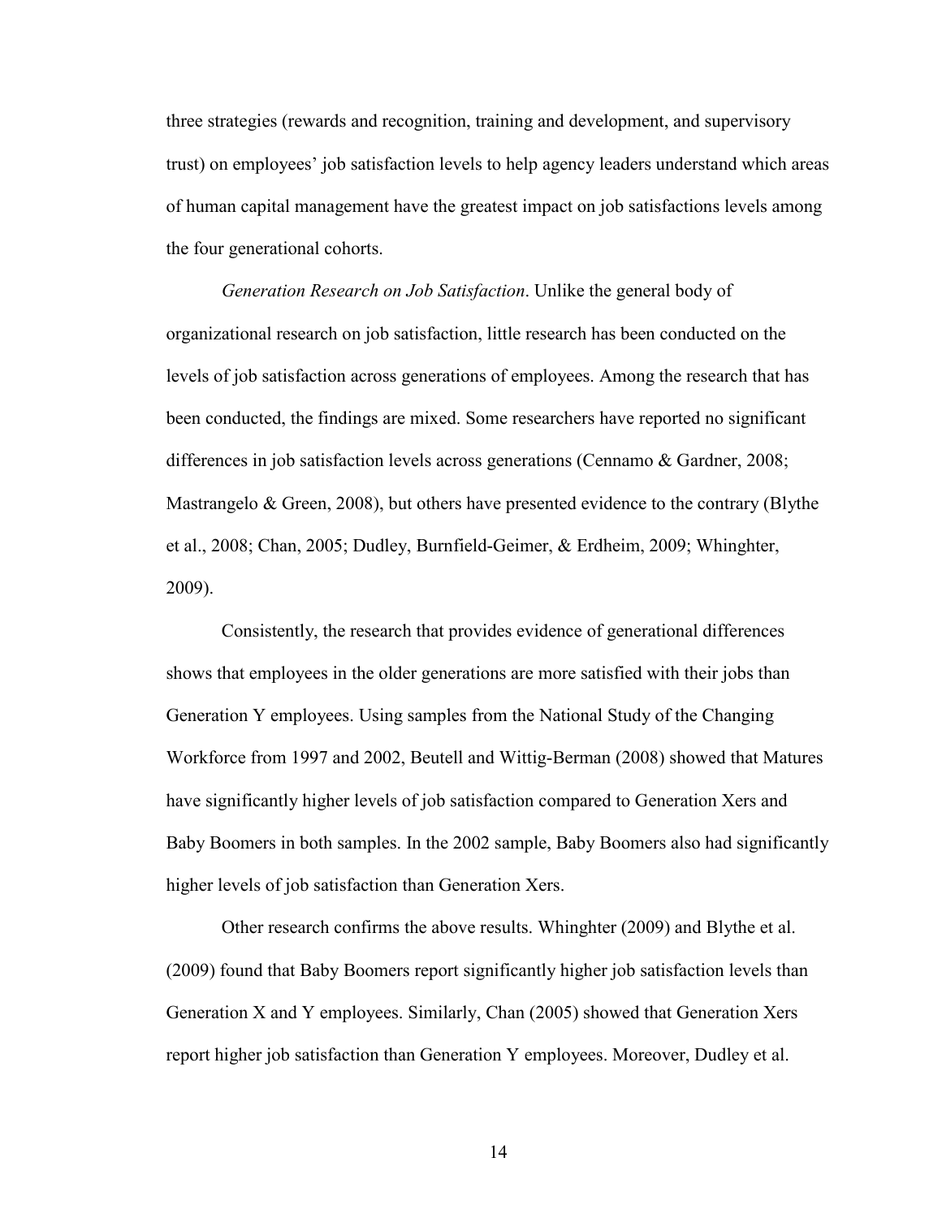three strategies (rewards and recognition, training and development, and supervisory trust) on employees' job satisfaction levels to help agency leaders understand which areas of human capital management have the greatest impact on job satisfactions levels among the four generational cohorts.

*Generation Research on Job Satisfaction*. Unlike the general body of organizational research on job satisfaction, little research has been conducted on the levels of job satisfaction across generations of employees. Among the research that has been conducted, the findings are mixed. Some researchers have reported no significant differences in job satisfaction levels across generations (Cennamo & Gardner, 2008; Mastrangelo & Green, 2008), but others have presented evidence to the contrary (Blythe et al., 2008; Chan, 2005; Dudley, Burnfield-Geimer, & Erdheim, 2009; Whinghter, 2009).

Consistently, the research that provides evidence of generational differences shows that employees in the older generations are more satisfied with their jobs than Generation Y employees. Using samples from the National Study of the Changing Workforce from 1997 and 2002, Beutell and Wittig-Berman (2008) showed that Matures have significantly higher levels of job satisfaction compared to Generation Xers and Baby Boomers in both samples. In the 2002 sample, Baby Boomers also had significantly higher levels of job satisfaction than Generation Xers.

Other research confirms the above results. Whinghter (2009) and Blythe et al. (2009) found that Baby Boomers report significantly higher job satisfaction levels than Generation X and Y employees. Similarly, Chan (2005) showed that Generation Xers report higher job satisfaction than Generation Y employees. Moreover, Dudley et al.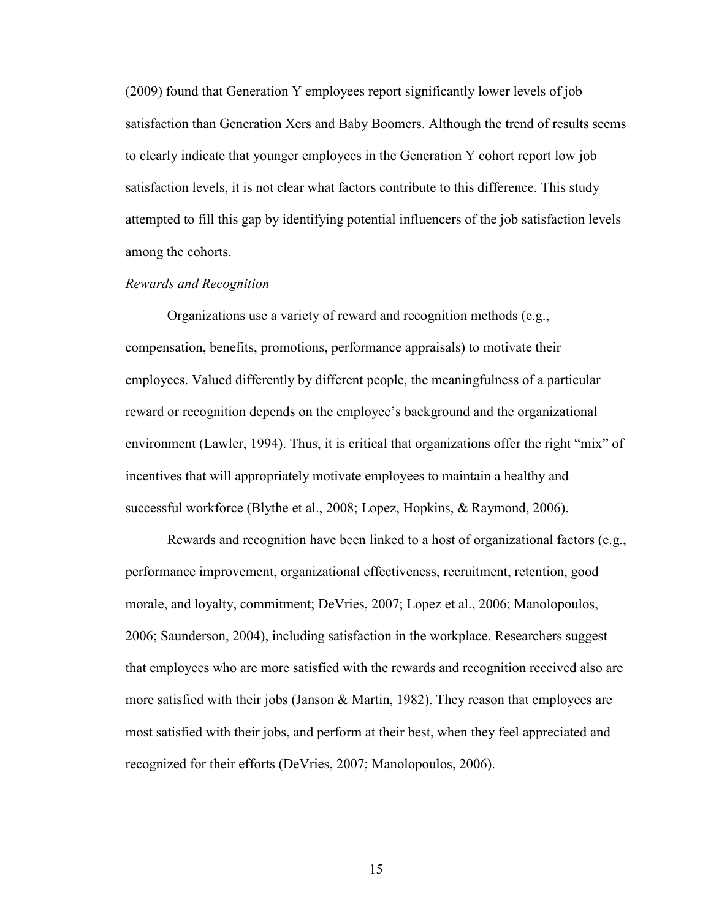(2009) found that Generation Y employees report significantly lower levels of job satisfaction than Generation Xers and Baby Boomers. Although the trend of results seems to clearly indicate that younger employees in the Generation Y cohort report low job satisfaction levels, it is not clear what factors contribute to this difference. This study attempted to fill this gap by identifying potential influencers of the job satisfaction levels among the cohorts.

### *Rewards and Recognition*

Organizations use a variety of reward and recognition methods (e.g., compensation, benefits, promotions, performance appraisals) to motivate their employees. Valued differently by different people, the meaningfulness of a particular reward or recognition depends on the employee's background and the organizational environment (Lawler, 1994). Thus, it is critical that organizations offer the right "mix" of incentives that will appropriately motivate employees to maintain a healthy and successful workforce (Blythe et al., 2008; Lopez, Hopkins, & Raymond, 2006).

Rewards and recognition have been linked to a host of organizational factors (e.g., performance improvement, organizational effectiveness, recruitment, retention, good morale, and loyalty, commitment; DeVries, 2007; Lopez et al., 2006; Manolopoulos, 2006; Saunderson, 2004), including satisfaction in the workplace. Researchers suggest that employees who are more satisfied with the rewards and recognition received also are more satisfied with their jobs (Janson & Martin, 1982). They reason that employees are most satisfied with their jobs, and perform at their best, when they feel appreciated and recognized for their efforts (DeVries, 2007; Manolopoulos, 2006).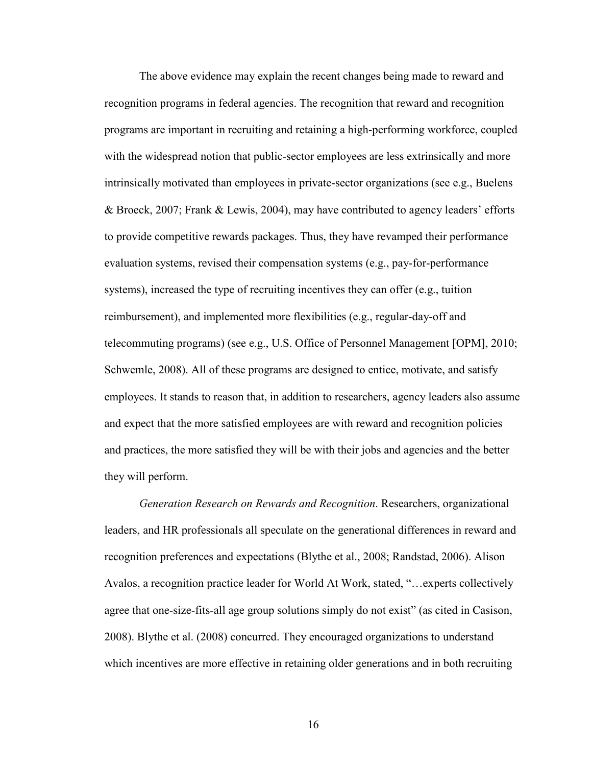The above evidence may explain the recent changes being made to reward and recognition programs in federal agencies. The recognition that reward and recognition programs are important in recruiting and retaining a high-performing workforce, coupled with the widespread notion that public-sector employees are less extrinsically and more intrinsically motivated than employees in private-sector organizations (see e.g., Buelens & Broeck, 2007; Frank & Lewis, 2004), may have contributed to agency leaders' efforts to provide competitive rewards packages. Thus, they have revamped their performance evaluation systems, revised their compensation systems (e.g., pay-for-performance systems), increased the type of recruiting incentives they can offer (e.g., tuition reimbursement), and implemented more flexibilities (e.g., regular-day-off and telecommuting programs) (see e.g., U.S. Office of Personnel Management [OPM], 2010; Schwemle, 2008). All of these programs are designed to entice, motivate, and satisfy employees. It stands to reason that, in addition to researchers, agency leaders also assume and expect that the more satisfied employees are with reward and recognition policies and practices, the more satisfied they will be with their jobs and agencies and the better they will perform.

*Generation Research on Rewards and Recognition*. Researchers, organizational leaders, and HR professionals all speculate on the generational differences in reward and recognition preferences and expectations (Blythe et al., 2008; Randstad, 2006). Alison Avalos, a recognition practice leader for World At Work, stated, "…experts collectively agree that one-size-fits-all age group solutions simply do not exist" (as cited in Casison, 2008). Blythe et al. (2008) concurred. They encouraged organizations to understand which incentives are more effective in retaining older generations and in both recruiting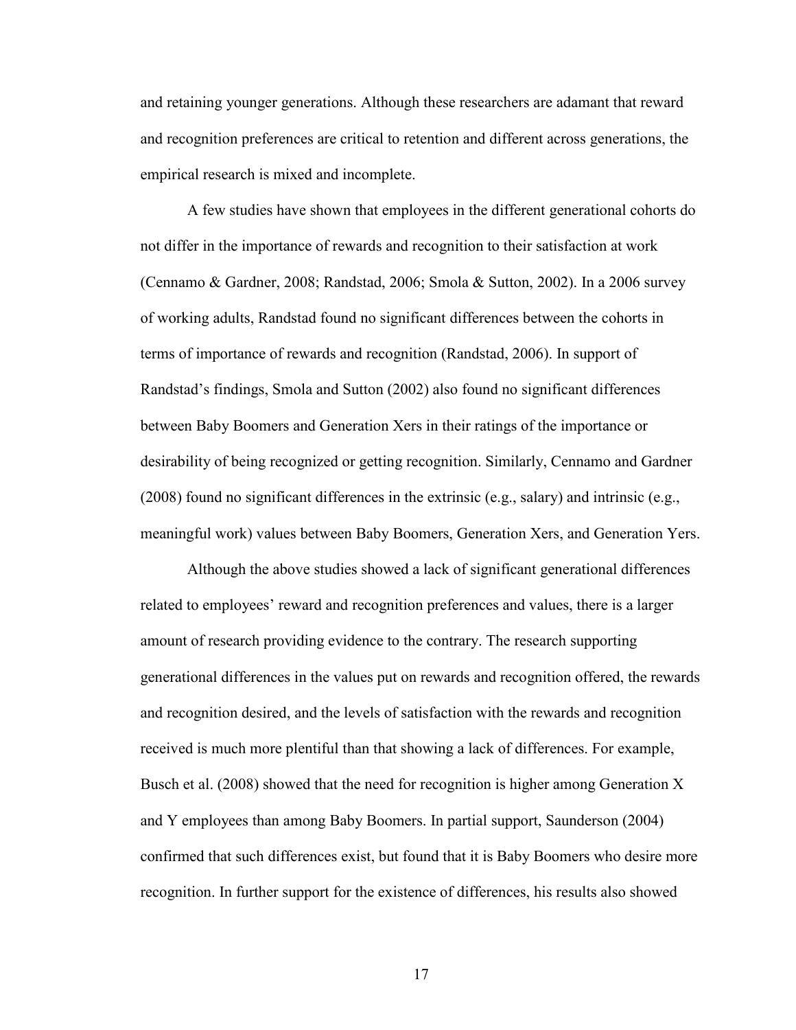and retaining younger generations. Although these researchers are adamant that reward and recognition preferences are critical to retention and different across generations, the empirical research is mixed and incomplete.

A few studies have shown that employees in the different generational cohorts do not differ in the importance of rewards and recognition to their satisfaction at work (Cennamo & Gardner, 2008; Randstad, 2006; Smola & Sutton, 2002). In a 2006 survey of working adults, Randstad found no significant differences between the cohorts in terms of importance of rewards and recognition (Randstad, 2006). In support of Randstad's findings, Smola and Sutton (2002) also found no significant differences between Baby Boomers and Generation Xers in their ratings of the importance or desirability of being recognized or getting recognition. Similarly, Cennamo and Gardner (2008) found no significant differences in the extrinsic (e.g., salary) and intrinsic (e.g., meaningful work) values between Baby Boomers, Generation Xers, and Generation Yers.

Although the above studies showed a lack of significant generational differences related to employees' reward and recognition preferences and values, there is a larger amount of research providing evidence to the contrary. The research supporting generational differences in the values put on rewards and recognition offered, the rewards and recognition desired, and the levels of satisfaction with the rewards and recognition received is much more plentiful than that showing a lack of differences. For example, Busch et al. (2008) showed that the need for recognition is higher among Generation X and Y employees than among Baby Boomers. In partial support, Saunderson (2004) confirmed that such differences exist, but found that it is Baby Boomers who desire more recognition. In further support for the existence of differences, his results also showed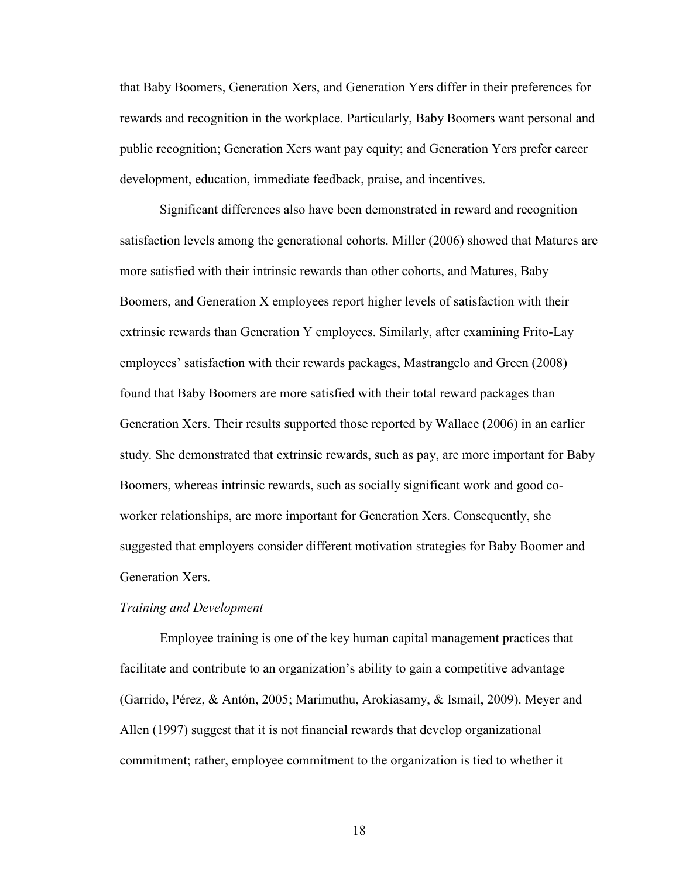that Baby Boomers, Generation Xers, and Generation Yers differ in their preferences for rewards and recognition in the workplace. Particularly, Baby Boomers want personal and public recognition; Generation Xers want pay equity; and Generation Yers prefer career development, education, immediate feedback, praise, and incentives.

Significant differences also have been demonstrated in reward and recognition satisfaction levels among the generational cohorts. Miller (2006) showed that Matures are more satisfied with their intrinsic rewards than other cohorts, and Matures, Baby Boomers, and Generation X employees report higher levels of satisfaction with their extrinsic rewards than Generation Y employees. Similarly, after examining Frito-Lay employees' satisfaction with their rewards packages, Mastrangelo and Green (2008) found that Baby Boomers are more satisfied with their total reward packages than Generation Xers. Their results supported those reported by Wallace (2006) in an earlier study. She demonstrated that extrinsic rewards, such as pay, are more important for Baby Boomers, whereas intrinsic rewards, such as socially significant work and good co-worker relationships, are more important for Generation Xers. Consequently, she suggested that employers consider different motivation strategies for Baby Boomer and Generation Xers.

*Training and Development*

Employee training is one of the key human capital management practices that facilitate and contribute to an organization's ability to gain a competitive advantage (Garrido, Pérez, & Antón, 2005; Marimuthu, Arokiasamy, & Ismail, 2009). Meyer and Allen (1997) suggest that it is not financial rewards that develop organizational commitment; rather, employee commitment to the organization is tied to whether it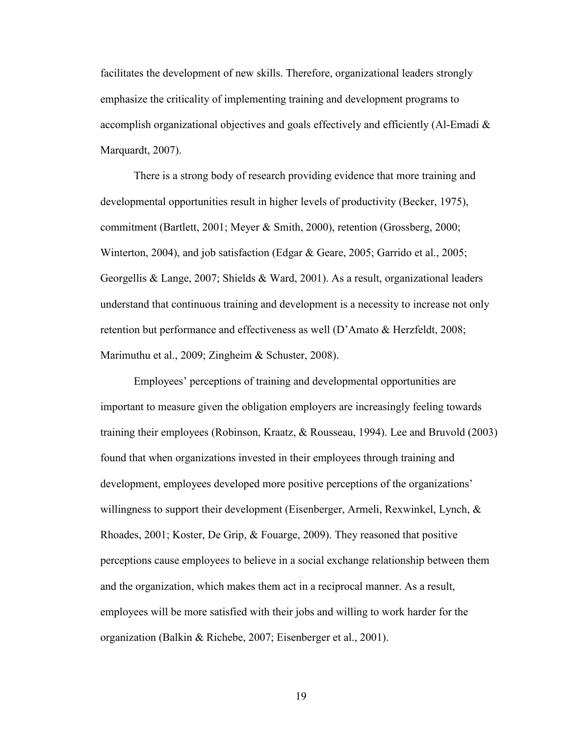facilitates the development of new skills. Therefore, organizational leaders strongly emphasize the criticality of implementing training and development programs to accomplish organizational objectives and goals effectively and efficiently (Al-Emadi & Marquardt, 2007).

There is a strong body of research providing evidence that more training and developmental opportunities result in higher levels of productivity (Becker, 1975), commitment (Bartlett, 2001; Meyer & Smith, 2000), retention (Grossberg, 2000; Winterton, 2004), and job satisfaction (Edgar & Geare, 2005; Garrido et al., 2005; Georgellis & Lange, 2007; Shields & Ward, 2001). As a result, organizational leaders understand that continuous training and development is a necessity to increase not only retention but performance and effectiveness as well (D'Amato & Herzfeldt, 2008; Marimuthu et al., 2009; Zingheim & Schuster, 2008).

Employees' perceptions of training and developmental opportunities are important to measure given the obligation employers are increasingly feeling towards training their employees (Robinson, Kraatz, & Rousseau, 1994). Lee and Bruvold (2003) found that when organizations invested in their employees through training and development, employees developed more positive perceptions of the organizations' willingness to support their development (Eisenberger, Armeli, Rexwinkel, Lynch, & Rhoades, 2001; Koster, De Grip, & Fouarge, 2009). They reasoned that positive perceptions cause employees to believe in a social exchange relationship between them and the organization, which makes them act in a reciprocal manner. As a result, employees will be more satisfied with their jobs and willing to work harder for the organization (Balkin & Richebe, 2007; Eisenberger et al., 2001).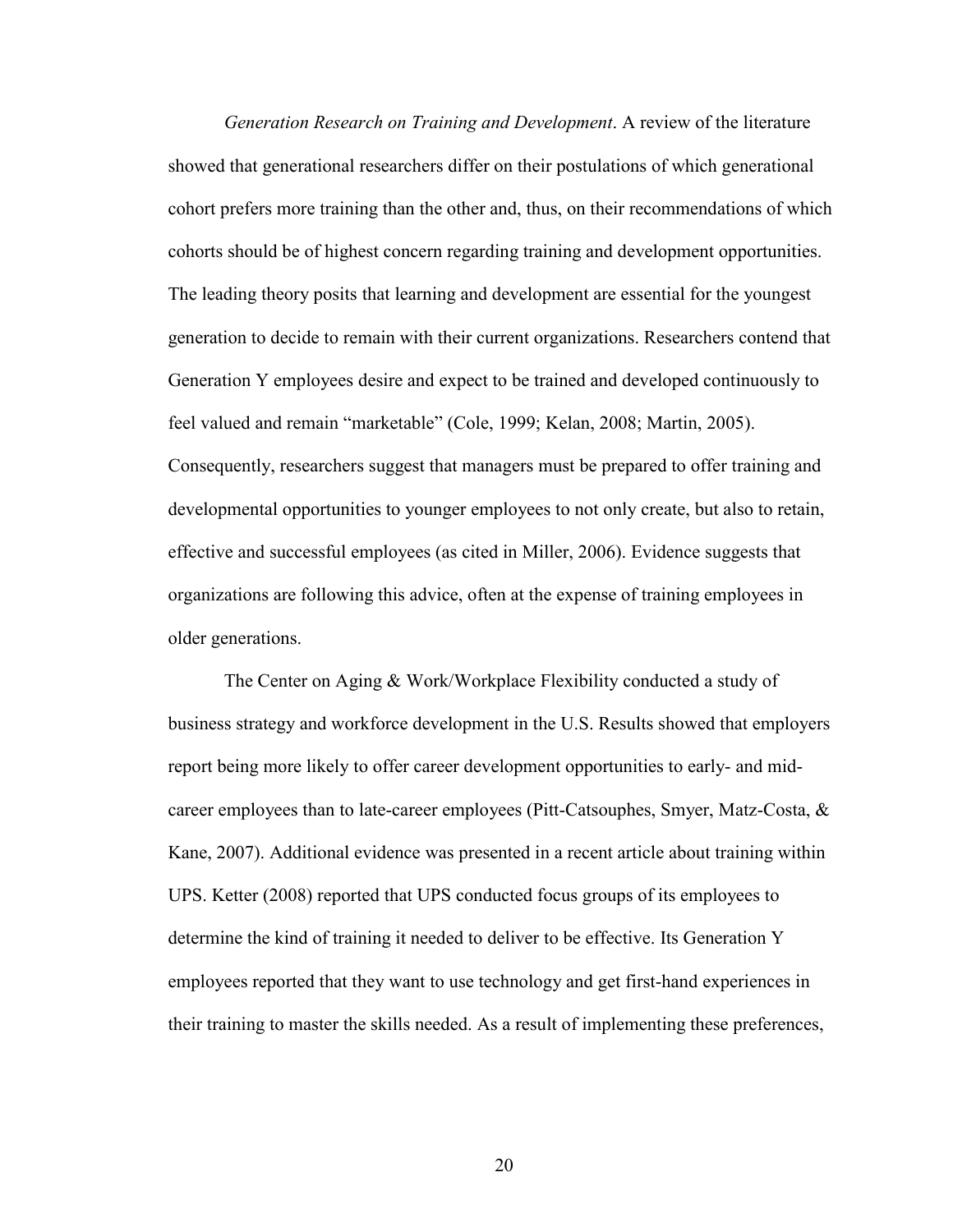*Generation Research on Training and Development*. A review of the literature showed that generational researchers differ on their postulations of which generational cohort prefers more training than the other and, thus, on their recommendations of which cohorts should be of highest concern regarding training and development opportunities. The leading theory posits that learning and development are essential for the youngest generation to decide to remain with their current organizations. Researchers contend that Generation Y employees desire and expect to be trained and developed continuously to feel valued and remain "marketable" (Cole, 1999; Kelan, 2008; Martin, 2005). Consequently, researchers suggest that managers must be prepared to offer training and developmental opportunities to younger employees to not only create, but also to retain, effective and successful employees (as cited in Miller, 2006). Evidence suggests that organizations are following this advice, often at the expense of training employees in older generations.

The Center on Aging & Work/Workplace Flexibility conducted a study of business strategy and workforce development in the U.S. Results showed that employers report being more likely to offer career development opportunities to early- and mid-career employees than to late-career employees (Pitt-Catsouphes, Smyer, Matz-Costa, & Kane, 2007). Additional evidence was presented in a recent article about training within UPS. Ketter (2008) reported that UPS conducted focus groups of its employees to determine the kind of training it needed to deliver to be effective. Its Generation Y employees reported that they want to use technology and get first-hand experiences in their training to master the skills needed. As a result of implementing these preferences,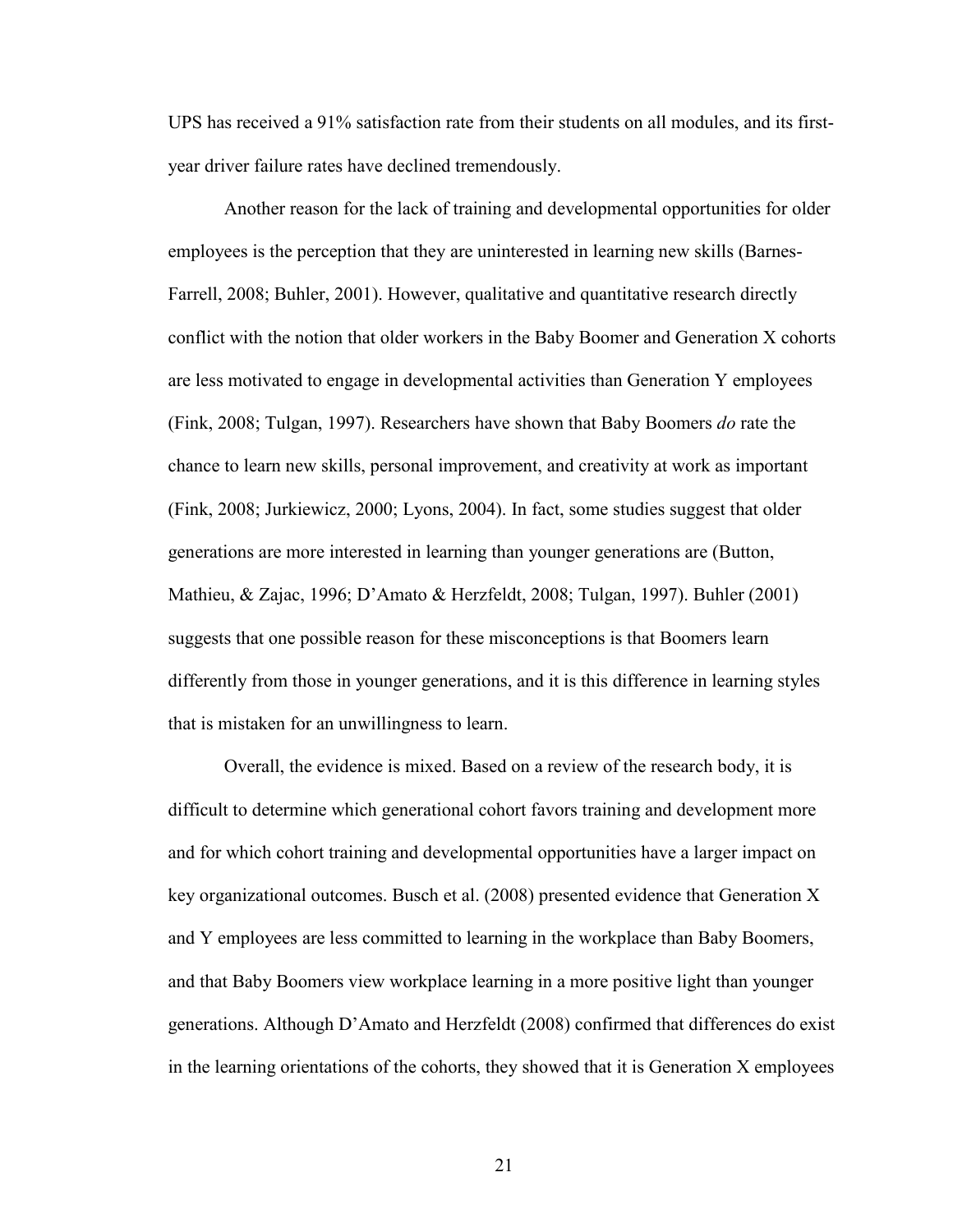UPS has received a 91% satisfaction rate from their students on all modules, and its first-year driver failure rates have declined tremendously.

Another reason for the lack of training and developmental opportunities for older employees is the perception that they are uninterested in learning new skills (Barnes-Farrell, 2008; Buhler, 2001). However, qualitative and quantitative research directly conflict with the notion that older workers in the Baby Boomer and Generation X cohorts are less motivated to engage in developmental activities than Generation Y employees (Fink, 2008; Tulgan, 1997). Researchers have shown that Baby Boomers *do* rate the chance to learn new skills, personal improvement, and creativity at work as important (Fink, 2008; Jurkiewicz, 2000; Lyons, 2004). In fact, some studies suggest that older generations are more interested in learning than younger generations are (Button, Mathieu, & Zajac, 1996; D'Amato & Herzfeldt, 2008; Tulgan, 1997). Buhler (2001) suggests that one possible reason for these misconceptions is that Boomers learn differently from those in younger generations, and it is this difference in learning styles that is mistaken for an unwillingness to learn.

Overall, the evidence is mixed. Based on a review of the research body, it is difficult to determine which generational cohort favors training and development more and for which cohort training and developmental opportunities have a larger impact on key organizational outcomes. Busch et al. (2008) presented evidence that Generation X and Y employees are less committed to learning in the workplace than Baby Boomers, and that Baby Boomers view workplace learning in a more positive light than younger generations. Although D'Amato and Herzfeldt (2008) confirmed that differences do exist in the learning orientations of the cohorts, they showed that it is Generation X employees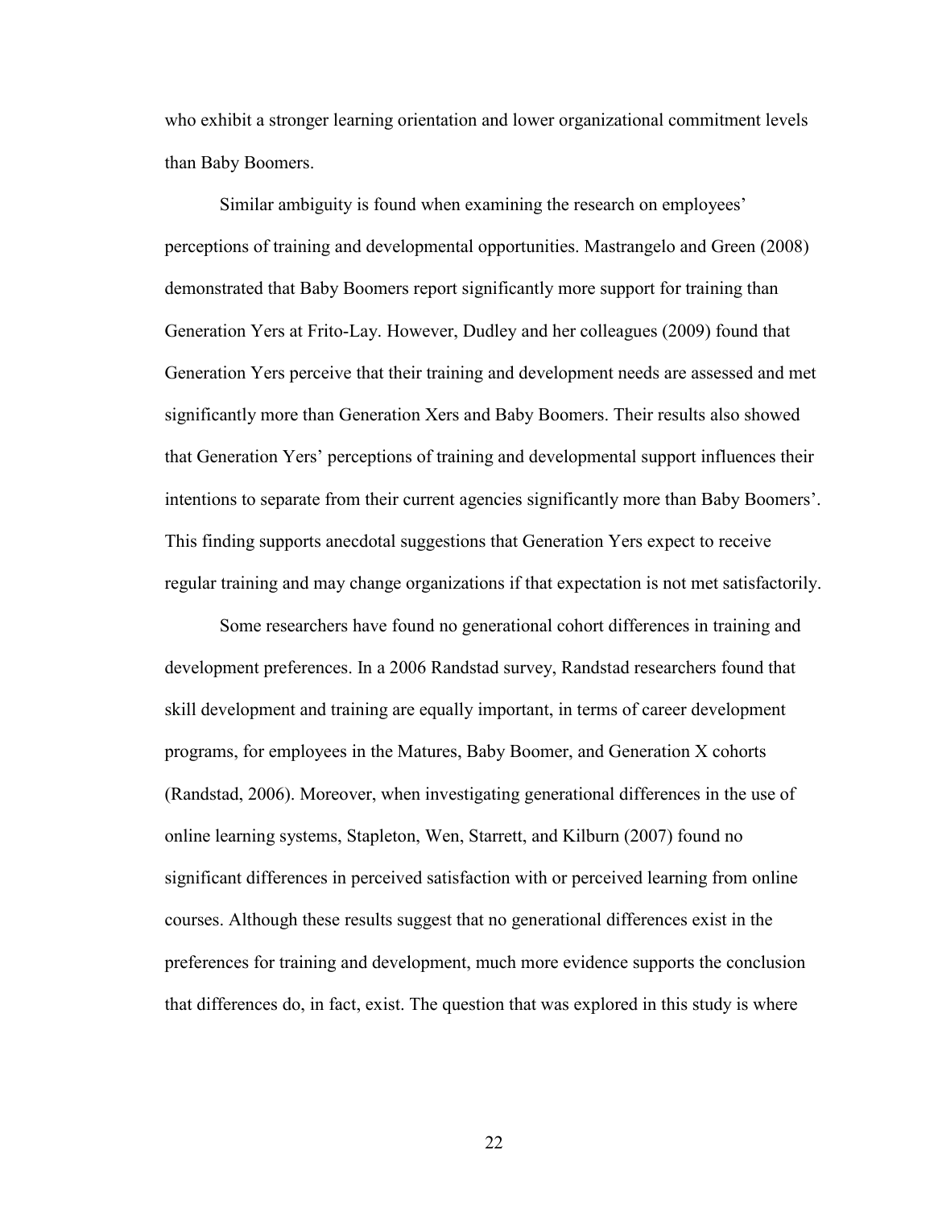who exhibit a stronger learning orientation and lower organizational commitment levels than Baby Boomers.

Similar ambiguity is found when examining the research on employees' perceptions of training and developmental opportunities. Mastrangelo and Green (2008) demonstrated that Baby Boomers report significantly more support for training than Generation Yers at Frito-Lay. However, Dudley and her colleagues (2009) found that Generation Yers perceive that their training and development needs are assessed and met significantly more than Generation Xers and Baby Boomers. Their results also showed that Generation Yers' perceptions of training and developmental support influences their intentions to separate from their current agencies significantly more than Baby Boomers'. This finding supports anecdotal suggestions that Generation Yers expect to receive regular training and may change organizations if that expectation is not met satisfactorily.

Some researchers have found no generational cohort differences in training and development preferences. In a 2006 Randstad survey, Randstad researchers found that skill development and training are equally important, in terms of career development programs, for employees in the Matures, Baby Boomer, and Generation X cohorts (Randstad, 2006). Moreover, when investigating generational differences in the use of online learning systems, Stapleton, Wen, Starrett, and Kilburn (2007) found no significant differences in perceived satisfaction with or perceived learning from online courses. Although these results suggest that no generational differences exist in the preferences for training and development, much more evidence supports the conclusion that differences do, in fact, exist. The question that was explored in this study is where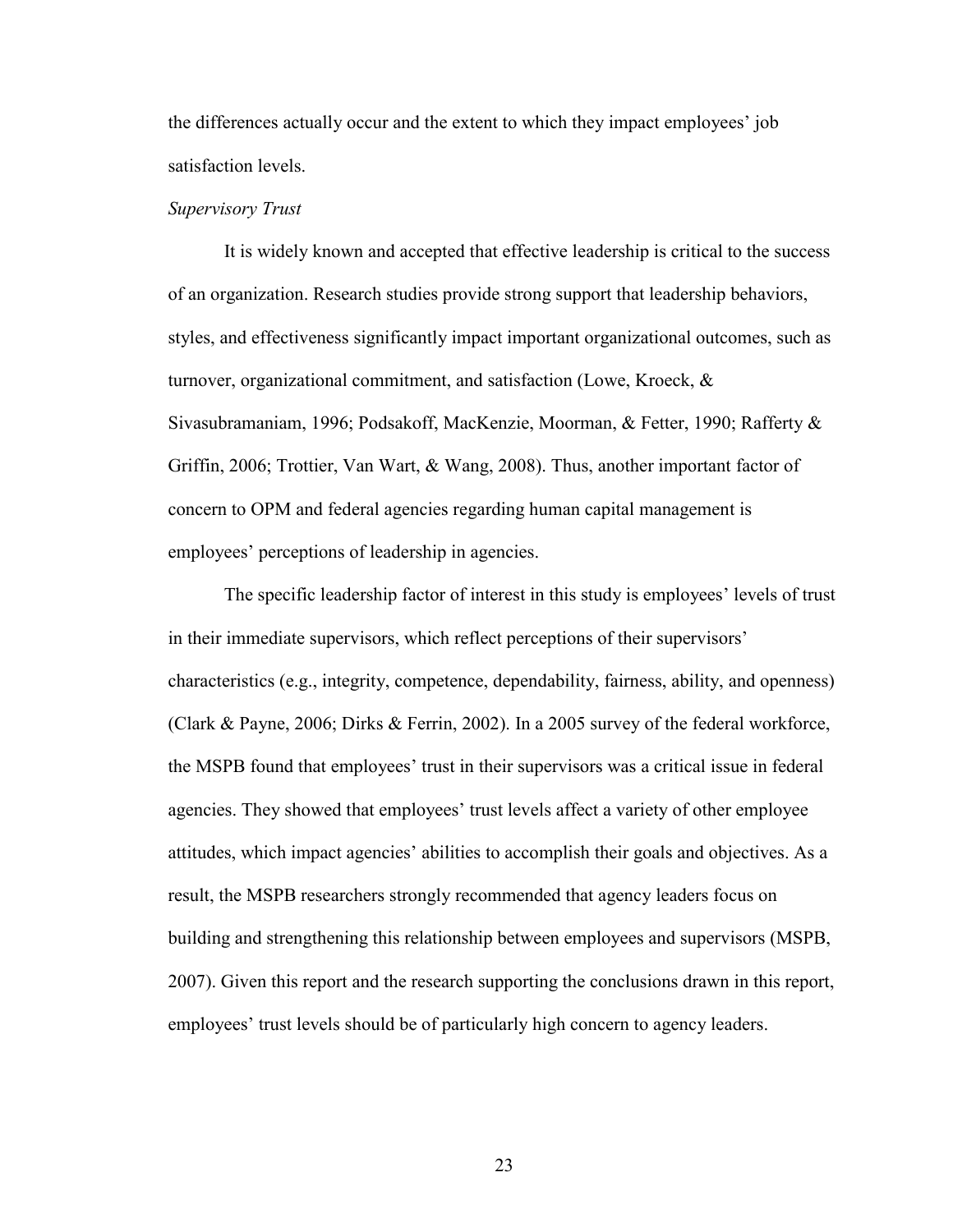the differences actually occur and the extent to which they impact employees' job satisfaction levels.

*Supervisory Trust*

It is widely known and accepted that effective leadership is critical to the success of an organization. Research studies provide strong support that leadership behaviors, styles, and effectiveness significantly impact important organizational outcomes, such as turnover, organizational commitment, and satisfaction (Lowe, Kroeck, & Sivasubramaniam, 1996; Podsakoff, MacKenzie, Moorman, & Fetter, 1990; Rafferty & Griffin, 2006; Trottier, Van Wart, & Wang, 2008). Thus, another important factor of concern to OPM and federal agencies regarding human capital management is employees' perceptions of leadership in agencies.

The specific leadership factor of interest in this study is employees' levels of trust in their immediate supervisors, which reflect perceptions of their supervisors' characteristics (e.g., integrity, competence, dependability, fairness, ability, and openness) (Clark & Payne, 2006; Dirks & Ferrin, 2002). In a 2005 survey of the federal workforce, the MSPB found that employees' trust in their supervisors was a critical issue in federal agencies. They showed that employees' trust levels affect a variety of other employee attitudes, which impact agencies' abilities to accomplish their goals and objectives. As a result, the MSPB researchers strongly recommended that agency leaders focus on building and strengthening this relationship between employees and supervisors (MSPB, 2007). Given this report and the research supporting the conclusions drawn in this report, employees' trust levels should be of particularly high concern to agency leaders.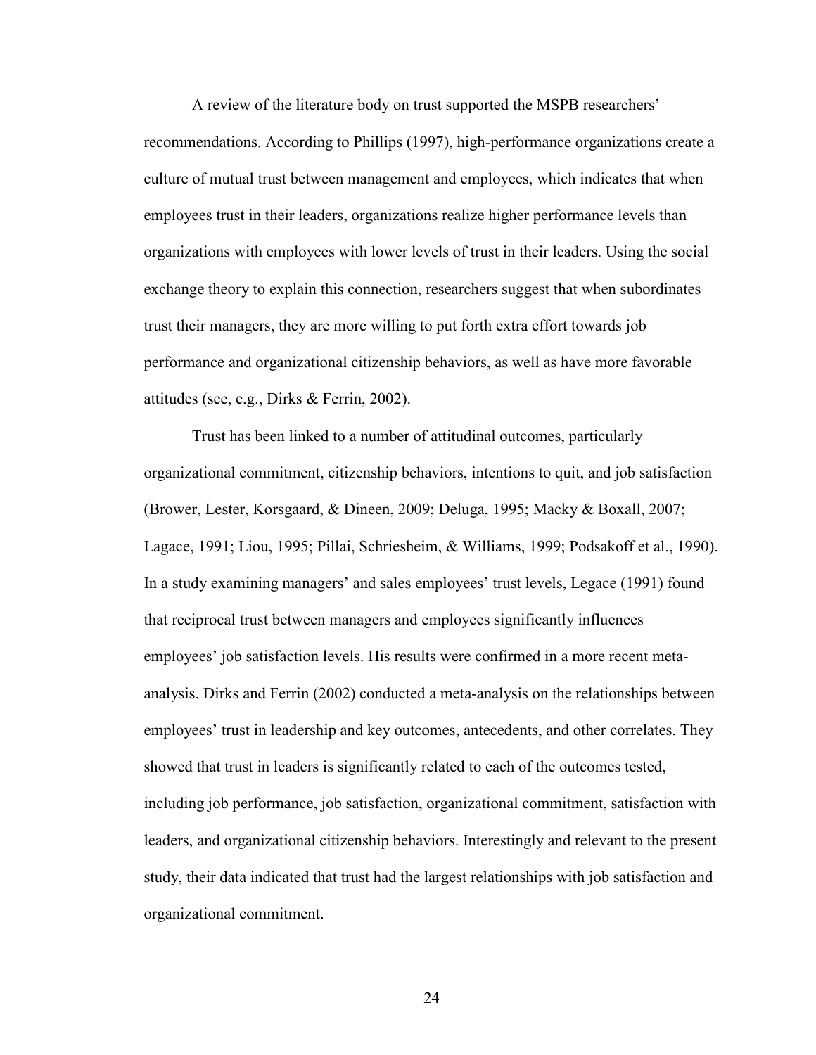A review of the literature body on trust supported the MSPB researchers' recommendations. According to Phillips (1997), high-performance organizations create a culture of mutual trust between management and employees, which indicates that when employees trust in their leaders, organizations realize higher performance levels than organizations with employees with lower levels of trust in their leaders. Using the social exchange theory to explain this connection, researchers suggest that when subordinates trust their managers, they are more willing to put forth extra effort towards job performance and organizational citizenship behaviors, as well as have more favorable attitudes (see, e.g., Dirks & Ferrin, 2002).

Trust has been linked to a number of attitudinal outcomes, particularly organizational commitment, citizenship behaviors, intentions to quit, and job satisfaction (Brower, Lester, Korsgaard, & Dineen, 2009; Deluga, 1995; Macky & Boxall, 2007; Lagace, 1991; Liou, 1995; Pillai, Schriesheim, & Williams, 1999; Podsakoff et al., 1990). In a study examining managers' and sales employees' trust levels, Legace (1991) found that reciprocal trust between managers and employees significantly influences employees' job satisfaction levels. His results were confirmed in a more recent meta-analysis. Dirks and Ferrin (2002) conducted a meta-analysis on the relationships between employees' trust in leadership and key outcomes, antecedents, and other correlates. They showed that trust in leaders is significantly related to each of the outcomes tested, including job performance, job satisfaction, organizational commitment, satisfaction with leaders, and organizational citizenship behaviors. Interestingly and relevant to the present study, their data indicated that trust had the largest relationships with job satisfaction and organizational commitment.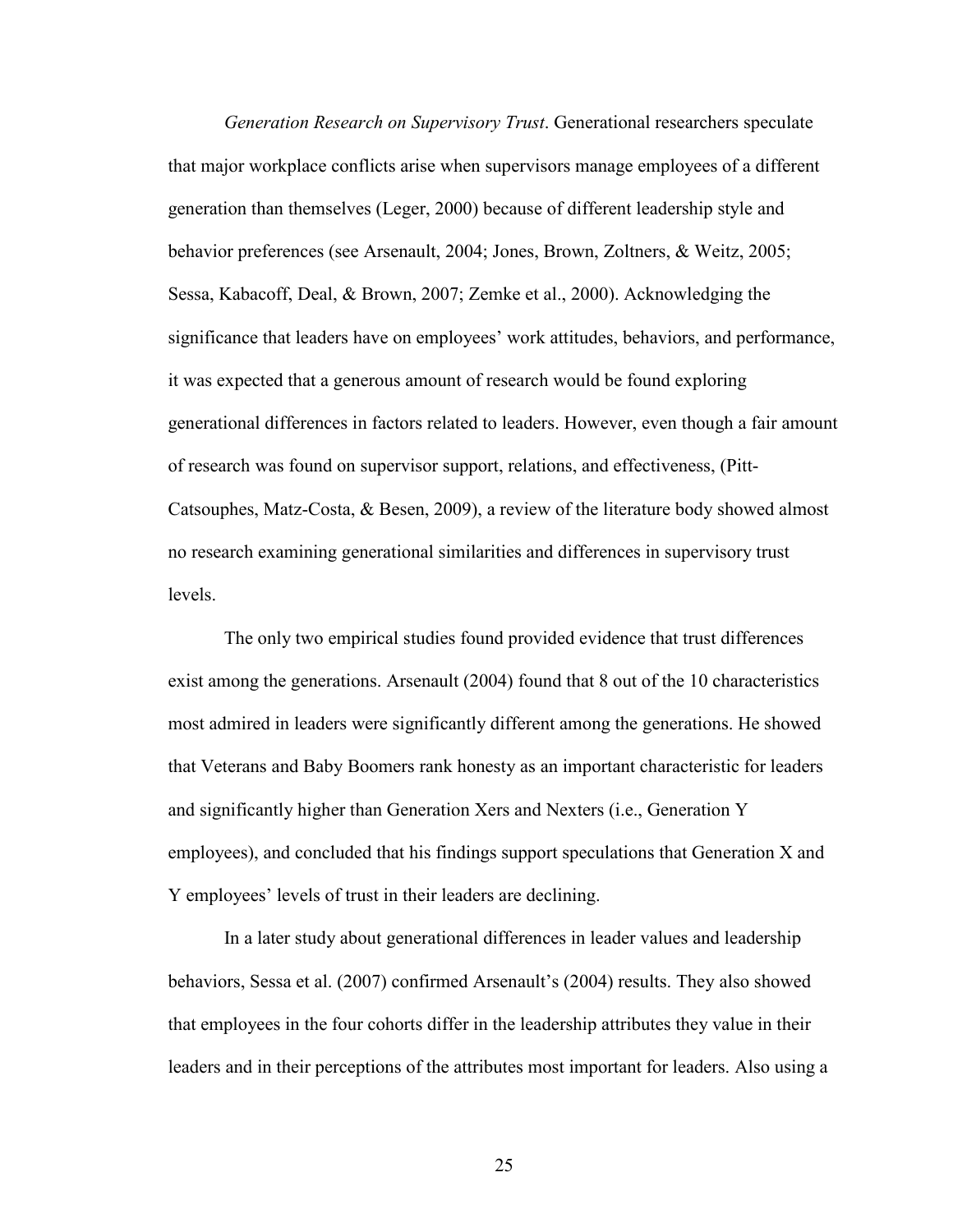*Generation Research on Supervisory Trust*. Generational researchers speculate that major workplace conflicts arise when supervisors manage employees of a different generation than themselves (Leger, 2000) because of different leadership style and behavior preferences (see Arsenault, 2004; Jones, Brown, Zoltners, & Weitz, 2005; Sessa, Kabacoff, Deal, & Brown, 2007; Zemke et al., 2000). Acknowledging the significance that leaders have on employees' work attitudes, behaviors, and performance, it was expected that a generous amount of research would be found exploring generational differences in factors related to leaders. However, even though a fair amount of research was found on supervisor support, relations, and effectiveness, (Pitt-Catsouphes, Matz-Costa, & Besen, 2009), a review of the literature body showed almost no research examining generational similarities and differences in supervisory trust levels.

The only two empirical studies found provided evidence that trust differences exist among the generations. Arsenault (2004) found that 8 out of the 10 characteristics most admired in leaders were significantly different among the generations. He showed that Veterans and Baby Boomers rank honesty as an important characteristic for leaders and significantly higher than Generation Xers and Nexters (i.e., Generation Y employees), and concluded that his findings support speculations that Generation X and Y employees' levels of trust in their leaders are declining.

In a later study about generational differences in leader values and leadership behaviors, Sessa et al. (2007) confirmed Arsenault's (2004) results. They also showed that employees in the four cohorts differ in the leadership attributes they value in their leaders and in their perceptions of the attributes most important for leaders. Also using a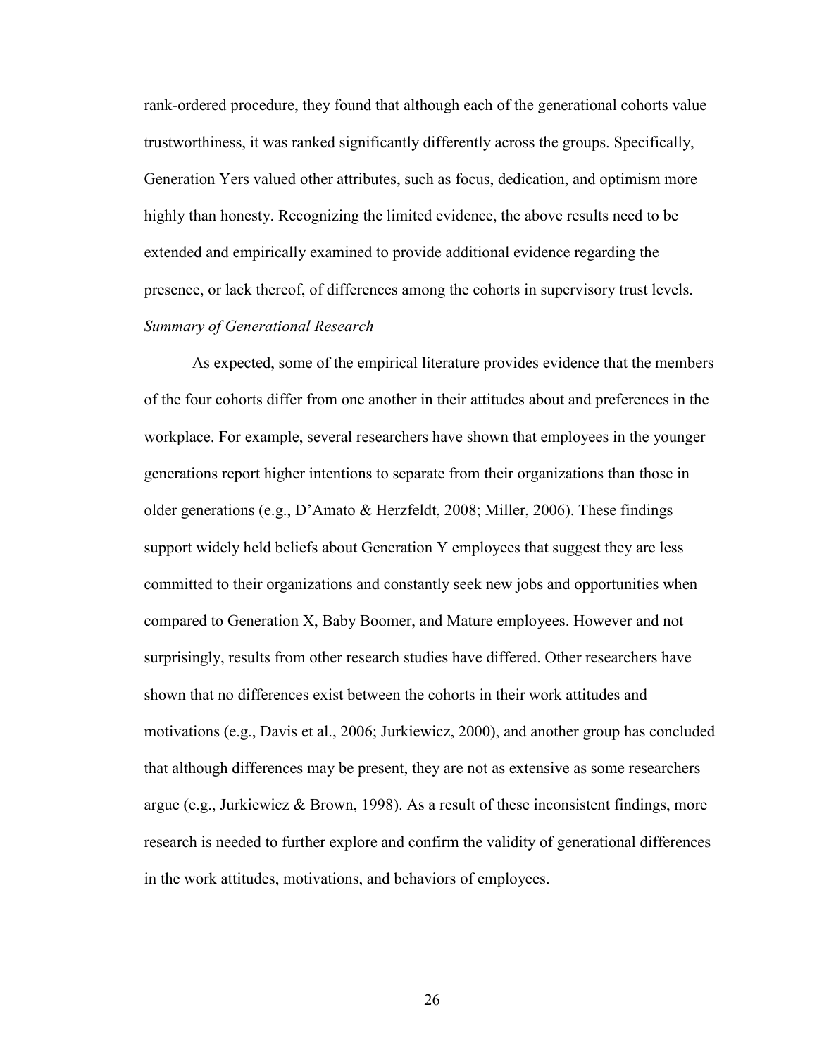rank-ordered procedure, they found that although each of the generational cohorts value trustworthiness, it was ranked significantly differently across the groups. Specifically, Generation Yers valued other attributes, such as focus, dedication, and optimism more highly than honesty. Recognizing the limited evidence, the above results need to be extended and empirically examined to provide additional evidence regarding the presence, or lack thereof, of differences among the cohorts in supervisory trust levels.

*Summary of Generational Research*

As expected, some of the empirical literature provides evidence that the members of the four cohorts differ from one another in their attitudes about and preferences in the workplace. For example, several researchers have shown that employees in the younger generations report higher intentions to separate from their organizations than those in older generations (e.g., D'Amato & Herzfeldt, 2008; Miller, 2006). These findings support widely held beliefs about Generation Y employees that suggest they are less committed to their organizations and constantly seek new jobs and opportunities when compared to Generation X, Baby Boomer, and Mature employees. However and not surprisingly, results from other research studies have differed. Other researchers have shown that no differences exist between the cohorts in their work attitudes and motivations (e.g., Davis et al., 2006; Jurkiewicz, 2000), and another group has concluded that although differences may be present, they are not as extensive as some researchers argue (e.g., Jurkiewicz & Brown, 1998). As a result of these inconsistent findings, more research is needed to further explore and confirm the validity of generational differences in the work attitudes, motivations, and behaviors of employees.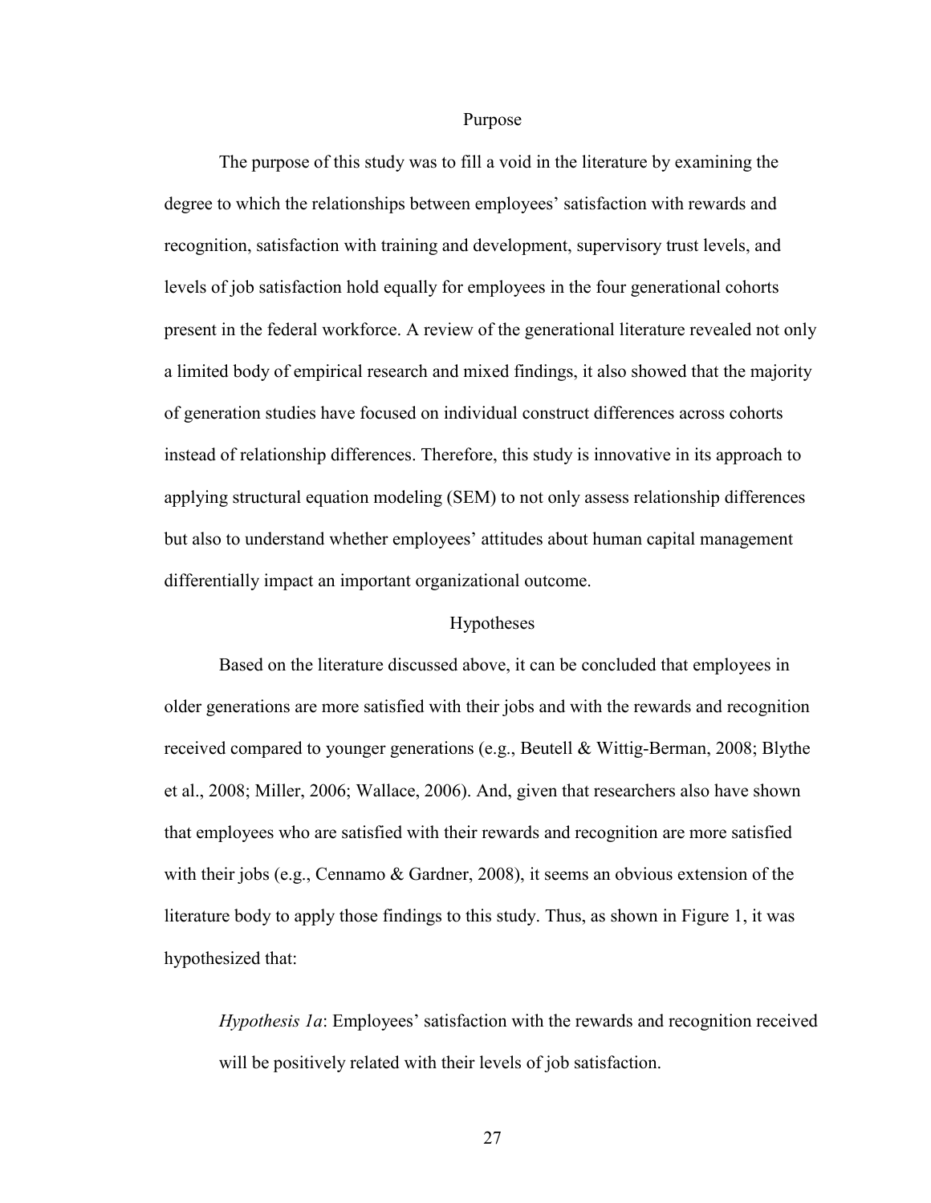## Purpose

The purpose of this study was to fill a void in the literature by examining the degree to which the relationships between employees' satisfaction with rewards and recognition, satisfaction with training and development, supervisory trust levels, and levels of job satisfaction hold equally for employees in the four generational cohorts present in the federal workforce. A review of the generational literature revealed not only a limited body of empirical research and mixed findings, it also showed that the majority of generation studies have focused on individual construct differences across cohorts instead of relationship differences. Therefore, this study is innovative in its approach to applying structural equation modeling (SEM) to not only assess relationship differences but also to understand whether employees' attitudes about human capital management differentially impact an important organizational outcome.

## Hypotheses

Based on the literature discussed above, it can be concluded that employees in older generations are more satisfied with their jobs and with the rewards and recognition received compared to younger generations (e.g., Beutell & Wittig-Berman, 2008; Blythe et al., 2008; Miller, 2006; Wallace, 2006). And, given that researchers also have shown that employees who are satisfied with their rewards and recognition are more satisfied with their jobs (e.g., Cennamo & Gardner, 2008), it seems an obvious extension of the literature body to apply those findings to this study. Thus, as shown in Figure 1, it was hypothesized that:

> *Hypothesis 1a*: Employees' satisfaction with the rewards and recognition received will be positively related with their levels of job satisfaction.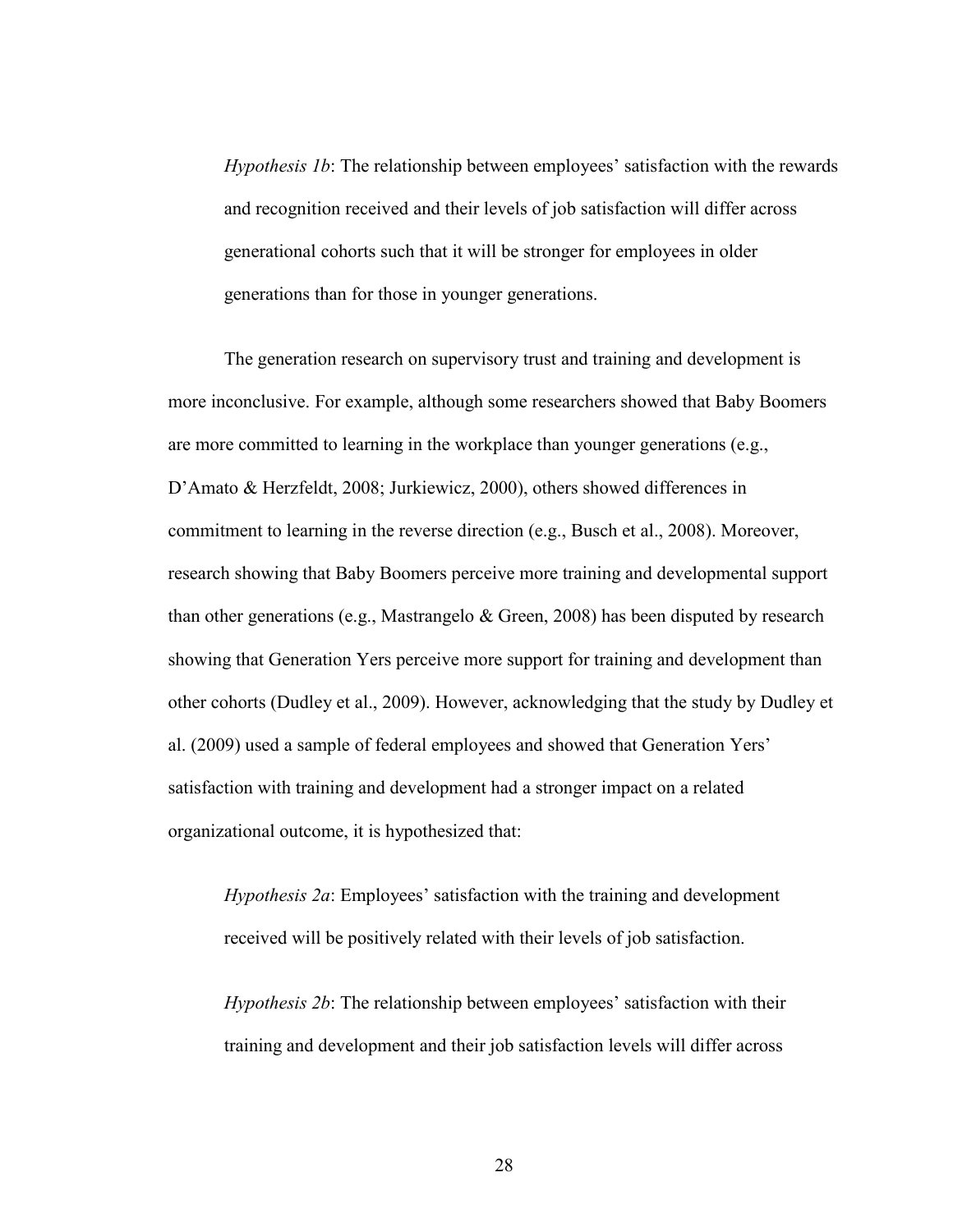*Hypothesis 1b*: The relationship between employees' satisfaction with the rewards and recognition received and their levels of job satisfaction will differ across generational cohorts such that it will be stronger for employees in older generations than for those in younger generations.

The generation research on supervisory trust and training and development is more inconclusive. For example, although some researchers showed that Baby Boomers are more committed to learning in the workplace than younger generations (e.g., D'Amato & Herzfeldt, 2008; Jurkiewicz, 2000), others showed differences in commitment to learning in the reverse direction (e.g., Busch et al., 2008). Moreover, research showing that Baby Boomers perceive more training and developmental support than other generations (e.g., Mastrangelo & Green, 2008) has been disputed by research showing that Generation Yers perceive more support for training and development than other cohorts (Dudley et al., 2009). However, acknowledging that the study by Dudley et al. (2009) used a sample of federal employees and showed that Generation Yers' satisfaction with training and development had a stronger impact on a related organizational outcome, it is hypothesized that:

*Hypothesis 2a*: Employees' satisfaction with the training and development received will be positively related with their levels of job satisfaction.

*Hypothesis 2b*: The relationship between employees' satisfaction with their training and development and their job satisfaction levels will differ across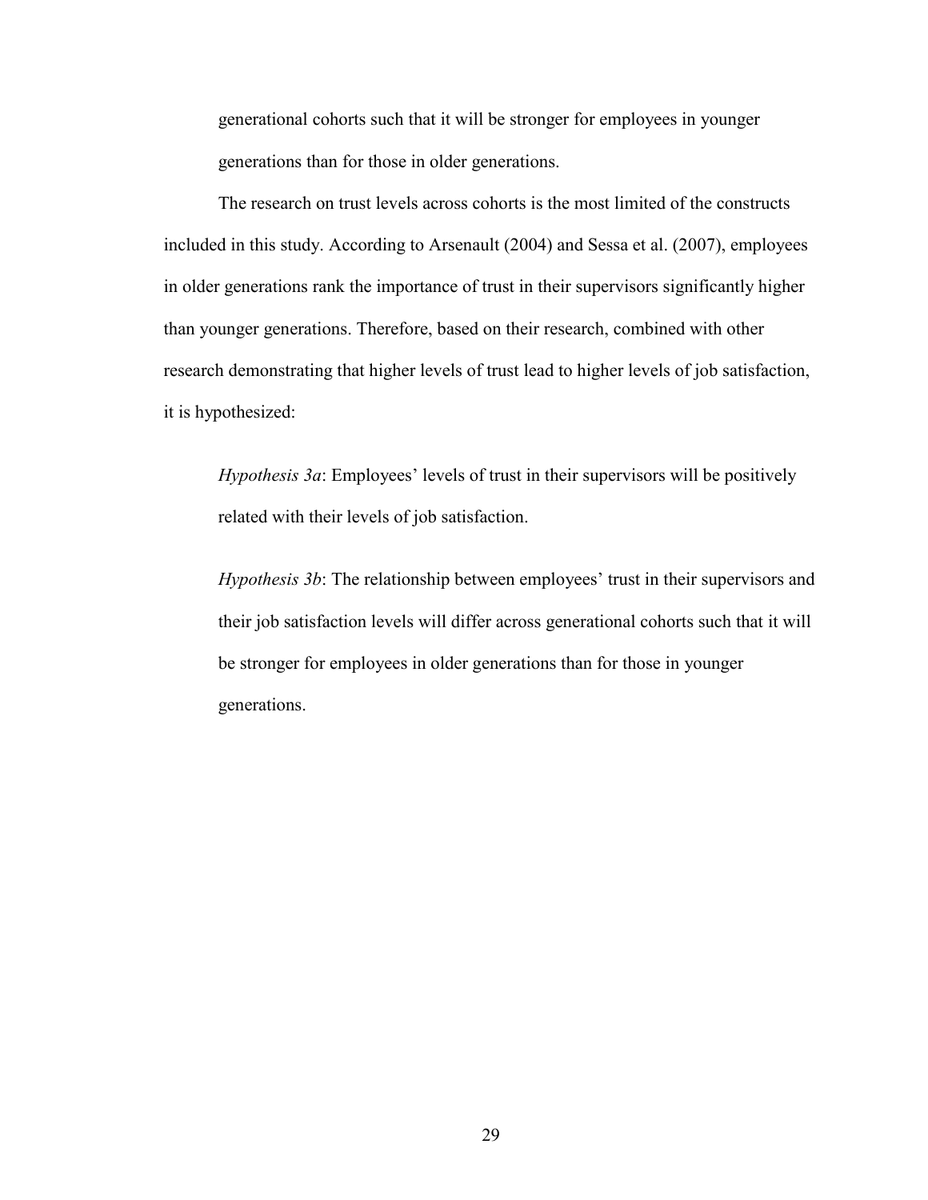generational cohorts such that it will be stronger for employees in younger generations than for those in older generations.

The research on trust levels across cohorts is the most limited of the constructs included in this study. According to Arsenault (2004) and Sessa et al. (2007), employees in older generations rank the importance of trust in their supervisors significantly higher than younger generations. Therefore, based on their research, combined with other research demonstrating that higher levels of trust lead to higher levels of job satisfaction, it is hypothesized:

*Hypothesis 3a*: Employees' levels of trust in their supervisors will be positively related with their levels of job satisfaction.

*Hypothesis 3b*: The relationship between employees' trust in their supervisors and their job satisfaction levels will differ across generational cohorts such that it will be stronger for employees in older generations than for those in younger generations.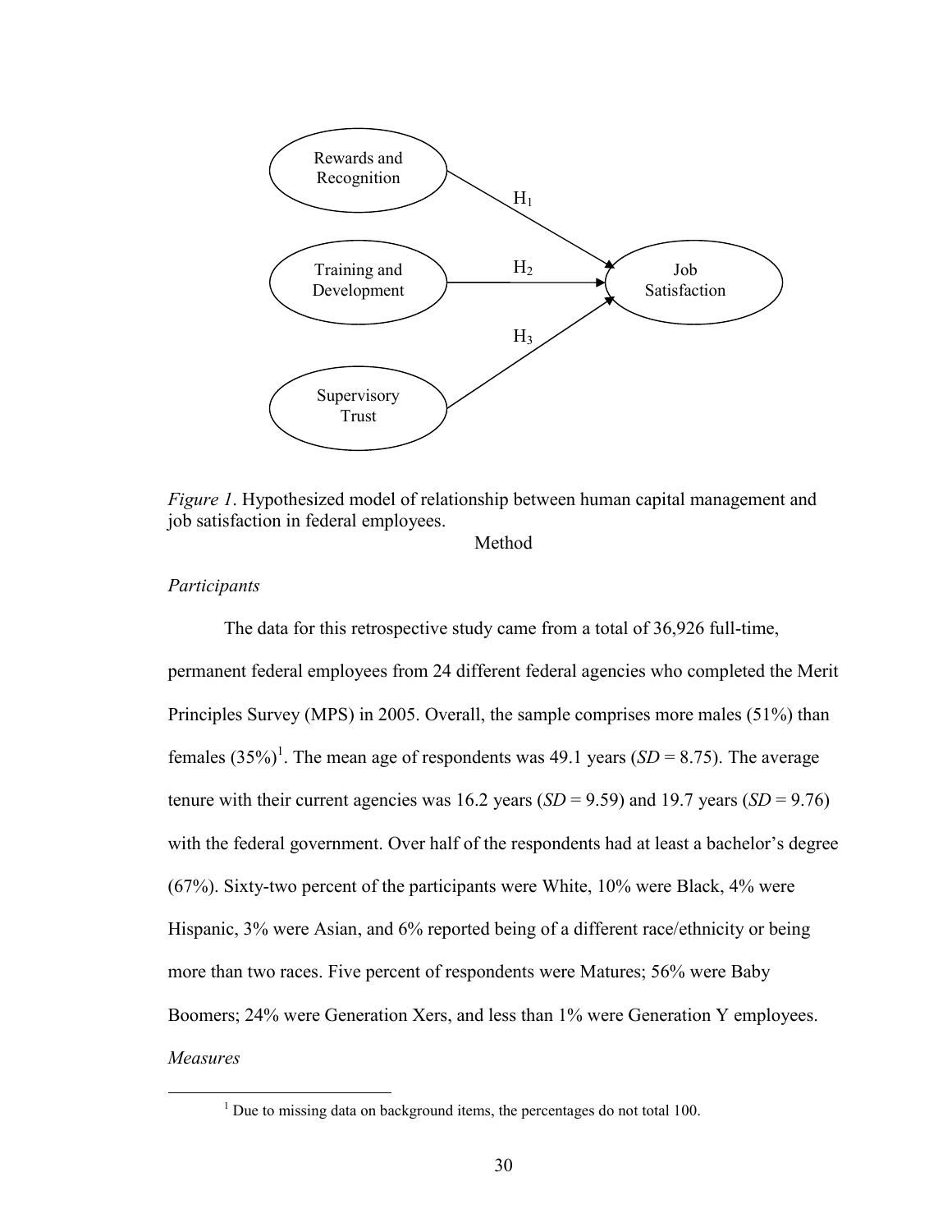Rewards and Recognition

Training and Development

Supervisory Trust

Job Satisfaction

$H_1$

$H_2$

$H_3$

*Figure 1*. Hypothesized model of relationship between human capital management and job satisfaction in federal employees.

Method

*Participants*

The data for this retrospective study came from a total of 36,926 full-time, permanent federal employees from 24 different federal agencies who completed the Merit Principles Survey (MPS) in 2005. Overall, the sample comprises more males (51%) than females (35%)[1]. The mean age of respondents was 49.1 years (*SD* = 8.75). The average tenure with their current agencies was 16.2 years (*SD* = 9.59) and 19.7 years (*SD* = 9.76) with the federal government. Over half of the respondents had at least a bachelor's degree (67%). Sixty-two percent of the participants were White, 10% were Black, 4% were Hispanic, 3% were Asian, and 6% reported being of a different race/ethnicity or being more than two races. Five percent of respondents were Matures; 56% were Baby Boomers; 24% were Generation Xers, and less than 1% were Generation Y employees.

*Measures*

[1] Due to missing data on background items, the percentages do not total 100.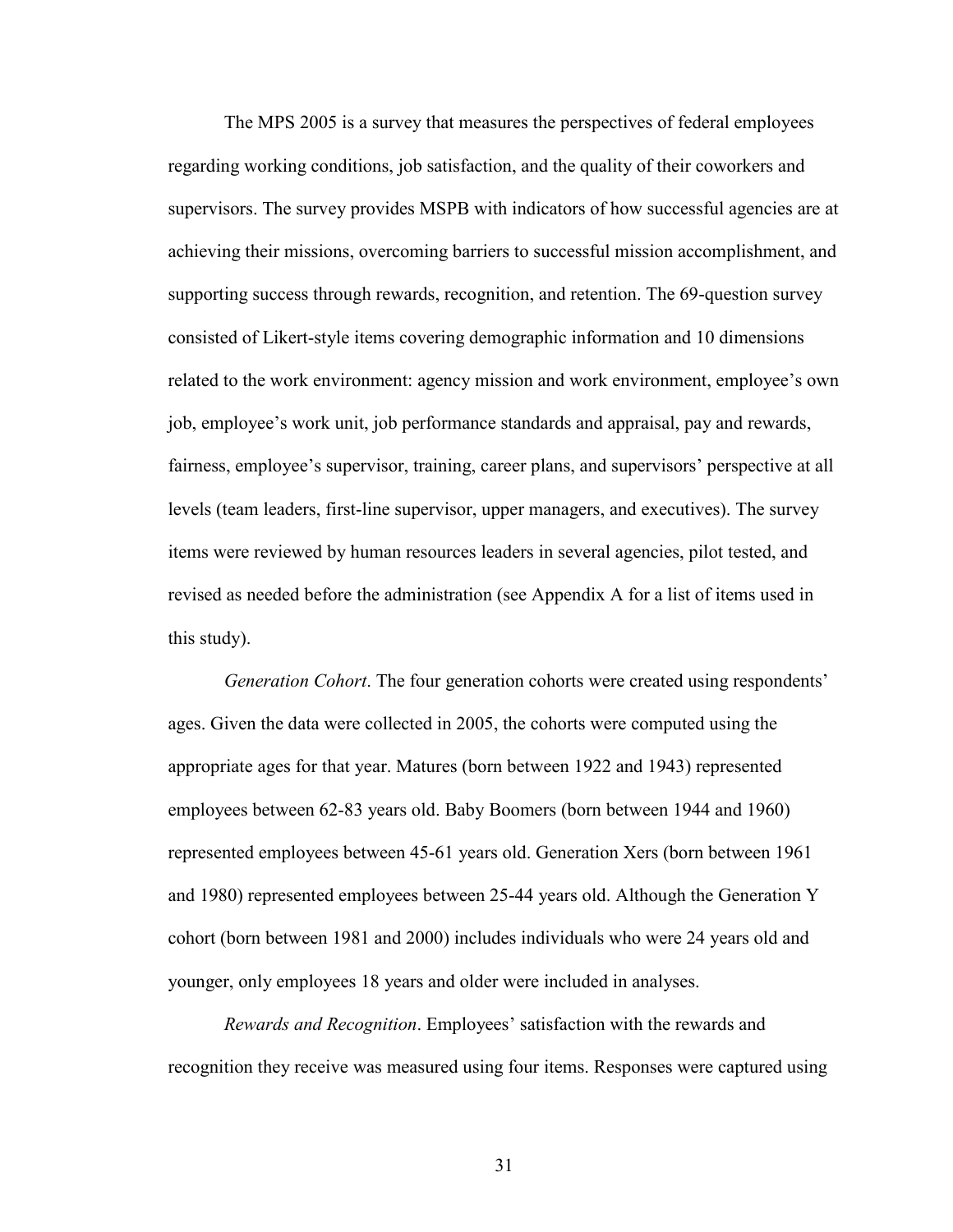The MPS 2005 is a survey that measures the perspectives of federal employees regarding working conditions, job satisfaction, and the quality of their coworkers and supervisors. The survey provides MSPB with indicators of how successful agencies are at achieving their missions, overcoming barriers to successful mission accomplishment, and supporting success through rewards, recognition, and retention. The 69-question survey consisted of Likert-style items covering demographic information and 10 dimensions related to the work environment: agency mission and work environment, employee's own job, employee's work unit, job performance standards and appraisal, pay and rewards, fairness, employee's supervisor, training, career plans, and supervisors' perspective at all levels (team leaders, first-line supervisor, upper managers, and executives). The survey items were reviewed by human resources leaders in several agencies, pilot tested, and revised as needed before the administration (see Appendix A for a list of items used in this study).

*Generation Cohort*. The four generation cohorts were created using respondents' ages. Given the data were collected in 2005, the cohorts were computed using the appropriate ages for that year. Matures (born between 1922 and 1943) represented employees between 62-83 years old. Baby Boomers (born between 1944 and 1960) represented employees between 45-61 years old. Generation Xers (born between 1961 and 1980) represented employees between 25-44 years old. Although the Generation Y cohort (born between 1981 and 2000) includes individuals who were 24 years old and younger, only employees 18 years and older were included in analyses.

*Rewards and Recognition*. Employees' satisfaction with the rewards and recognition they receive was measured using four items. Responses were captured using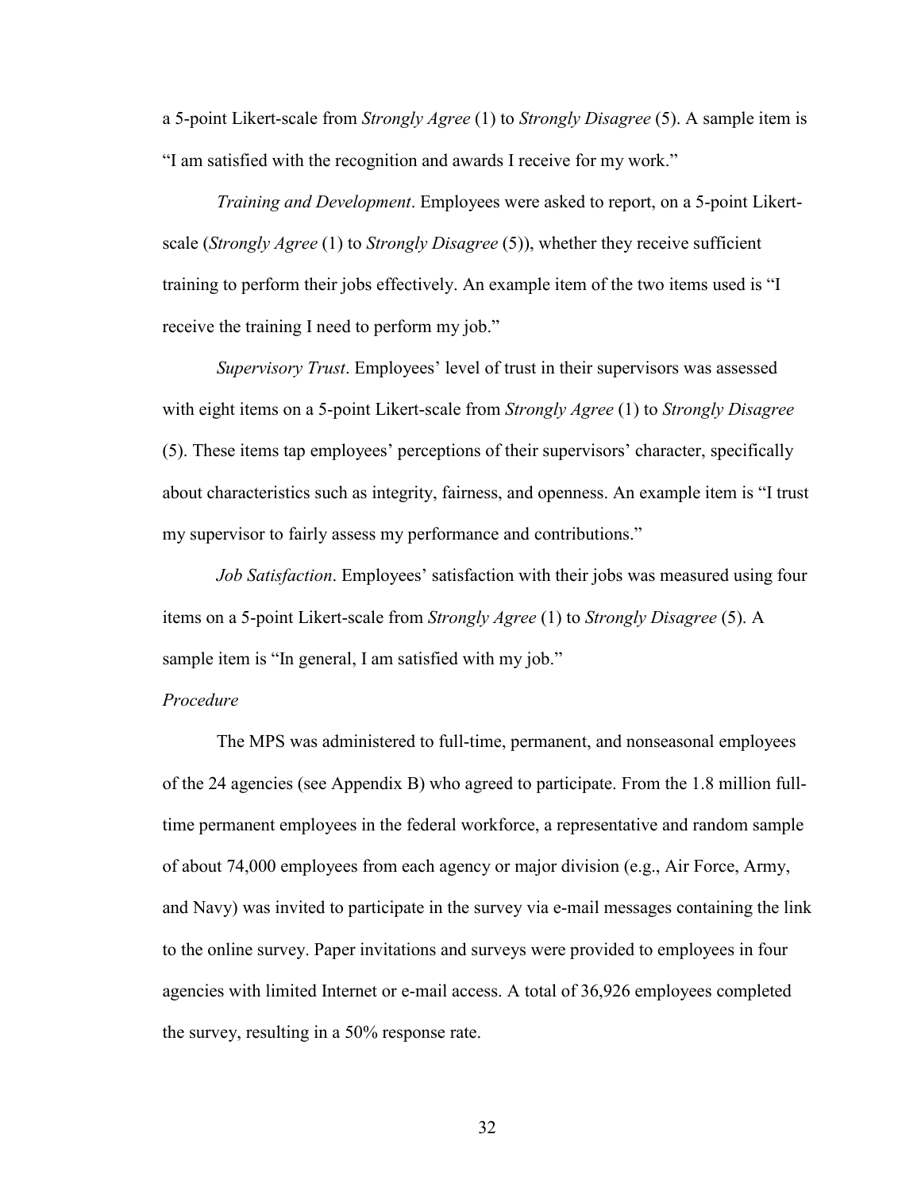a 5-point Likert-scale from *Strongly Agree* (1) to *Strongly Disagree* (5). A sample item is "I am satisfied with the recognition and awards I receive for my work."

*Training and Development*. Employees were asked to report, on a 5-point Likert-scale (*Strongly Agree* (1) to *Strongly Disagree* (5)), whether they receive sufficient training to perform their jobs effectively. An example item of the two items used is "I receive the training I need to perform my job."

*Supervisory Trust*. Employees' level of trust in their supervisors was assessed with eight items on a 5-point Likert-scale from *Strongly Agree* (1) to *Strongly Disagree* (5). These items tap employees' perceptions of their supervisors' character, specifically about characteristics such as integrity, fairness, and openness. An example item is "I trust my supervisor to fairly assess my performance and contributions."

*Job Satisfaction*. Employees' satisfaction with their jobs was measured using four items on a 5-point Likert-scale from *Strongly Agree* (1) to *Strongly Disagree* (5). A sample item is "In general, I am satisfied with my job."

*Procedure*

The MPS was administered to full-time, permanent, and nonseasonal employees of the 24 agencies (see Appendix B) who agreed to participate. From the 1.8 million full-time permanent employees in the federal workforce, a representative and random sample of about 74,000 employees from each agency or major division (e.g., Air Force, Army, and Navy) was invited to participate in the survey via e-mail messages containing the link to the online survey. Paper invitations and surveys were provided to employees in four agencies with limited Internet or e-mail access. A total of 36,926 employees completed the survey, resulting in a 50% response rate.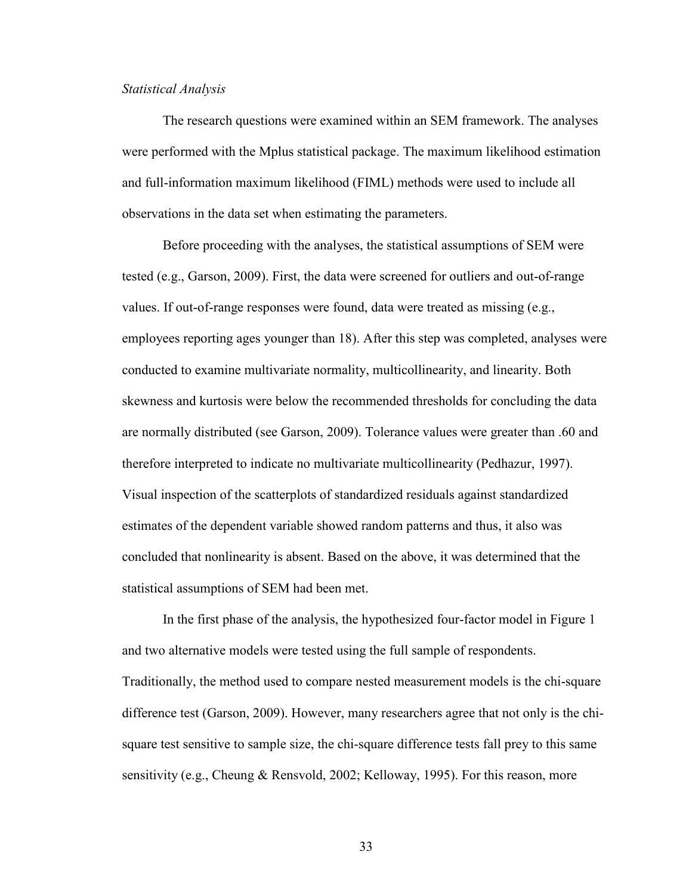*Statistical Analysis*

The research questions were examined within an SEM framework. The analyses were performed with the Mplus statistical package. The maximum likelihood estimation and full-information maximum likelihood (FIML) methods were used to include all observations in the data set when estimating the parameters.

Before proceeding with the analyses, the statistical assumptions of SEM were tested (e.g., Garson, 2009). First, the data were screened for outliers and out-of-range values. If out-of-range responses were found, data were treated as missing (e.g., employees reporting ages younger than 18). After this step was completed, analyses were conducted to examine multivariate normality, multicollinearity, and linearity. Both skewness and kurtosis were below the recommended thresholds for concluding the data are normally distributed (see Garson, 2009). Tolerance values were greater than .60 and therefore interpreted to indicate no multivariate multicollinearity (Pedhazur, 1997). Visual inspection of the scatterplots of standardized residuals against standardized estimates of the dependent variable showed random patterns and thus, it also was concluded that nonlinearity is absent. Based on the above, it was determined that the statistical assumptions of SEM had been met.

In the first phase of the analysis, the hypothesized four-factor model in Figure 1 and two alternative models were tested using the full sample of respondents. Traditionally, the method used to compare nested measurement models is the chi-square difference test (Garson, 2009). However, many researchers agree that not only is the chi-square test sensitive to sample size, the chi-square difference tests fall prey to this same sensitivity (e.g., Cheung & Rensvold, 2002; Kelloway, 1995). For this reason, more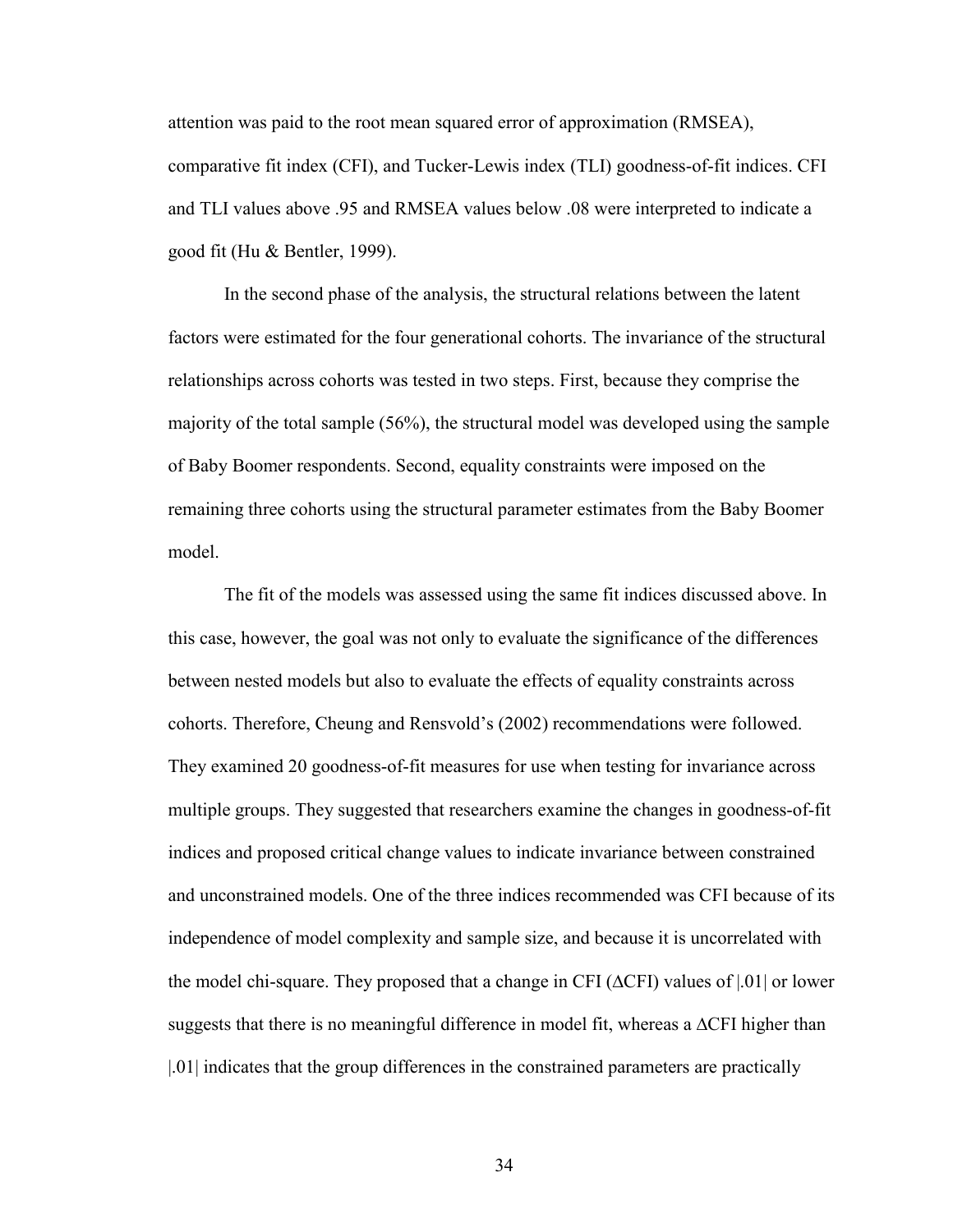attention was paid to the root mean squared error of approximation (RMSEA), comparative fit index (CFI), and Tucker-Lewis index (TLI) goodness-of-fit indices. CFI and TLI values above .95 and RMSEA values below .08 were interpreted to indicate a good fit (Hu & Bentler, 1999).

In the second phase of the analysis, the structural relations between the latent factors were estimated for the four generational cohorts. The invariance of the structural relationships across cohorts was tested in two steps. First, because they comprise the majority of the total sample (56%), the structural model was developed using the sample of Baby Boomer respondents. Second, equality constraints were imposed on the remaining three cohorts using the structural parameter estimates from the Baby Boomer model.

The fit of the models was assessed using the same fit indices discussed above. In this case, however, the goal was not only to evaluate the significance of the differences between nested models but also to evaluate the effects of equality constraints across cohorts. Therefore, Cheung and Rensvold's (2002) recommendations were followed. They examined 20 goodness-of-fit measures for use when testing for invariance across multiple groups. They suggested that researchers examine the changes in goodness-of-fit indices and proposed critical change values to indicate invariance between constrained and unconstrained models. One of the three indices recommended was CFI because of its independence of model complexity and sample size, and because it is uncorrelated with the model chi-square. They proposed that a change in CFI ($\Delta$CFI) values of |.01| or lower suggests that there is no meaningful difference in model fit, whereas a $\Delta$CFI higher than |.01| indicates that the group differences in the constrained parameters are practically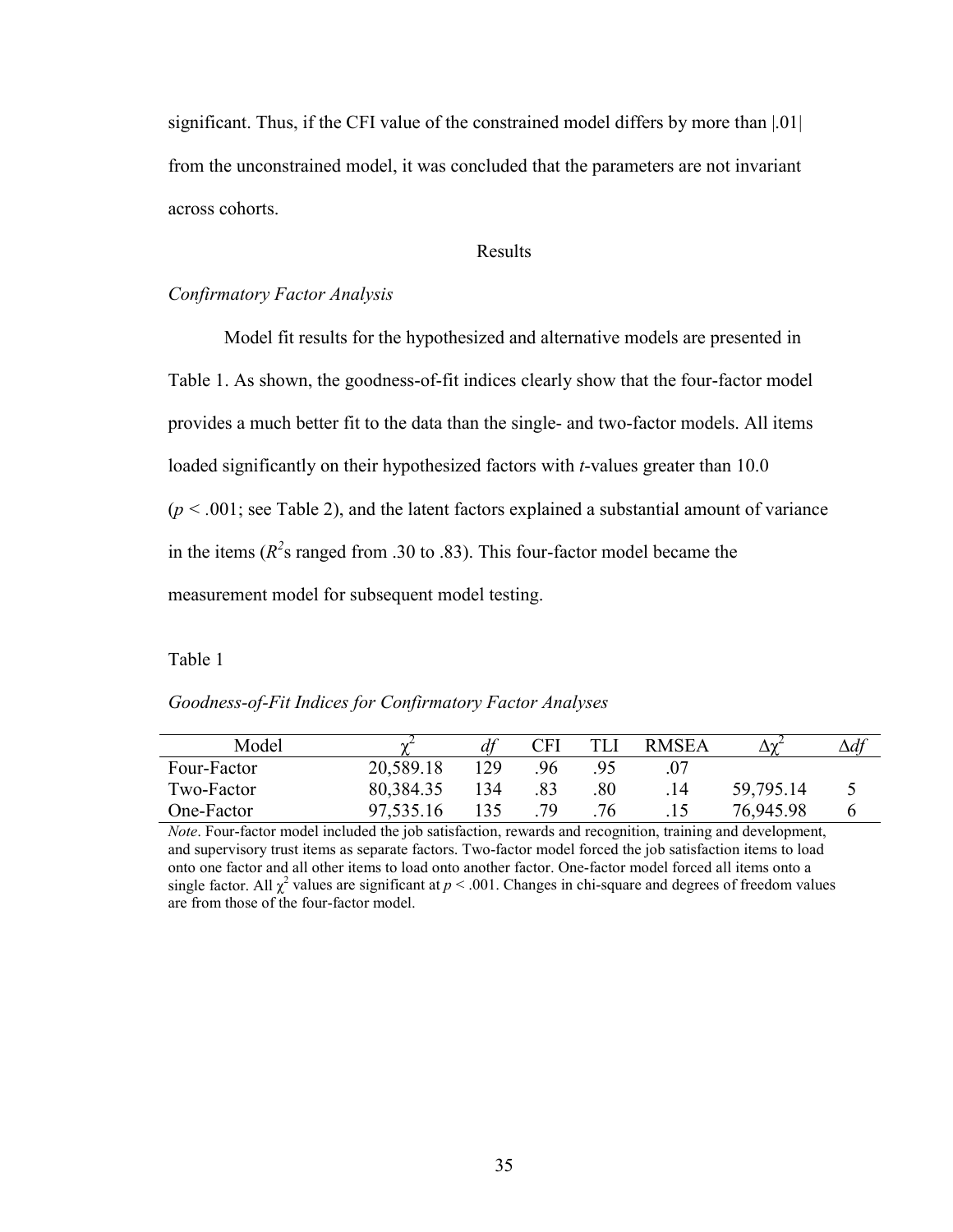significant. Thus, if the CFI value of the constrained model differs by more than |.01| from the unconstrained model, it was concluded that the parameters are not invariant across cohorts.

## Results

### *Confirmatory Factor Analysis*

Model fit results for the hypothesized and alternative models are presented in Table 1. As shown, the goodness-of-fit indices clearly show that the four-factor model provides a much better fit to the data than the single- and two-factor models. All items loaded significantly on their hypothesized factors with *t*-values greater than 10.0 ($p < .001$; see Table 2), and the latent factors explained a substantial amount of variance in the items ($R^2$s ranged from .30 to .83). This four-factor model became the measurement model for subsequent model testing.

Table 1

*Goodness-of-Fit Indices for Confirmatory Factor Analyses*

| Model | $\chi^2$ | *df* | CFI | TLI | RMSEA | $\Delta\chi^2$ | $\Delta df$ |
|---|---|---|---|---|---|---|---|
| Four-Factor | 20,589.18 | 129 | .96 | .95 | .07 | | |
| Two-Factor | 80,384.35 | 134 | .83 | .80 | .14 | 59,795.14 | 5 |
| One-Factor | 97,535.16 | 135 | .79 | .76 | .15 | 76,945.98 | 6 |

*Note*. Four-factor model included the job satisfaction, rewards and recognition, training and development, and supervisory trust items as separate factors. Two-factor model forced the job satisfaction items to load onto one factor and all other items to load onto another factor. One-factor model forced all items onto a single factor. All $\chi^2$ values are significant at $p < .001$. Changes in chi-square and degrees of freedom values are from those of the four-factor model.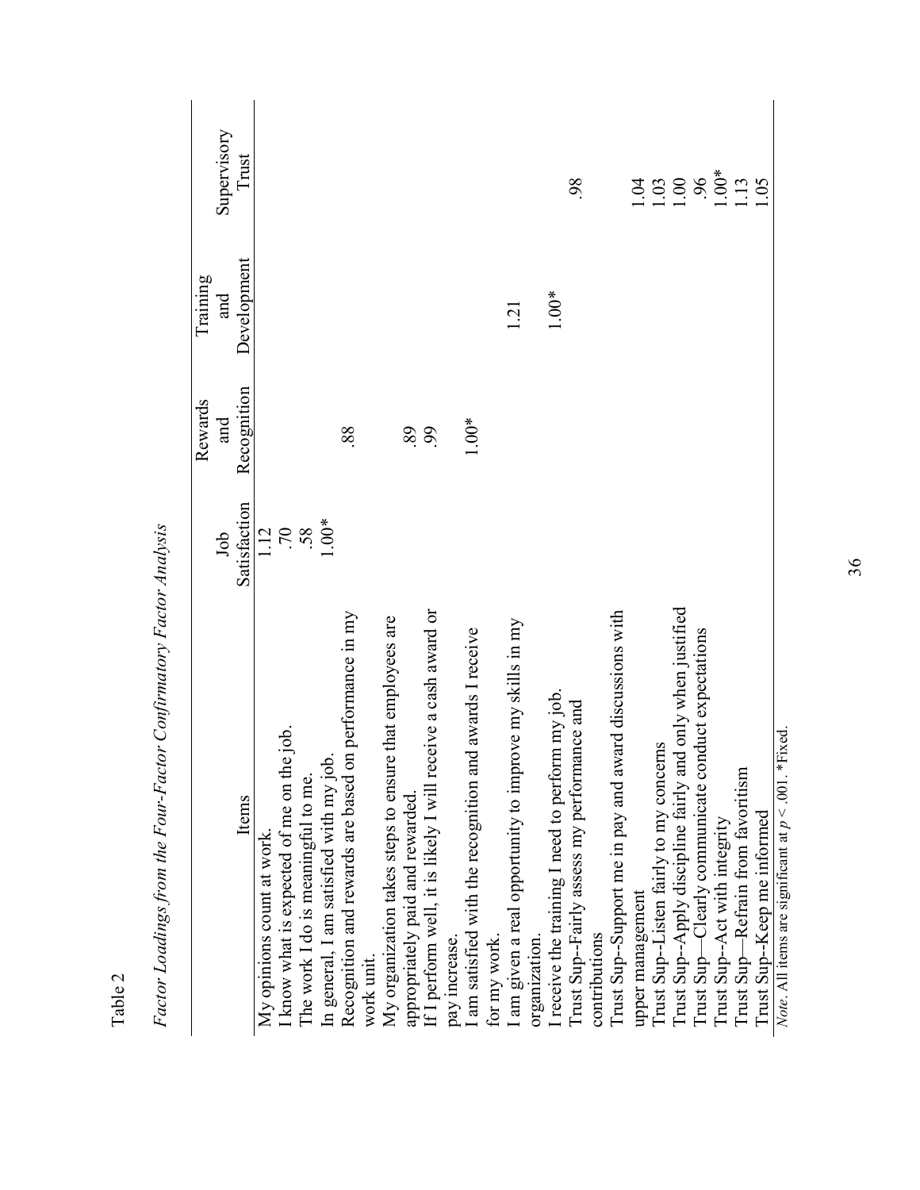Table 2

*Factor Loadings from the Four-Factor Confirmatory Factor Analysis*

| Items | Job Satisfaction | Rewards and Recognition | Training and Development | Supervisory Trust |
|---|---|---|---|---|
| My opinions count at work. | 1.12 | | | |
| I know what is expected of me on the job. | .70 | | | |
| The work I do is meaningful to me. | .58 | | | |
| In general, I am satisfied with my job. | 1.00* | | | |
| Recognition and rewards are based on performance in my work unit. | | .88 | | |
| My organization takes steps to ensure that employees are appropriately paid and rewarded. | | .89 | | |
| If I perform well, it is likely I will receive a cash award or pay increase. | | .99 | | |
| I am satisfied with the recognition and awards I receive for my work. | | 1.00* | | |
| I am given a real opportunity to improve my skills in my organization. | | | 1.21 | |
| I receive the training I need to perform my job. | | | 1.00* | |
| Trust Sup--Fairly assess my performance and contributions | | | | .98 |
| Trust Sup--Support me in pay and award discussions with upper management | | | | 1.04 |
| Trust Sup--Listen fairly to my concerns | | | | 1.03 |
| Trust Sup--Apply discipline fairly and only when justified | | | | 1.00 |
| Trust Sup—Clearly communicate conduct expectations | | | | .96 |
| Trust Sup--Act with integrity | | | | 1.00* |
| Trust Sup—Refrain from favoritism | | | | 1.13 |
| Trust Sup--Keep me informed | | | | 1.05 |

*Note*. All items are significant at $p < .001$. *Fixed.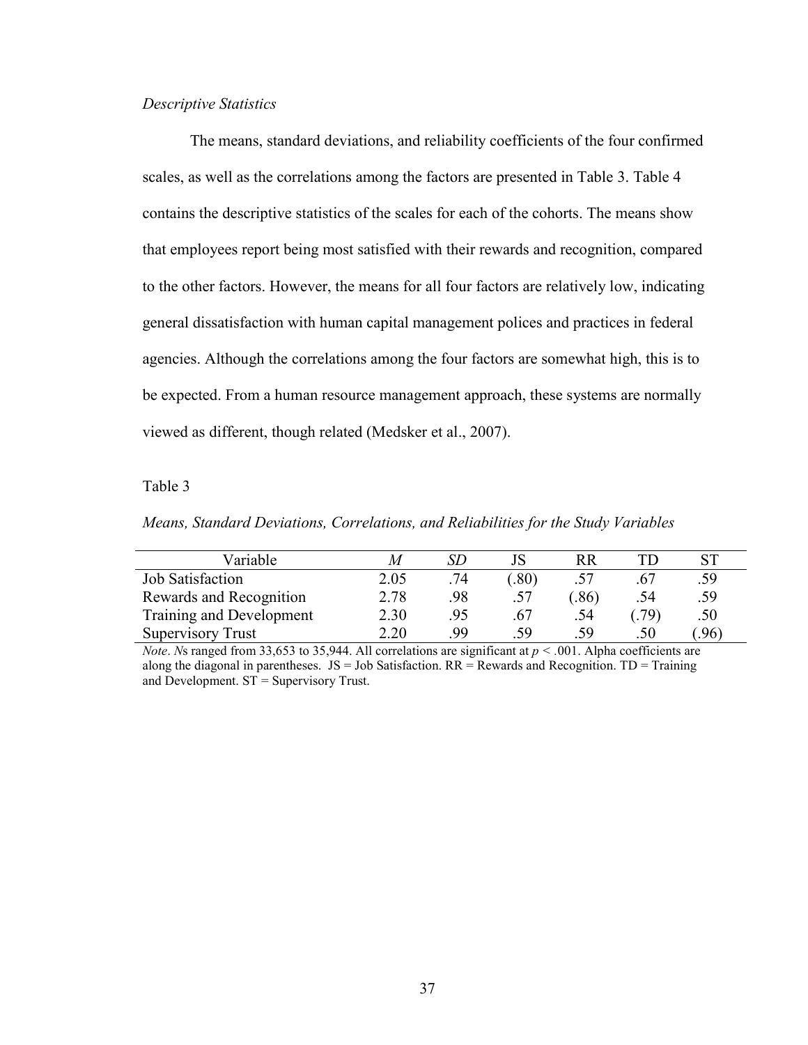*Descriptive Statistics*

The means, standard deviations, and reliability coefficients of the four confirmed scales, as well as the correlations among the factors are presented in Table 3. Table 4 contains the descriptive statistics of the scales for each of the cohorts. The means show that employees report being most satisfied with their rewards and recognition, compared to the other factors. However, the means for all four factors are relatively low, indicating general dissatisfaction with human capital management polices and practices in federal agencies. Although the correlations among the four factors are somewhat high, this is to be expected. From a human resource management approach, these systems are normally viewed as different, though related (Medsker et al., 2007).

Table 3

*Means, Standard Deviations, Correlations, and Reliabilities for the Study Variables*

| Variable | *M* | *SD* | JS | RR | TD | ST |
|---|---|---|---|---|---|---|
| Job Satisfaction | 2.05 | .74 | (.80) | .57 | .67 | .59 |
| Rewards and Recognition | 2.78 | .98 | .57 | (.86) | .54 | .59 |
| Training and Development | 2.30 | .95 | .67 | .54 | (.79) | .50 |
| Supervisory Trust | 2.20 | .99 | .59 | .59 | .50 | (.96) |

*Note*. *N*s ranged from 33,653 to 35,944. All correlations are significant at $p < .001$. Alpha coefficients are along the diagonal in parentheses. JS = Job Satisfaction. RR = Rewards and Recognition. TD = Training and Development. ST = Supervisory Trust.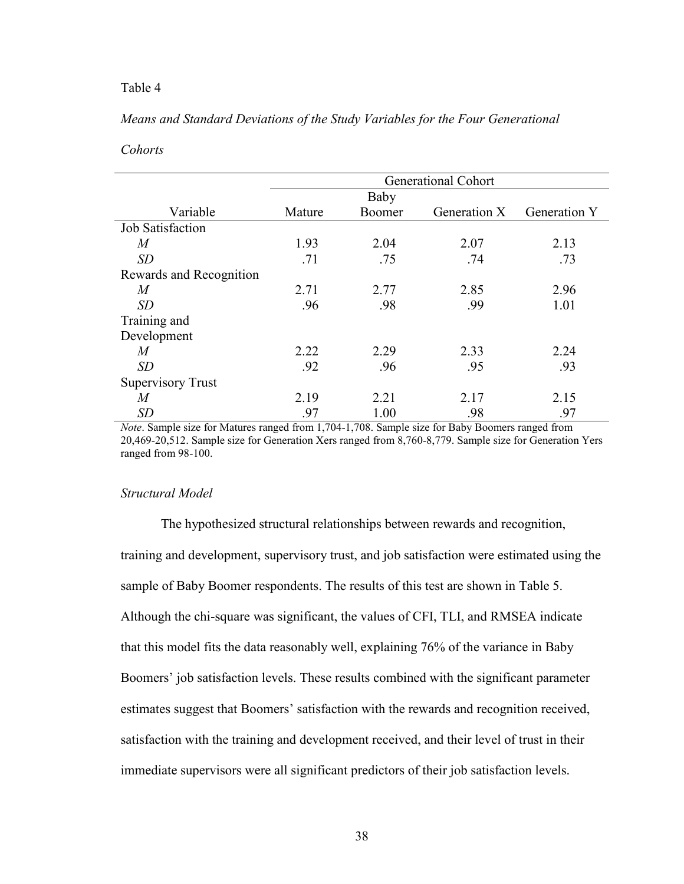Table 4

*Means and Standard Deviations of the Study Variables for the Four Generational Cohorts*

| | Generational Cohort | | | |
|---|---|---|---|---|
| Variable | Mature | Baby Boomer | Generation X | Generation Y |
| Job Satisfaction | | | | |
| *M* | 1.93 | 2.04 | 2.07 | 2.13 |
| *SD* | .71 | .75 | .74 | .73 |
| Rewards and Recognition | | | | |
| *M* | 2.71 | 2.77 | 2.85 | 2.96 |
| *SD* | .96 | .98 | .99 | 1.01 |
| Training and Development | | | | |
| *M* | 2.22 | 2.29 | 2.33 | 2.24 |
| *SD* | .92 | .96 | .95 | .93 |
| Supervisory Trust | | | | |
| *M* | 2.19 | 2.21 | 2.17 | 2.15 |
| *SD* | .97 | 1.00 | .98 | .97 |

*Note*. Sample size for Matures ranged from 1,704-1,708. Sample size for Baby Boomers ranged from 20,469-20,512. Sample size for Generation Xers ranged from 8,760-8,779. Sample size for Generation Yers ranged from 98-100.

*Structural Model*

The hypothesized structural relationships between rewards and recognition, training and development, supervisory trust, and job satisfaction were estimated using the sample of Baby Boomer respondents. The results of this test are shown in Table 5. Although the chi-square was significant, the values of CFI, TLI, and RMSEA indicate that this model fits the data reasonably well, explaining 76% of the variance in Baby Boomers' job satisfaction levels. These results combined with the significant parameter estimates suggest that Boomers' satisfaction with the rewards and recognition received, satisfaction with the training and development received, and their level of trust in their immediate supervisors were all significant predictors of their job satisfaction levels.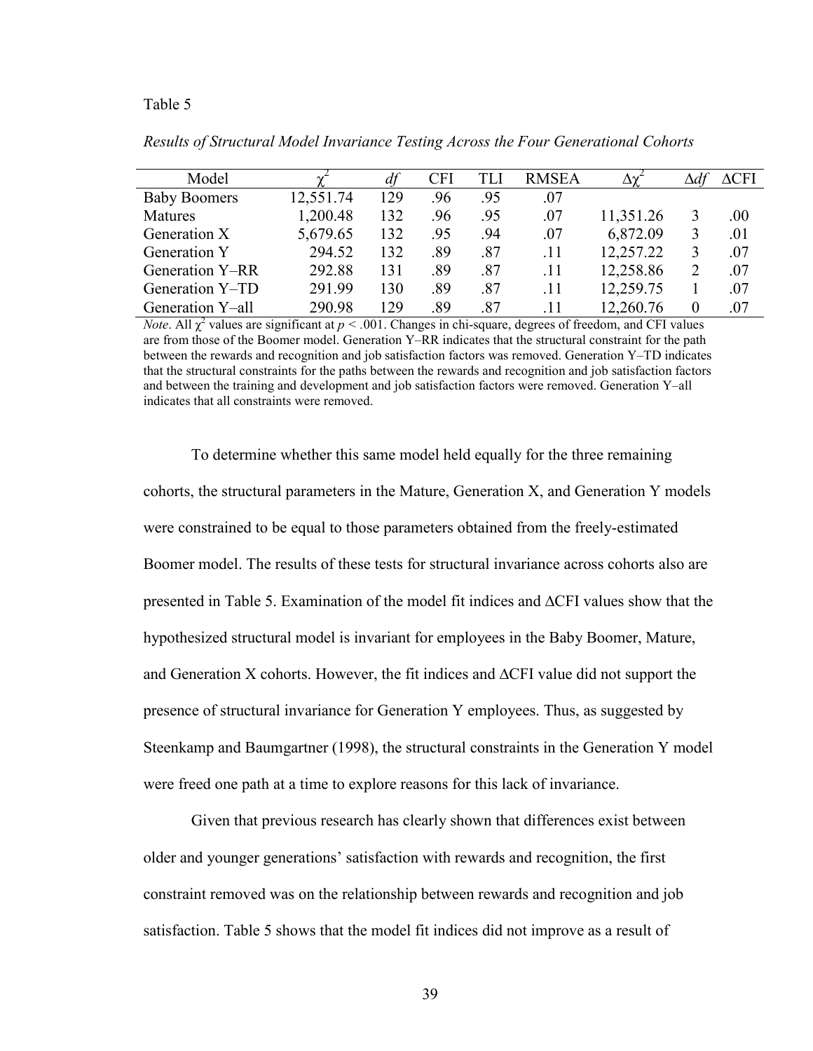Table 5

*Results of Structural Model Invariance Testing Across the Four Generational Cohorts*

| Model | $\chi^2$ | *df* | CFI | TLI | RMSEA | $\Delta\chi^2$ | $\Delta df$ | $\Delta$CFI |
|---|---|---|---|---|---|---|---|---|
| Baby Boomers | 12,551.74 | 129 | .96 | .95 | .07 | | | |
| Matures | 1,200.48 | 132 | .96 | .95 | .07 | 11,351.26 | 3 | .00 |
| Generation X | 5,679.65 | 132 | .95 | .94 | .07 | 6,872.09 | 3 | .01 |
| Generation Y | 294.52 | 132 | .89 | .87 | .11 | 12,257.22 | 3 | .07 |
| Generation Y–RR | 292.88 | 131 | .89 | .87 | .11 | 12,258.86 | 2 | .07 |
| Generation Y–TD | 291.99 | 130 | .89 | .87 | .11 | 12,259.75 | 1 | .07 |
| Generation Y–all | 290.98 | 129 | .89 | .87 | .11 | 12,260.76 | 0 | .07 |

*Note*. All $\chi^2$ values are significant at $p < .001$. Changes in chi-square, degrees of freedom, and CFI values are from those of the Boomer model. Generation Y–RR indicates that the structural constraint for the path between the rewards and recognition and job satisfaction factors was removed. Generation Y–TD indicates that the structural constraints for the paths between the rewards and recognition and job satisfaction factors and between the training and development and job satisfaction factors were removed. Generation Y–all indicates that all constraints were removed.

To determine whether this same model held equally for the three remaining cohorts, the structural parameters in the Mature, Generation X, and Generation Y models were constrained to be equal to those parameters obtained from the freely-estimated Boomer model. The results of these tests for structural invariance across cohorts also are presented in Table 5. Examination of the model fit indices and ΔCFI values show that the hypothesized structural model is invariant for employees in the Baby Boomer, Mature, and Generation X cohorts. However, the fit indices and ΔCFI value did not support the presence of structural invariance for Generation Y employees. Thus, as suggested by Steenkamp and Baumgartner (1998), the structural constraints in the Generation Y model were freed one path at a time to explore reasons for this lack of invariance.

Given that previous research has clearly shown that differences exist between older and younger generations' satisfaction with rewards and recognition, the first constraint removed was on the relationship between rewards and recognition and job satisfaction. Table 5 shows that the model fit indices did not improve as a result of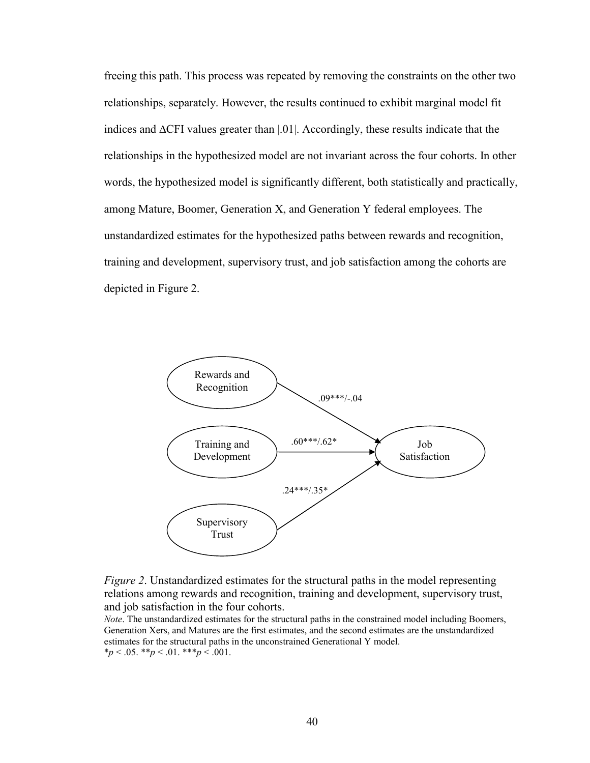freeing this path. This process was repeated by removing the constraints on the other two relationships, separately. However, the results continued to exhibit marginal model fit indices and $\Delta$CFI values greater than |.01|. Accordingly, these results indicate that the relationships in the hypothesized model are not invariant across the four cohorts. In other words, the hypothesized model is significantly different, both statistically and practically, among Mature, Boomer, Generation X, and Generation Y federal employees. The unstandardized estimates for the hypothesized paths between rewards and recognition, training and development, supervisory trust, and job satisfaction among the cohorts are depicted in Figure 2.

Rewards and Recognition → Job Satisfaction: .09***/-.04

Training and Development → Job Satisfaction: .60***/.62*

Supervisory Trust → Job Satisfaction: .24***/.35*

*Figure 2*. Unstandardized estimates for the structural paths in the model representing relations among rewards and recognition, training and development, supervisory trust, and job satisfaction in the four cohorts.

*Note*. The unstandardized estimates for the structural paths in the constrained model including Boomers, Generation Xers, and Matures are the first estimates, and the second estimates are the unstandardized estimates for the structural paths in the unconstrained Generational Y model.
*$p < .05$. **$p < .01$. ***$p < .001$.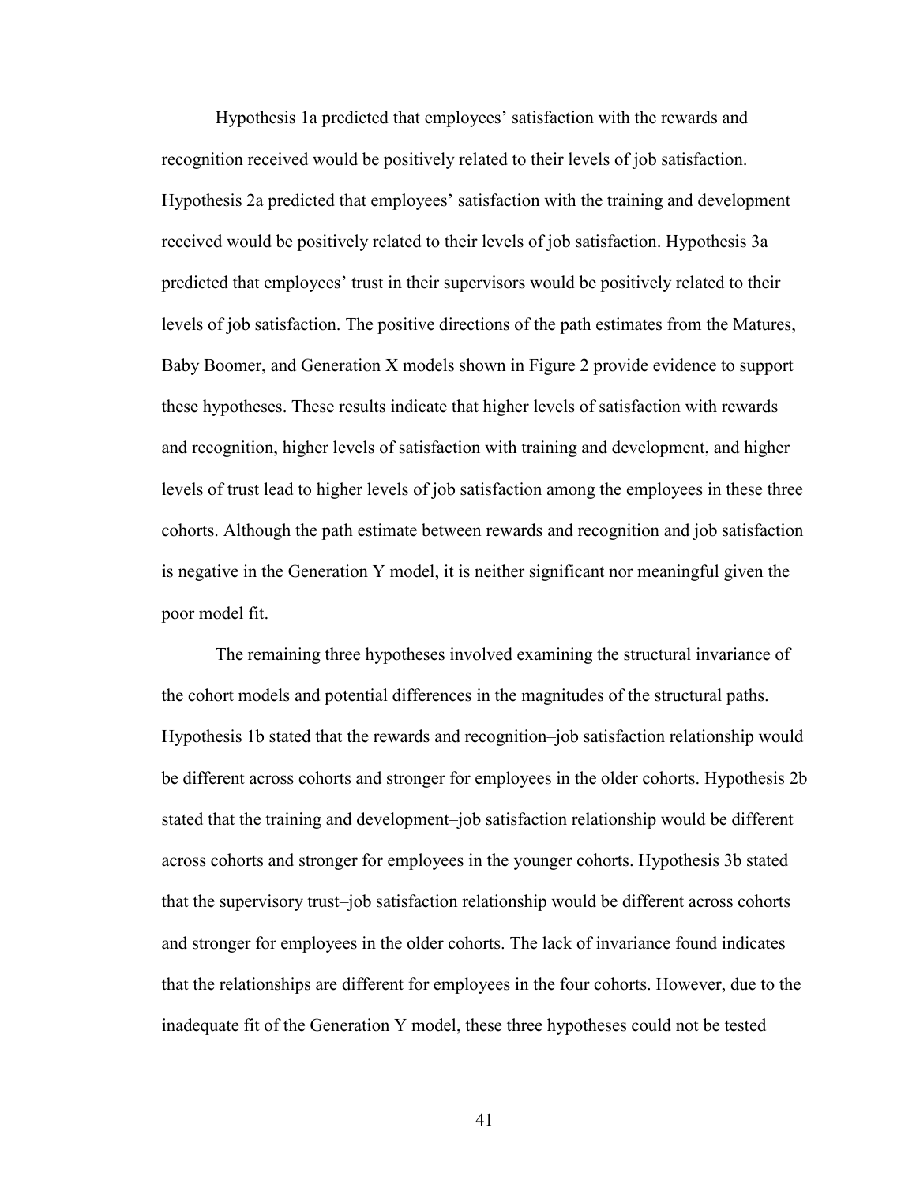Hypothesis 1a predicted that employees' satisfaction with the rewards and recognition received would be positively related to their levels of job satisfaction. Hypothesis 2a predicted that employees' satisfaction with the training and development received would be positively related to their levels of job satisfaction. Hypothesis 3a predicted that employees' trust in their supervisors would be positively related to their levels of job satisfaction. The positive directions of the path estimates from the Matures, Baby Boomer, and Generation X models shown in Figure 2 provide evidence to support these hypotheses. These results indicate that higher levels of satisfaction with rewards and recognition, higher levels of satisfaction with training and development, and higher levels of trust lead to higher levels of job satisfaction among the employees in these three cohorts. Although the path estimate between rewards and recognition and job satisfaction is negative in the Generation Y model, it is neither significant nor meaningful given the poor model fit.

The remaining three hypotheses involved examining the structural invariance of the cohort models and potential differences in the magnitudes of the structural paths. Hypothesis 1b stated that the rewards and recognition–job satisfaction relationship would be different across cohorts and stronger for employees in the older cohorts. Hypothesis 2b stated that the training and development–job satisfaction relationship would be different across cohorts and stronger for employees in the younger cohorts. Hypothesis 3b stated that the supervisory trust–job satisfaction relationship would be different across cohorts and stronger for employees in the older cohorts. The lack of invariance found indicates that the relationships are different for employees in the four cohorts. However, due to the inadequate fit of the Generation Y model, these three hypotheses could not be tested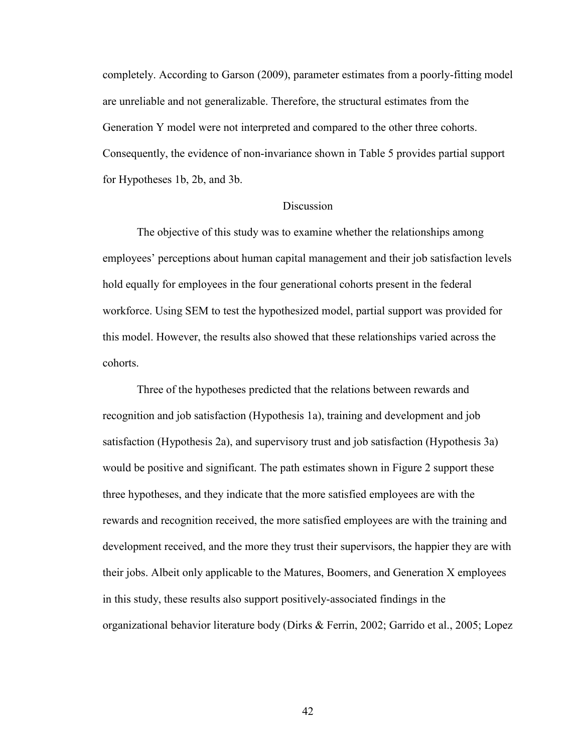completely. According to Garson (2009), parameter estimates from a poorly-fitting model are unreliable and not generalizable. Therefore, the structural estimates from the Generation Y model were not interpreted and compared to the other three cohorts. Consequently, the evidence of non-invariance shown in Table 5 provides partial support for Hypotheses 1b, 2b, and 3b.

## Discussion

The objective of this study was to examine whether the relationships among employees' perceptions about human capital management and their job satisfaction levels hold equally for employees in the four generational cohorts present in the federal workforce. Using SEM to test the hypothesized model, partial support was provided for this model. However, the results also showed that these relationships varied across the cohorts.

Three of the hypotheses predicted that the relations between rewards and recognition and job satisfaction (Hypothesis 1a), training and development and job satisfaction (Hypothesis 2a), and supervisory trust and job satisfaction (Hypothesis 3a) would be positive and significant. The path estimates shown in Figure 2 support these three hypotheses, and they indicate that the more satisfied employees are with the rewards and recognition received, the more satisfied employees are with the training and development received, and the more they trust their supervisors, the happier they are with their jobs. Albeit only applicable to the Matures, Boomers, and Generation X employees in this study, these results also support positively-associated findings in the organizational behavior literature body (Dirks & Ferrin, 2002; Garrido et al., 2005; Lopez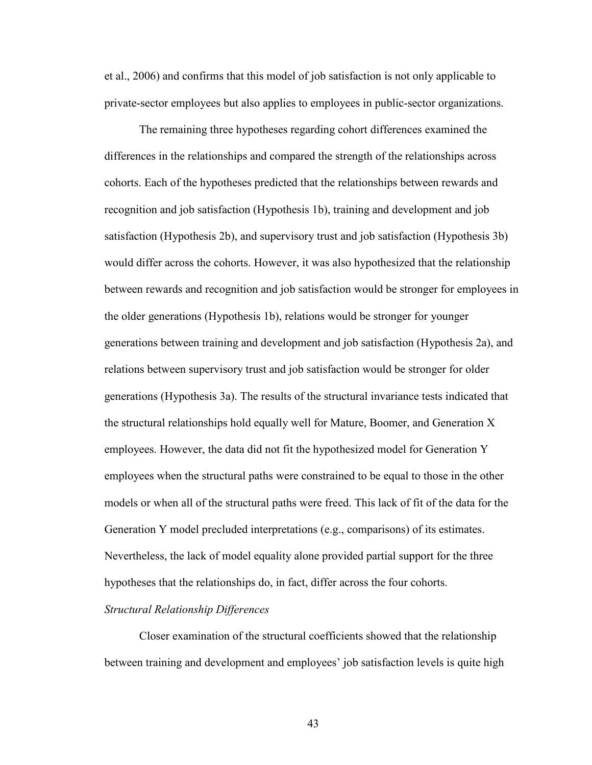et al., 2006) and confirms that this model of job satisfaction is not only applicable to private-sector employees but also applies to employees in public-sector organizations.

The remaining three hypotheses regarding cohort differences examined the differences in the relationships and compared the strength of the relationships across cohorts. Each of the hypotheses predicted that the relationships between rewards and recognition and job satisfaction (Hypothesis 1b), training and development and job satisfaction (Hypothesis 2b), and supervisory trust and job satisfaction (Hypothesis 3b) would differ across the cohorts. However, it was also hypothesized that the relationship between rewards and recognition and job satisfaction would be stronger for employees in the older generations (Hypothesis 1b), relations would be stronger for younger generations between training and development and job satisfaction (Hypothesis 2a), and relations between supervisory trust and job satisfaction would be stronger for older generations (Hypothesis 3a). The results of the structural invariance tests indicated that the structural relationships hold equally well for Mature, Boomer, and Generation X employees. However, the data did not fit the hypothesized model for Generation Y employees when the structural paths were constrained to be equal to those in the other models or when all of the structural paths were freed. This lack of fit of the data for the Generation Y model precluded interpretations (e.g., comparisons) of its estimates. Nevertheless, the lack of model equality alone provided partial support for the three hypotheses that the relationships do, in fact, differ across the four cohorts.

*Structural Relationship Differences*

Closer examination of the structural coefficients showed that the relationship between training and development and employees' job satisfaction levels is quite high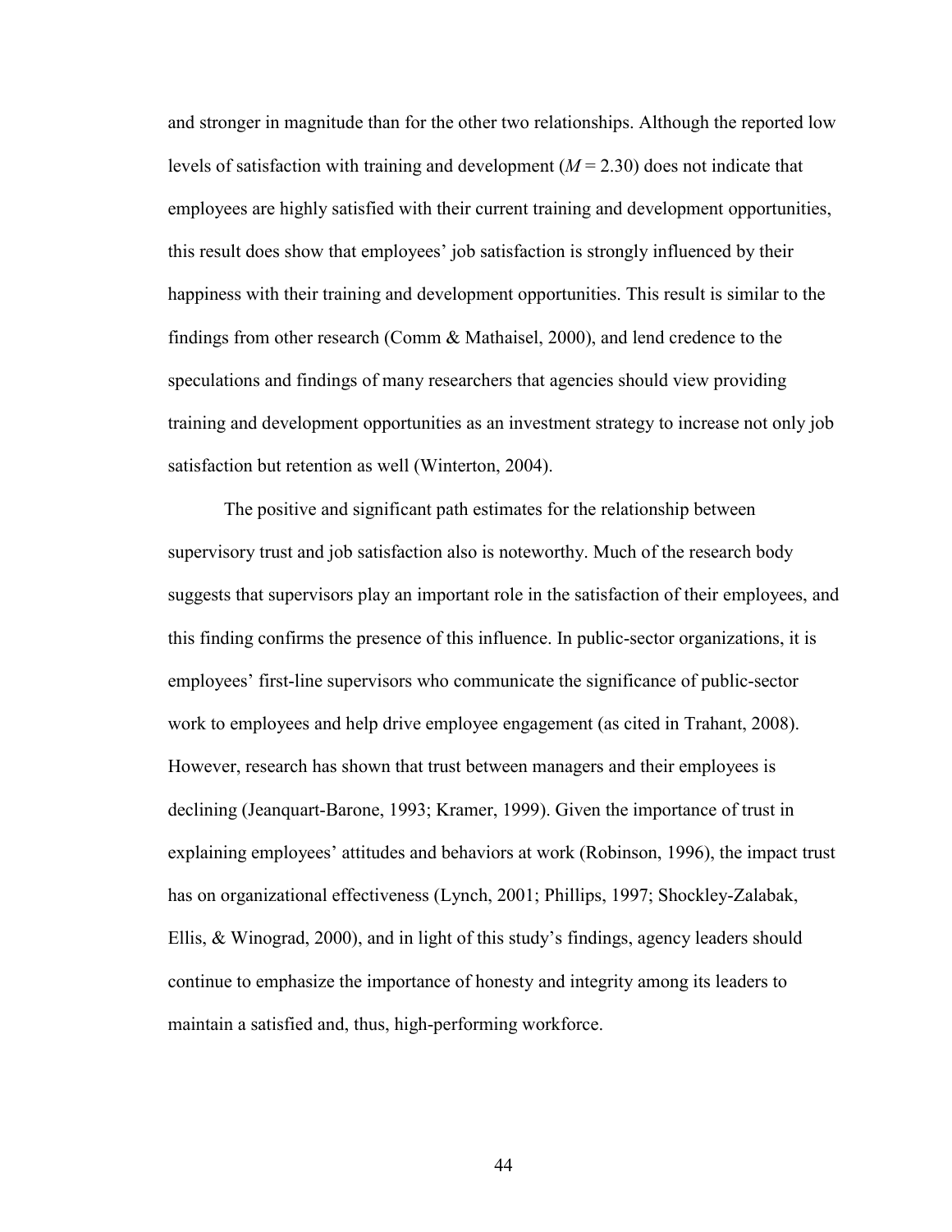and stronger in magnitude than for the other two relationships. Although the reported low levels of satisfaction with training and development ($M = 2.30$) does not indicate that employees are highly satisfied with their current training and development opportunities, this result does show that employees' job satisfaction is strongly influenced by their happiness with their training and development opportunities. This result is similar to the findings from other research (Comm & Mathaisel, 2000), and lend credence to the speculations and findings of many researchers that agencies should view providing training and development opportunities as an investment strategy to increase not only job satisfaction but retention as well (Winterton, 2004).

The positive and significant path estimates for the relationship between supervisory trust and job satisfaction also is noteworthy. Much of the research body suggests that supervisors play an important role in the satisfaction of their employees, and this finding confirms the presence of this influence. In public-sector organizations, it is employees' first-line supervisors who communicate the significance of public-sector work to employees and help drive employee engagement (as cited in Trahant, 2008). However, research has shown that trust between managers and their employees is declining (Jeanquart-Barone, 1993; Kramer, 1999). Given the importance of trust in explaining employees' attitudes and behaviors at work (Robinson, 1996), the impact trust has on organizational effectiveness (Lynch, 2001; Phillips, 1997; Shockley-Zalabak, Ellis, & Winograd, 2000), and in light of this study's findings, agency leaders should continue to emphasize the importance of honesty and integrity among its leaders to maintain a satisfied and, thus, high-performing workforce.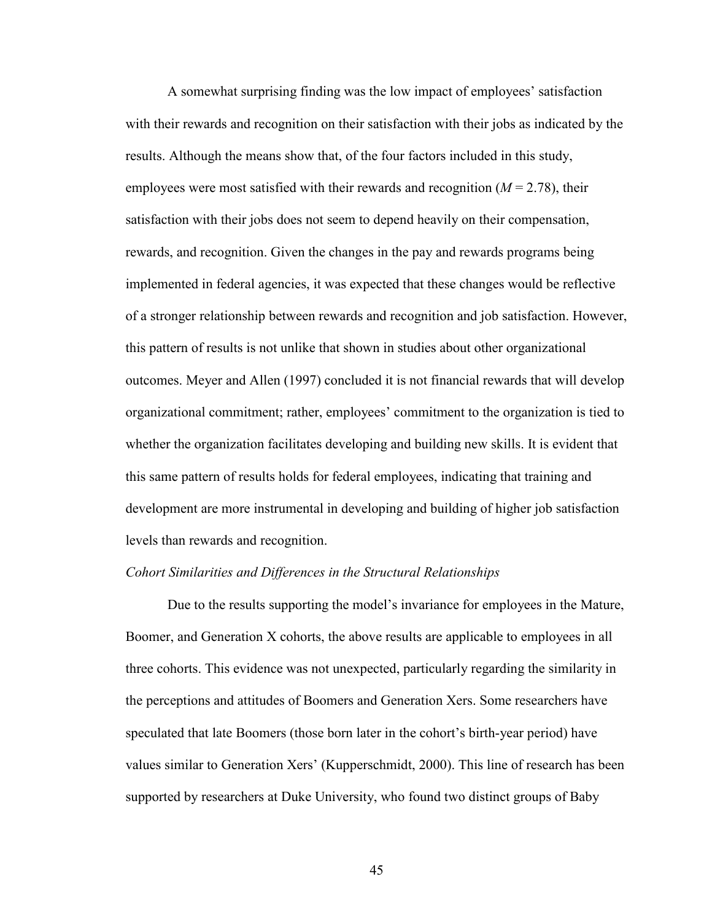A somewhat surprising finding was the low impact of employees' satisfaction with their rewards and recognition on their satisfaction with their jobs as indicated by the results. Although the means show that, of the four factors included in this study, employees were most satisfied with their rewards and recognition ($M = 2.78$), their satisfaction with their jobs does not seem to depend heavily on their compensation, rewards, and recognition. Given the changes in the pay and rewards programs being implemented in federal agencies, it was expected that these changes would be reflective of a stronger relationship between rewards and recognition and job satisfaction. However, this pattern of results is not unlike that shown in studies about other organizational outcomes. Meyer and Allen (1997) concluded it is not financial rewards that will develop organizational commitment; rather, employees' commitment to the organization is tied to whether the organization facilitates developing and building new skills. It is evident that this same pattern of results holds for federal employees, indicating that training and development are more instrumental in developing and building of higher job satisfaction levels than rewards and recognition.

*Cohort Similarities and Differences in the Structural Relationships*

Due to the results supporting the model's invariance for employees in the Mature, Boomer, and Generation X cohorts, the above results are applicable to employees in all three cohorts. This evidence was not unexpected, particularly regarding the similarity in the perceptions and attitudes of Boomers and Generation Xers. Some researchers have speculated that late Boomers (those born later in the cohort's birth-year period) have values similar to Generation Xers' (Kupperschmidt, 2000). This line of research has been supported by researchers at Duke University, who found two distinct groups of Baby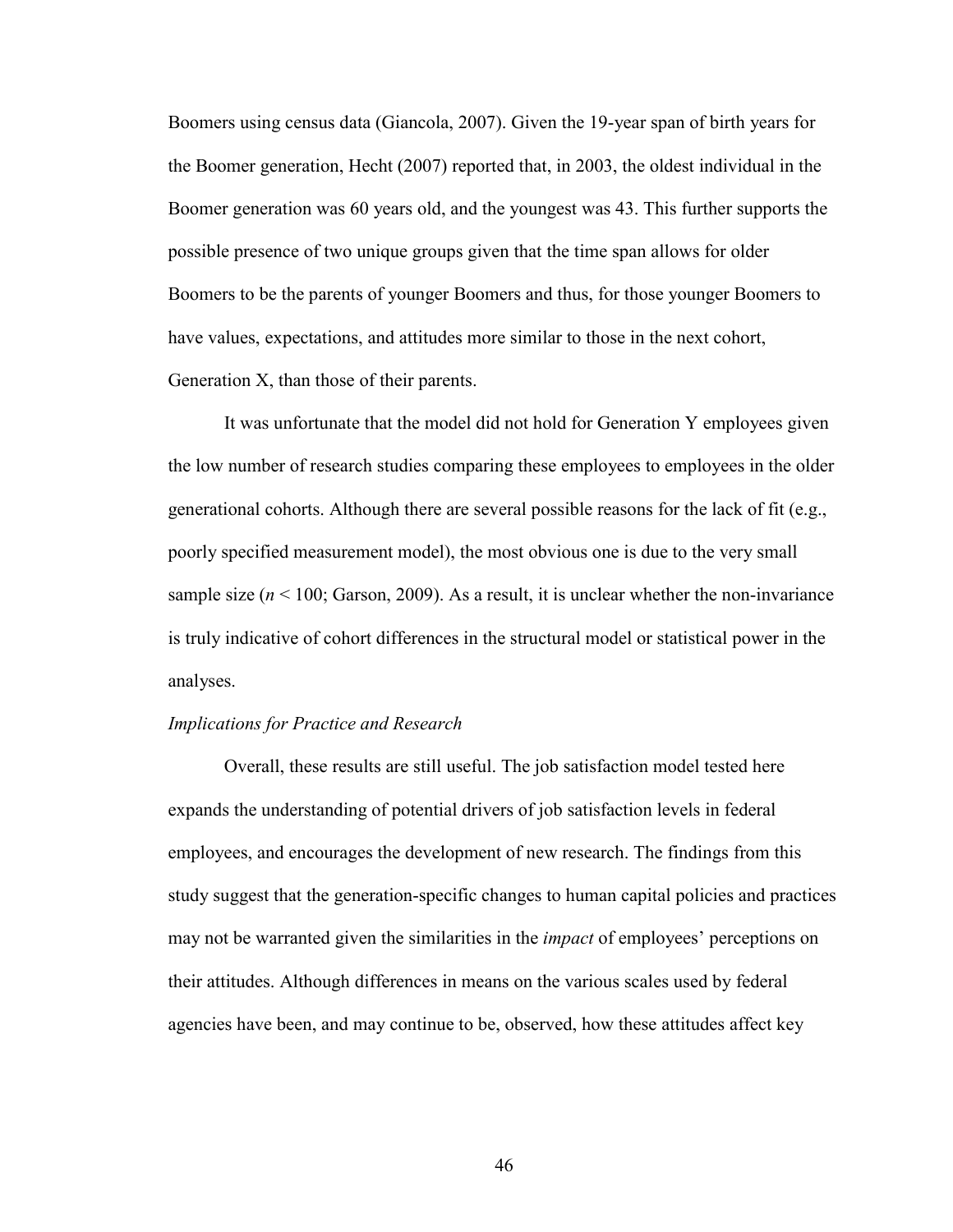Boomers using census data (Giancola, 2007). Given the 19-year span of birth years for the Boomer generation, Hecht (2007) reported that, in 2003, the oldest individual in the Boomer generation was 60 years old, and the youngest was 43. This further supports the possible presence of two unique groups given that the time span allows for older Boomers to be the parents of younger Boomers and thus, for those younger Boomers to have values, expectations, and attitudes more similar to those in the next cohort, Generation X, than those of their parents.

It was unfortunate that the model did not hold for Generation Y employees given the low number of research studies comparing these employees to employees in the older generational cohorts. Although there are several possible reasons for the lack of fit (e.g., poorly specified measurement model), the most obvious one is due to the very small sample size ($n < 100$; Garson, 2009). As a result, it is unclear whether the non-invariance is truly indicative of cohort differences in the structural model or statistical power in the analyses.

*Implications for Practice and Research*

Overall, these results are still useful. The job satisfaction model tested here expands the understanding of potential drivers of job satisfaction levels in federal employees, and encourages the development of new research. The findings from this study suggest that the generation-specific changes to human capital policies and practices may not be warranted given the similarities in the *impact* of employees' perceptions on their attitudes. Although differences in means on the various scales used by federal agencies have been, and may continue to be, observed, how these attitudes affect key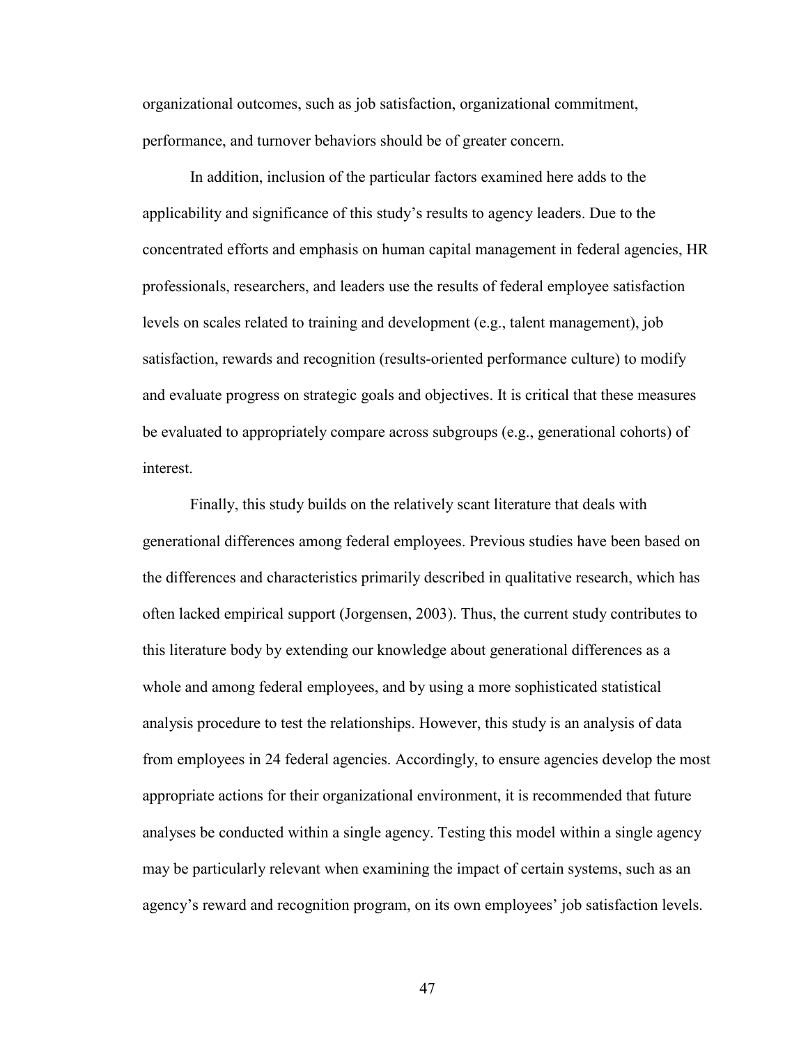organizational outcomes, such as job satisfaction, organizational commitment, performance, and turnover behaviors should be of greater concern.

In addition, inclusion of the particular factors examined here adds to the applicability and significance of this study's results to agency leaders. Due to the concentrated efforts and emphasis on human capital management in federal agencies, HR professionals, researchers, and leaders use the results of federal employee satisfaction levels on scales related to training and development (e.g., talent management), job satisfaction, rewards and recognition (results-oriented performance culture) to modify and evaluate progress on strategic goals and objectives. It is critical that these measures be evaluated to appropriately compare across subgroups (e.g., generational cohorts) of interest.

Finally, this study builds on the relatively scant literature that deals with generational differences among federal employees. Previous studies have been based on the differences and characteristics primarily described in qualitative research, which has often lacked empirical support (Jorgensen, 2003). Thus, the current study contributes to this literature body by extending our knowledge about generational differences as a whole and among federal employees, and by using a more sophisticated statistical analysis procedure to test the relationships. However, this study is an analysis of data from employees in 24 federal agencies. Accordingly, to ensure agencies develop the most appropriate actions for their organizational environment, it is recommended that future analyses be conducted within a single agency. Testing this model within a single agency may be particularly relevant when examining the impact of certain systems, such as an agency's reward and recognition program, on its own employees' job satisfaction levels.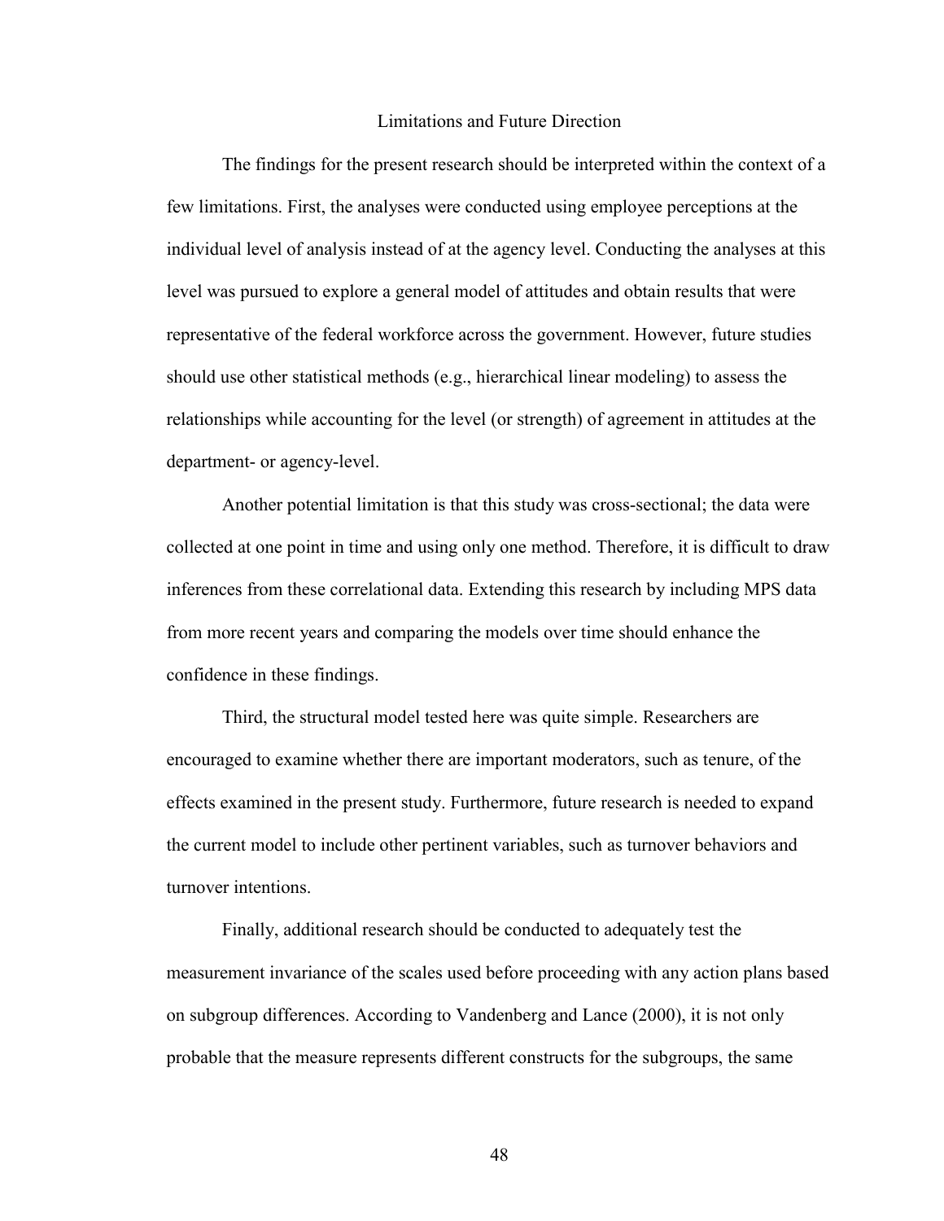## Limitations and Future Direction

The findings for the present research should be interpreted within the context of a few limitations. First, the analyses were conducted using employee perceptions at the individual level of analysis instead of at the agency level. Conducting the analyses at this level was pursued to explore a general model of attitudes and obtain results that were representative of the federal workforce across the government. However, future studies should use other statistical methods (e.g., hierarchical linear modeling) to assess the relationships while accounting for the level (or strength) of agreement in attitudes at the department- or agency-level.

Another potential limitation is that this study was cross-sectional; the data were collected at one point in time and using only one method. Therefore, it is difficult to draw inferences from these correlational data. Extending this research by including MPS data from more recent years and comparing the models over time should enhance the confidence in these findings.

Third, the structural model tested here was quite simple. Researchers are encouraged to examine whether there are important moderators, such as tenure, of the effects examined in the present study. Furthermore, future research is needed to expand the current model to include other pertinent variables, such as turnover behaviors and turnover intentions.

Finally, additional research should be conducted to adequately test the measurement invariance of the scales used before proceeding with any action plans based on subgroup differences. According to Vandenberg and Lance (2000), it is not only probable that the measure represents different constructs for the subgroups, the same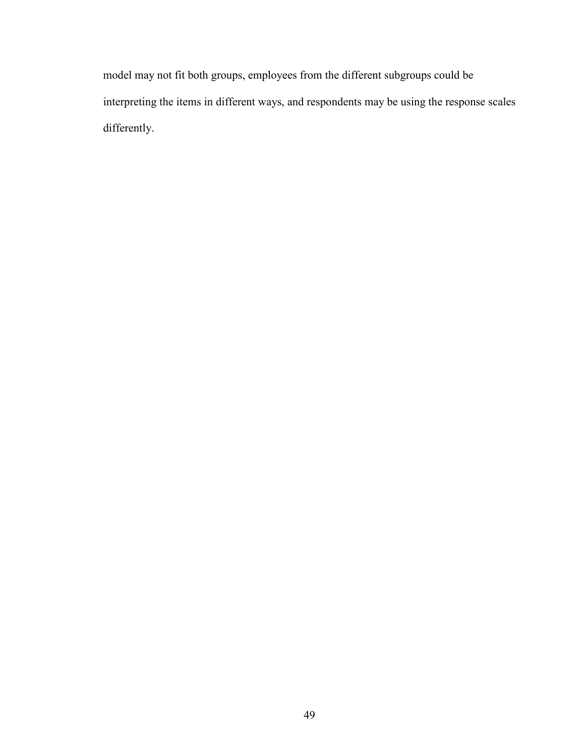model may not fit both groups, employees from the different subgroups could be interpreting the items in different ways, and respondents may be using the response scales differently.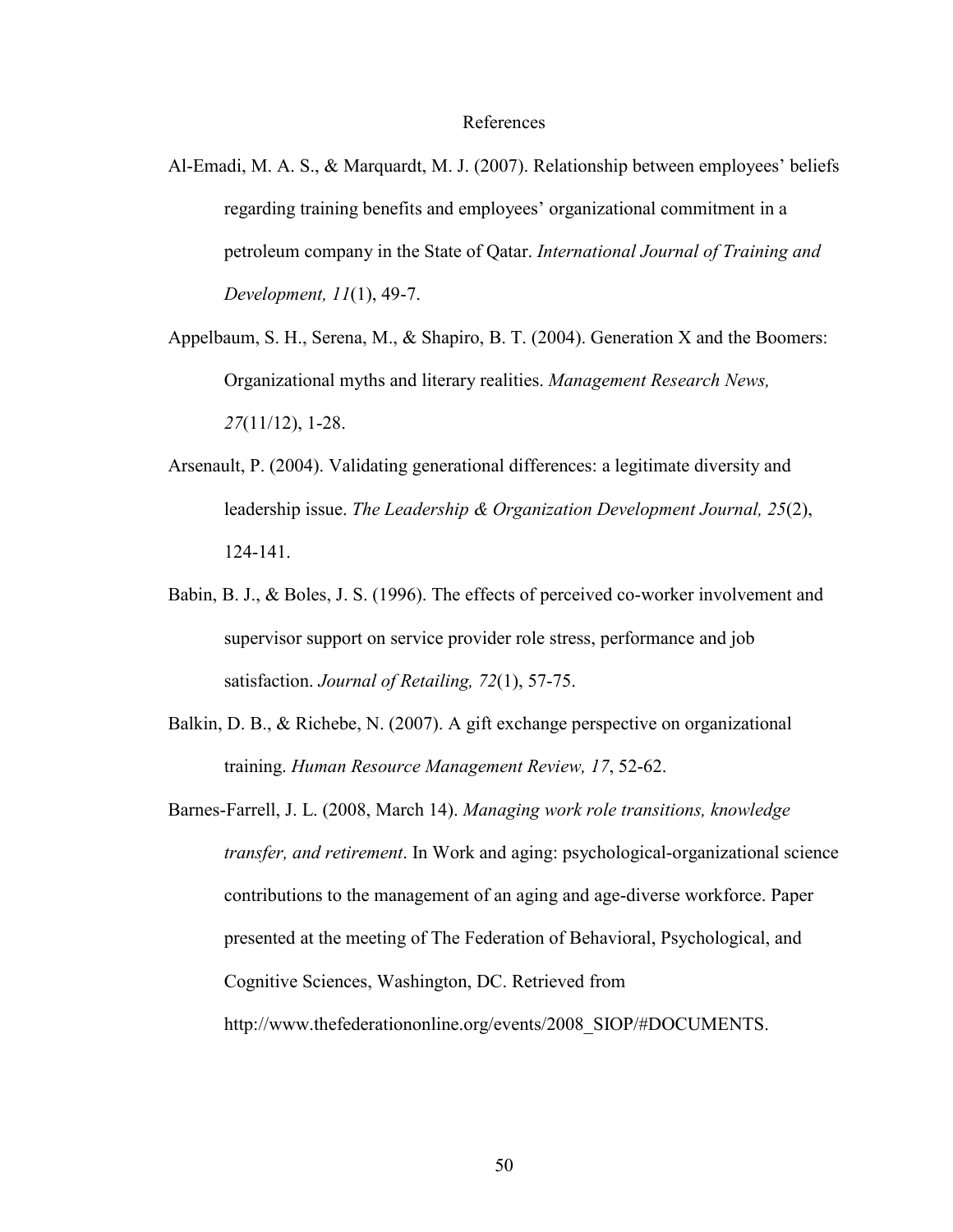# References

Al-Emadi, M. A. S., & Marquardt, M. J. (2007). Relationship between employees' beliefs regarding training benefits and employees' organizational commitment in a petroleum company in the State of Qatar. *International Journal of Training and Development, 11*(1), 49-7.

Appelbaum, S. H., Serena, M., & Shapiro, B. T. (2004). Generation X and the Boomers: Organizational myths and literary realities. *Management Research News, 27*(11/12), 1-28.

Arsenault, P. (2004). Validating generational differences: a legitimate diversity and leadership issue. *The Leadership & Organization Development Journal, 25*(2), 124-141.

Babin, B. J., & Boles, J. S. (1996). The effects of perceived co-worker involvement and supervisor support on service provider role stress, performance and job satisfaction. *Journal of Retailing, 72*(1), 57-75.

Balkin, D. B., & Richebe, N. (2007). A gift exchange perspective on organizational training. *Human Resource Management Review, 17*, 52-62.

Barnes-Farrell, J. L. (2008, March 14). *Managing work role transitions, knowledge transfer, and retirement*. In Work and aging: psychological-organizational science contributions to the management of an aging and age-diverse workforce. Paper presented at the meeting of The Federation of Behavioral, Psychological, and Cognitive Sciences, Washington, DC. Retrieved from http://www.thefederationonline.org/events/2008_SIOP/#DOCUMENTS.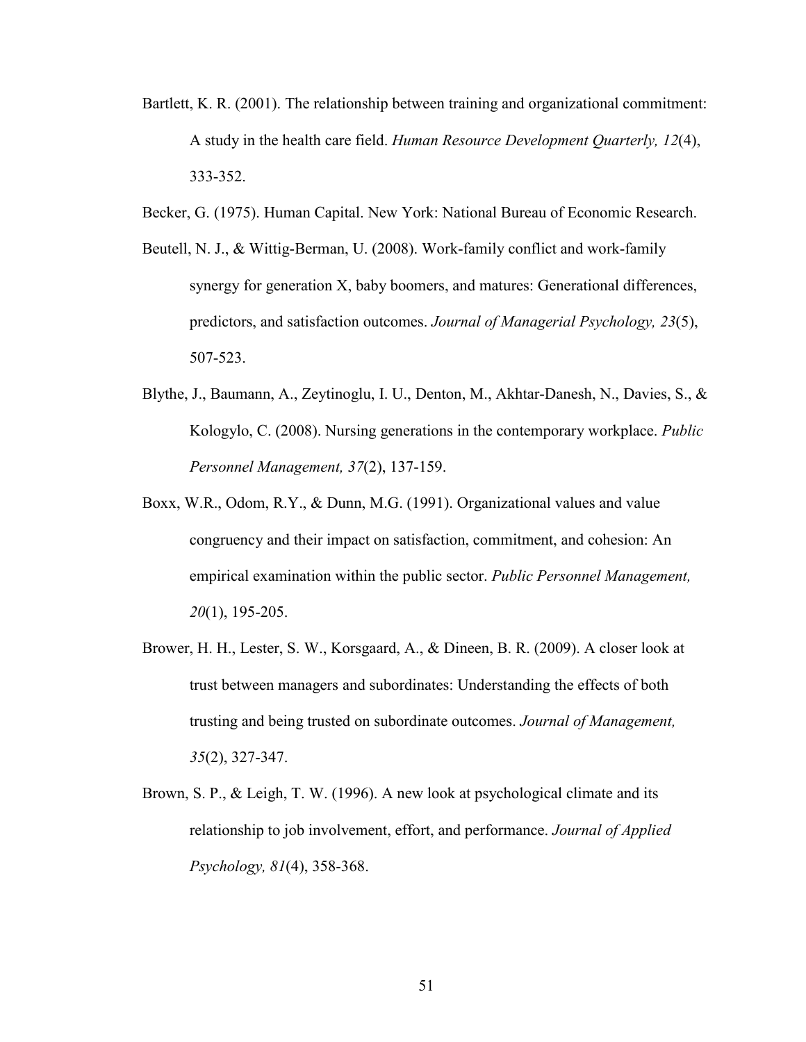Bartlett, K. R. (2001). The relationship between training and organizational commitment: A study in the health care field. *Human Resource Development Quarterly, 12*(4), 333-352.

Becker, G. (1975). Human Capital. New York: National Bureau of Economic Research.

Beutell, N. J., & Wittig-Berman, U. (2008). Work-family conflict and work-family synergy for generation X, baby boomers, and matures: Generational differences, predictors, and satisfaction outcomes. *Journal of Managerial Psychology, 23*(5), 507-523.

Blythe, J., Baumann, A., Zeytinoglu, I. U., Denton, M., Akhtar-Danesh, N., Davies, S., & Kologylo, C. (2008). Nursing generations in the contemporary workplace. *Public Personnel Management, 37*(2), 137-159.

Boxx, W.R., Odom, R.Y., & Dunn, M.G. (1991). Organizational values and value congruency and their impact on satisfaction, commitment, and cohesion: An empirical examination within the public sector. *Public Personnel Management, 20*(1), 195-205.

Brower, H. H., Lester, S. W., Korsgaard, A., & Dineen, B. R. (2009). A closer look at trust between managers and subordinates: Understanding the effects of both trusting and being trusted on subordinate outcomes. *Journal of Management, 35*(2), 327-347.

Brown, S. P., & Leigh, T. W. (1996). A new look at psychological climate and its relationship to job involvement, effort, and performance. *Journal of Applied Psychology, 81*(4), 358-368.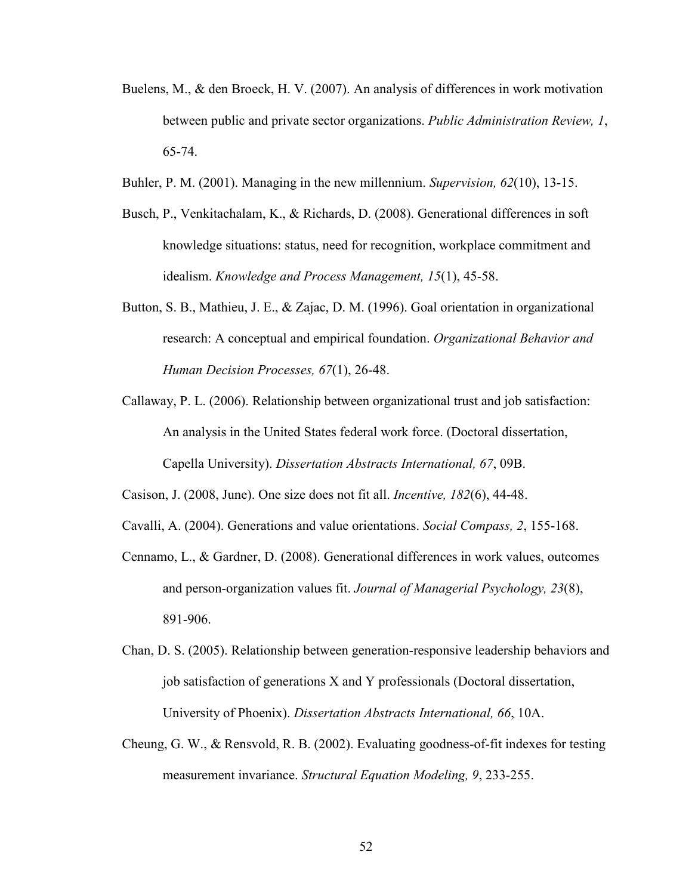Buelens, M., & den Broeck, H. V. (2007). An analysis of differences in work motivation between public and private sector organizations. *Public Administration Review, 1*, 65-74.

Buhler, P. M. (2001). Managing in the new millennium. *Supervision, 62*(10), 13-15.

Busch, P., Venkitachalam, K., & Richards, D. (2008). Generational differences in soft knowledge situations: status, need for recognition, workplace commitment and idealism. *Knowledge and Process Management, 15*(1), 45-58.

Button, S. B., Mathieu, J. E., & Zajac, D. M. (1996). Goal orientation in organizational research: A conceptual and empirical foundation. *Organizational Behavior and Human Decision Processes, 67*(1), 26-48.

Callaway, P. L. (2006). Relationship between organizational trust and job satisfaction: An analysis in the United States federal work force. (Doctoral dissertation, Capella University). *Dissertation Abstracts International, 67*, 09B.

Casison, J. (2008, June). One size does not fit all. *Incentive, 182*(6), 44-48.

Cavalli, A. (2004). Generations and value orientations. *Social Compass, 2*, 155-168.

Cennamo, L., & Gardner, D. (2008). Generational differences in work values, outcomes and person-organization values fit. *Journal of Managerial Psychology, 23*(8), 891-906.

Chan, D. S. (2005). Relationship between generation-responsive leadership behaviors and job satisfaction of generations X and Y professionals (Doctoral dissertation, University of Phoenix). *Dissertation Abstracts International, 66*, 10A.

Cheung, G. W., & Rensvold, R. B. (2002). Evaluating goodness-of-fit indexes for testing measurement invariance. *Structural Equation Modeling, 9*, 233-255.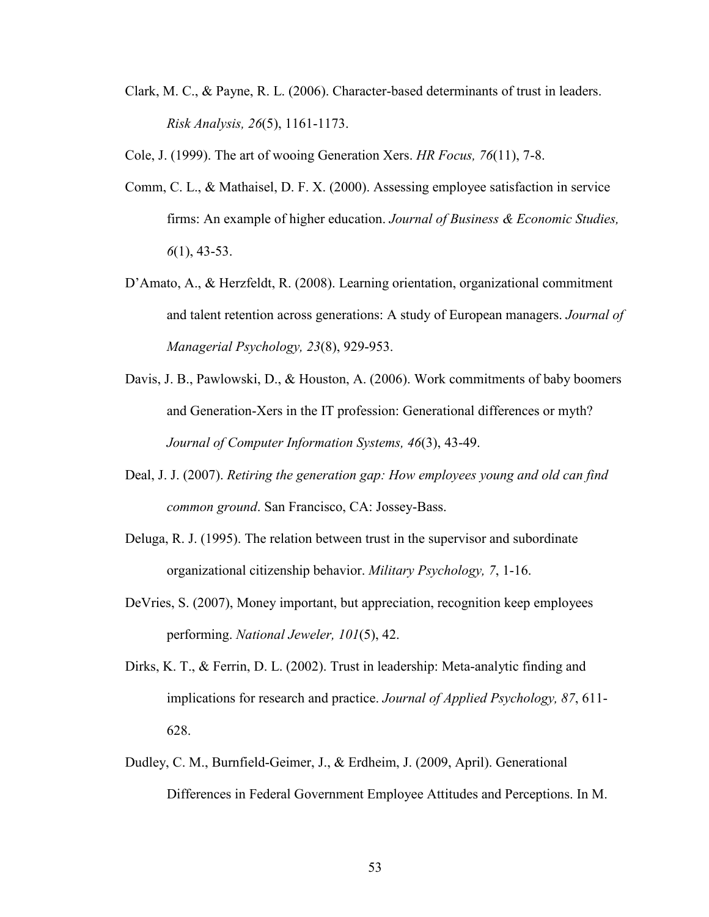Clark, M. C., & Payne, R. L. (2006). Character-based determinants of trust in leaders. *Risk Analysis, 26*(5), 1161-1173.

Cole, J. (1999). The art of wooing Generation Xers. *HR Focus, 76*(11), 7-8.

Comm, C. L., & Mathaisel, D. F. X. (2000). Assessing employee satisfaction in service firms: An example of higher education. *Journal of Business & Economic Studies, 6*(1), 43-53.

D'Amato, A., & Herzfeldt, R. (2008). Learning orientation, organizational commitment and talent retention across generations: A study of European managers. *Journal of Managerial Psychology, 23*(8), 929-953.

Davis, J. B., Pawlowski, D., & Houston, A. (2006). Work commitments of baby boomers and Generation-Xers in the IT profession: Generational differences or myth? *Journal of Computer Information Systems, 46*(3), 43-49.

Deal, J. J. (2007). *Retiring the generation gap: How employees young and old can find common ground*. San Francisco, CA: Jossey-Bass.

Deluga, R. J. (1995). The relation between trust in the supervisor and subordinate organizational citizenship behavior. *Military Psychology, 7*, 1-16.

DeVries, S. (2007), Money important, but appreciation, recognition keep employees performing. *National Jeweler, 101*(5), 42.

Dirks, K. T., & Ferrin, D. L. (2002). Trust in leadership: Meta-analytic finding and implications for research and practice. *Journal of Applied Psychology, 87*, 611-628.

Dudley, C. M., Burnfield-Geimer, J., & Erdheim, J. (2009, April). Generational Differences in Federal Government Employee Attitudes and Perceptions. In M.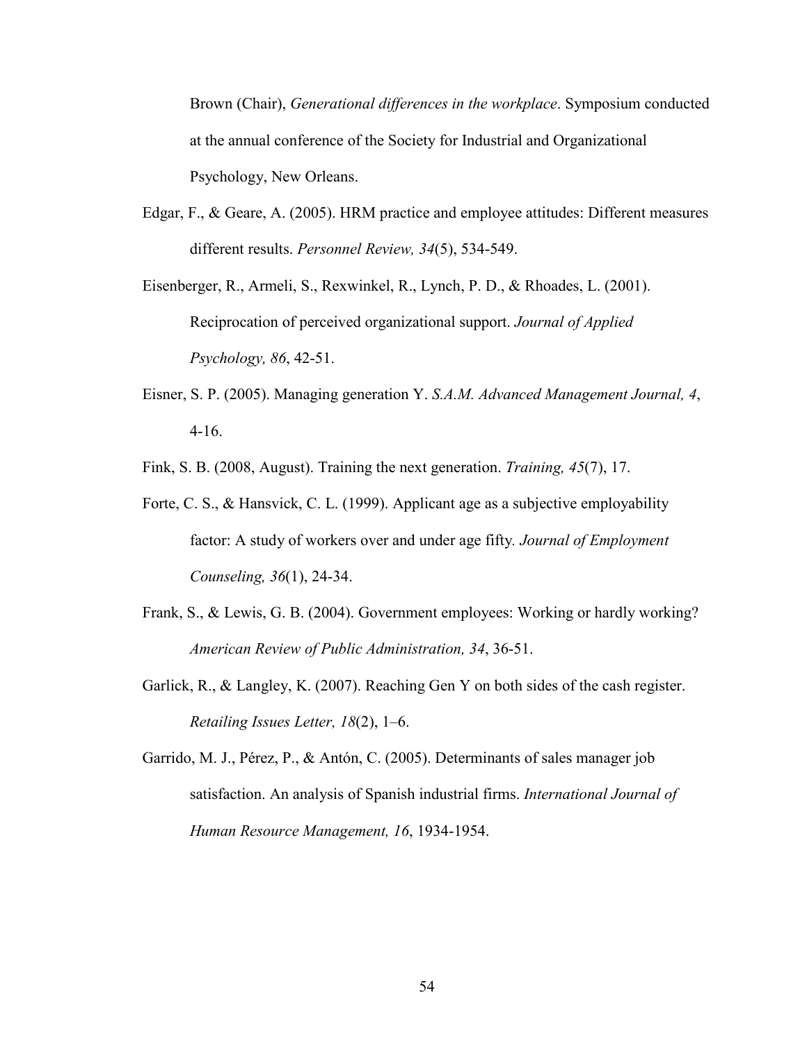Brown (Chair), *Generational differences in the workplace*. Symposium conducted at the annual conference of the Society for Industrial and Organizational Psychology, New Orleans.

Edgar, F., & Geare, A. (2005). HRM practice and employee attitudes: Different measures different results. *Personnel Review, 34*(5), 534-549.

Eisenberger, R., Armeli, S., Rexwinkel, R., Lynch, P. D., & Rhoades, L. (2001). Reciprocation of perceived organizational support. *Journal of Applied Psychology, 86*, 42-51.

Eisner, S. P. (2005). Managing generation Y. *S.A.M. Advanced Management Journal, 4*, 4-16.

Fink, S. B. (2008, August). Training the next generation. *Training, 45*(7), 17.

Forte, C. S., & Hansvick, C. L. (1999). Applicant age as a subjective employability factor: A study of workers over and under age fifty*. Journal of Employment Counseling, 36*(1), 24-34.

Frank, S., & Lewis, G. B. (2004). Government employees: Working or hardly working? *American Review of Public Administration, 34*, 36-51.

Garlick, R., & Langley, K. (2007). Reaching Gen Y on both sides of the cash register. *Retailing Issues Letter, 18*(2), 1–6.

Garrido, M. J., Pérez, P., & Antón, C. (2005). Determinants of sales manager job satisfaction. An analysis of Spanish industrial firms. *International Journal of Human Resource Management, 16*, 1934-1954.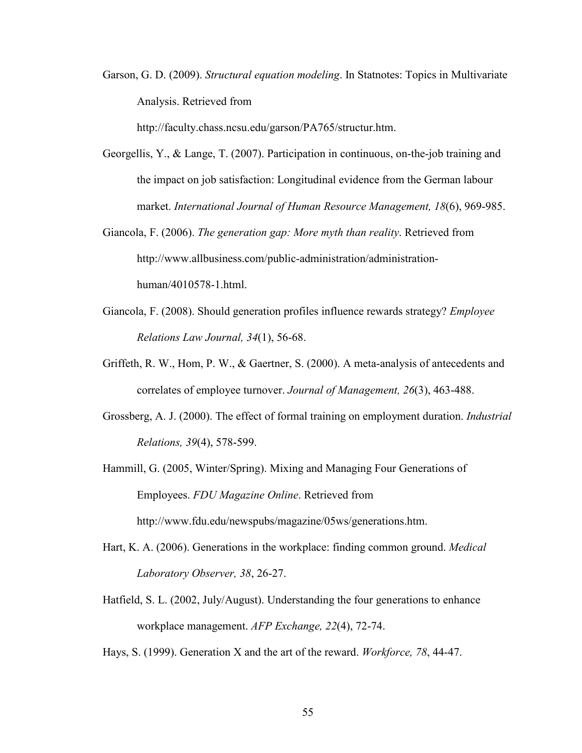Garson, G. D. (2009). *Structural equation modeling*. In Statnotes: Topics in Multivariate Analysis. Retrieved from http://faculty.chass.ncsu.edu/garson/PA765/structur.htm.

Georgellis, Y., & Lange, T. (2007). Participation in continuous, on-the-job training and the impact on job satisfaction: Longitudinal evidence from the German labour market. *International Journal of Human Resource Management, 18*(6), 969-985.

Giancola, F. (2006). *The generation gap: More myth than reality*. Retrieved from http://www.allbusiness.com/public-administration/administration-human/4010578-1.html.

Giancola, F. (2008). Should generation profiles influence rewards strategy? *Employee Relations Law Journal, 34*(1), 56-68.

Griffeth, R. W., Hom, P. W., & Gaertner, S. (2000). A meta-analysis of antecedents and correlates of employee turnover. *Journal of Management, 26*(3), 463-488.

Grossberg, A. J. (2000). The effect of formal training on employment duration. *Industrial Relations, 39*(4), 578-599.

Hammill, G. (2005, Winter/Spring). Mixing and Managing Four Generations of Employees. *FDU Magazine Online*. Retrieved from http://www.fdu.edu/newspubs/magazine/05ws/generations.htm.

Hart, K. A. (2006). Generations in the workplace: finding common ground. *Medical Laboratory Observer, 38*, 26-27.

Hatfield, S. L. (2002, July/August). Understanding the four generations to enhance workplace management. *AFP Exchange, 22*(4), 72-74.

Hays, S. (1999). Generation X and the art of the reward. *Workforce, 78*, 44-47.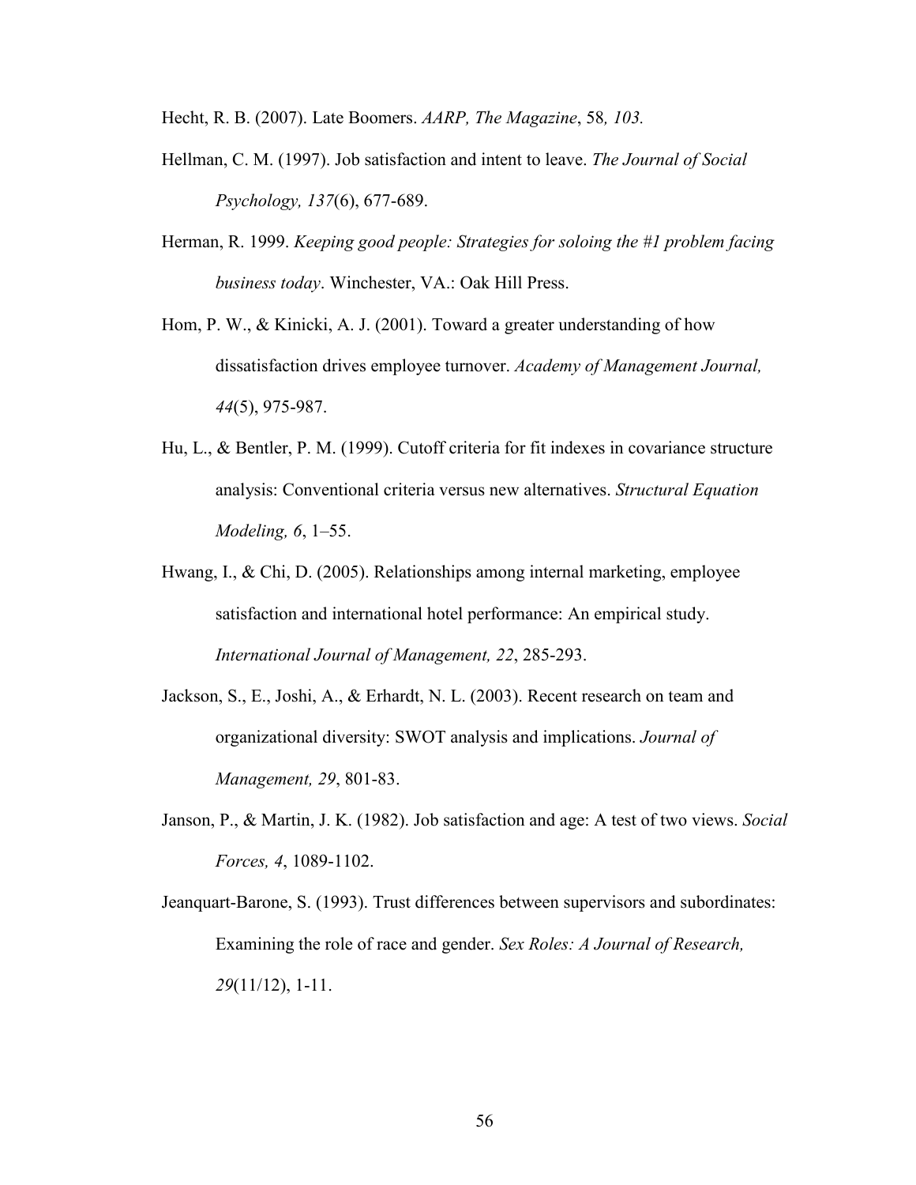Hecht, R. B. (2007). Late Boomers. *AARP, The Magazine*, 58*, 103.*

Hellman, C. M. (1997). Job satisfaction and intent to leave. *The Journal of Social Psychology, 137*(6), 677-689.

Herman, R. 1999. *Keeping good people: Strategies for soloing the #1 problem facing business today*. Winchester, VA.: Oak Hill Press.

Hom, P. W., & Kinicki, A. J. (2001). Toward a greater understanding of how dissatisfaction drives employee turnover. *Academy of Management Journal, 44*(5), 975-987.

Hu, L., & Bentler, P. M. (1999). Cutoff criteria for fit indexes in covariance structure analysis: Conventional criteria versus new alternatives. *Structural Equation Modeling, 6*, 1–55.

Hwang, I., & Chi, D. (2005). Relationships among internal marketing, employee satisfaction and international hotel performance: An empirical study. *International Journal of Management, 22*, 285-293.

Jackson, S., E., Joshi, A., & Erhardt, N. L. (2003). Recent research on team and organizational diversity: SWOT analysis and implications. *Journal of Management, 29*, 801-83.

Janson, P., & Martin, J. K. (1982). Job satisfaction and age: A test of two views. *Social Forces, 4*, 1089-1102.

Jeanquart-Barone, S. (1993). Trust differences between supervisors and subordinates: Examining the role of race and gender. *Sex Roles: A Journal of Research, 29*(11/12), 1-11.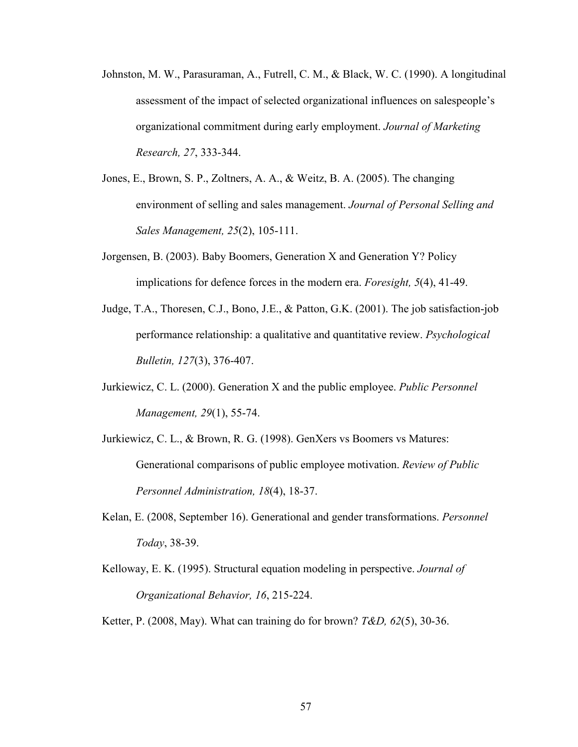Johnston, M. W., Parasuraman, A., Futrell, C. M., & Black, W. C. (1990). A longitudinal assessment of the impact of selected organizational influences on salespeople's organizational commitment during early employment. *Journal of Marketing Research, 27*, 333-344.

Jones, E., Brown, S. P., Zoltners, A. A., & Weitz, B. A. (2005). The changing environment of selling and sales management. *Journal of Personal Selling and Sales Management, 25*(2), 105-111.

Jorgensen, B. (2003). Baby Boomers, Generation X and Generation Y? Policy implications for defence forces in the modern era. *Foresight, 5*(4), 41-49.

Judge, T.A., Thoresen, C.J., Bono, J.E., & Patton, G.K. (2001). The job satisfaction-job performance relationship: a qualitative and quantitative review. *Psychological Bulletin, 127*(3), 376-407.

Jurkiewicz, C. L. (2000). Generation X and the public employee. *Public Personnel Management, 29*(1), 55-74.

Jurkiewicz, C. L., & Brown, R. G. (1998). GenXers vs Boomers vs Matures: Generational comparisons of public employee motivation. *Review of Public Personnel Administration, 18*(4), 18-37.

Kelan, E. (2008, September 16). Generational and gender transformations. *Personnel Today*, 38-39.

Kelloway, E. K. (1995). Structural equation modeling in perspective. *Journal of Organizational Behavior, 16*, 215-224.

Ketter, P. (2008, May). What can training do for brown? *T&D, 62*(5), 30-36.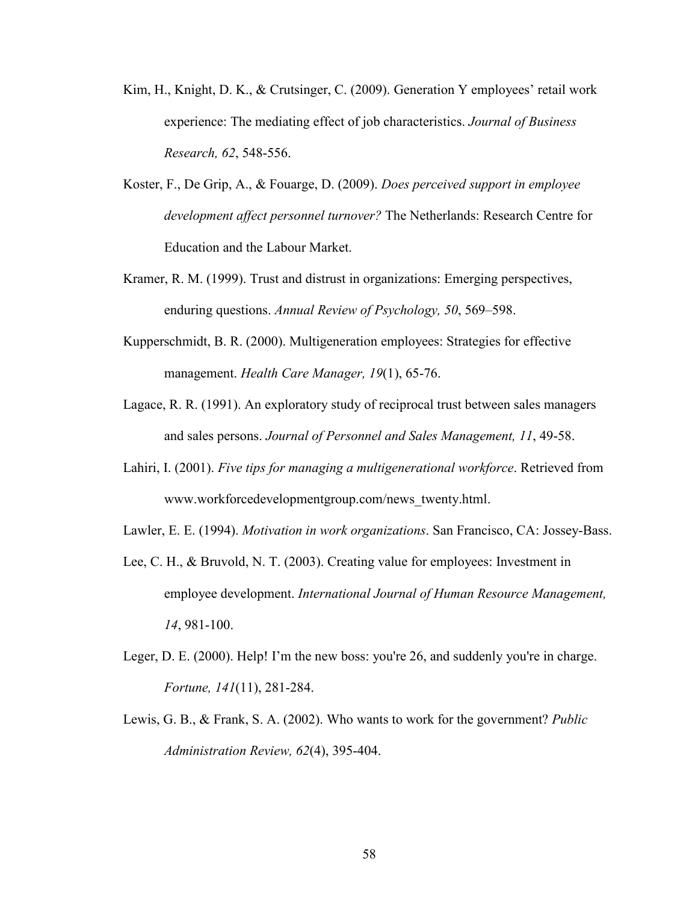Kim, H., Knight, D. K., & Crutsinger, C. (2009). Generation Y employees' retail work experience: The mediating effect of job characteristics. *Journal of Business Research, 62*, 548-556.

Koster, F., De Grip, A., & Fouarge, D. (2009). *Does perceived support in employee development affect personnel turnover?* The Netherlands: Research Centre for Education and the Labour Market.

Kramer, R. M. (1999). Trust and distrust in organizations: Emerging perspectives, enduring questions. *Annual Review of Psychology, 50*, 569–598.

Kupperschmidt, B. R. (2000). Multigeneration employees: Strategies for effective management. *Health Care Manager, 19*(1), 65-76.

Lagace, R. R. (1991). An exploratory study of reciprocal trust between sales managers and sales persons. *Journal of Personnel and Sales Management, 11*, 49-58.

Lahiri, I. (2001). *Five tips for managing a multigenerational workforce*. Retrieved from www.workforcedevelopmentgroup.com/news_twenty.html.

Lawler, E. E. (1994). *Motivation in work organizations*. San Francisco, CA: Jossey-Bass.

Lee, C. H., & Bruvold, N. T. (2003). Creating value for employees: Investment in employee development. *International Journal of Human Resource Management, 14*, 981-100.

Leger, D. E. (2000). Help! I'm the new boss: you're 26, and suddenly you're in charge. *Fortune, 141*(11), 281-284.

Lewis, G. B., & Frank, S. A. (2002). Who wants to work for the government? *Public Administration Review, 62*(4), 395-404.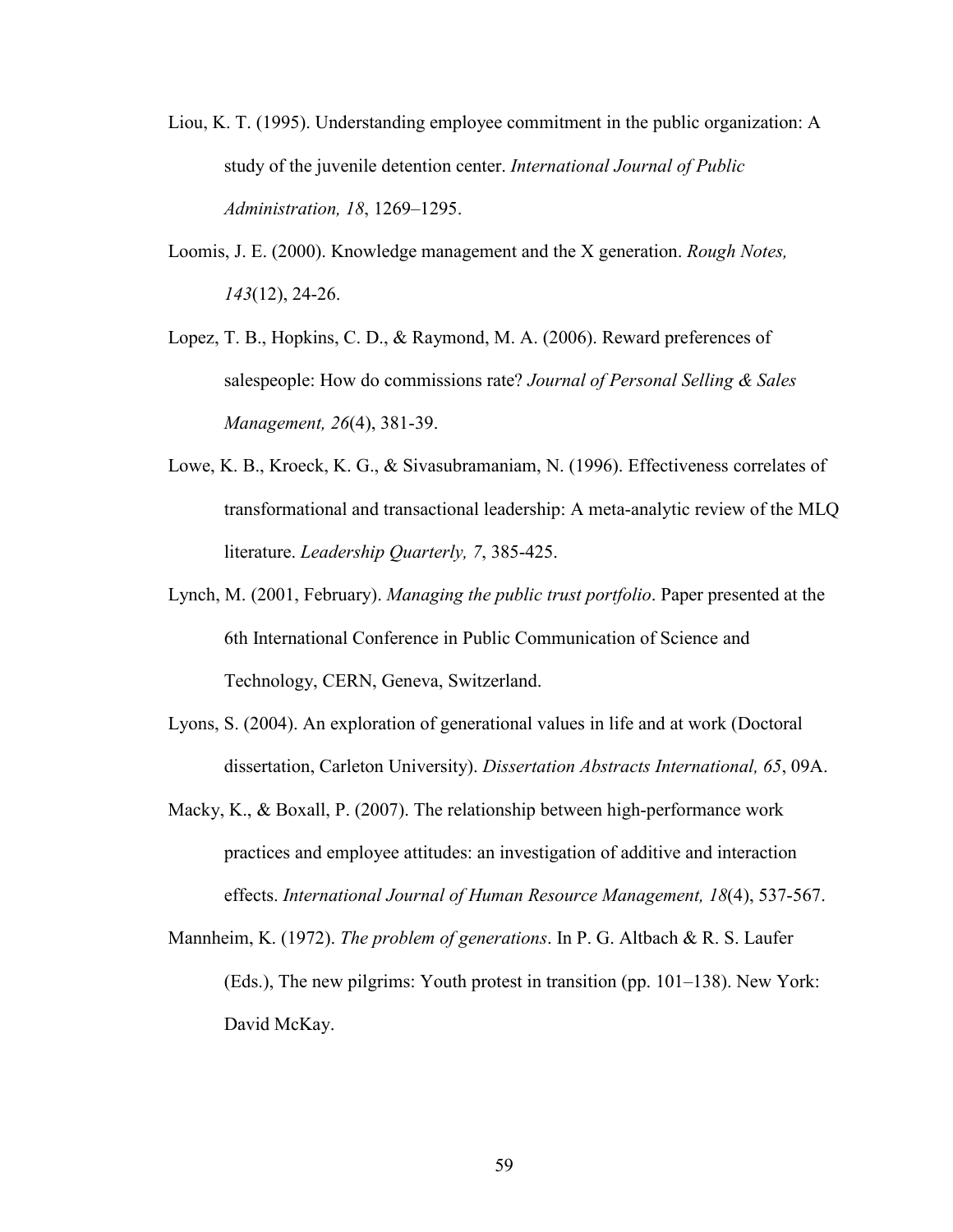Liou, K. T. (1995). Understanding employee commitment in the public organization: A study of the juvenile detention center. *International Journal of Public Administration, 18*, 1269–1295.

Loomis, J. E. (2000). Knowledge management and the X generation. *Rough Notes, 143*(12), 24-26.

Lopez, T. B., Hopkins, C. D., & Raymond, M. A. (2006). Reward preferences of salespeople: How do commissions rate? *Journal of Personal Selling & Sales Management, 26*(4), 381-39.

Lowe, K. B., Kroeck, K. G., & Sivasubramaniam, N. (1996). Effectiveness correlates of transformational and transactional leadership: A meta-analytic review of the MLQ literature. *Leadership Quarterly, 7*, 385-425.

Lynch, M. (2001, February). *Managing the public trust portfolio*. Paper presented at the 6th International Conference in Public Communication of Science and Technology, CERN, Geneva, Switzerland.

Lyons, S. (2004). An exploration of generational values in life and at work (Doctoral dissertation, Carleton University). *Dissertation Abstracts International, 65*, 09A.

Macky, K., & Boxall, P. (2007). The relationship between high-performance work practices and employee attitudes: an investigation of additive and interaction effects. *International Journal of Human Resource Management, 18*(4), 537-567.

Mannheim, K. (1972). *The problem of generations*. In P. G. Altbach & R. S. Laufer (Eds.), The new pilgrims: Youth protest in transition (pp. 101–138). New York: David McKay.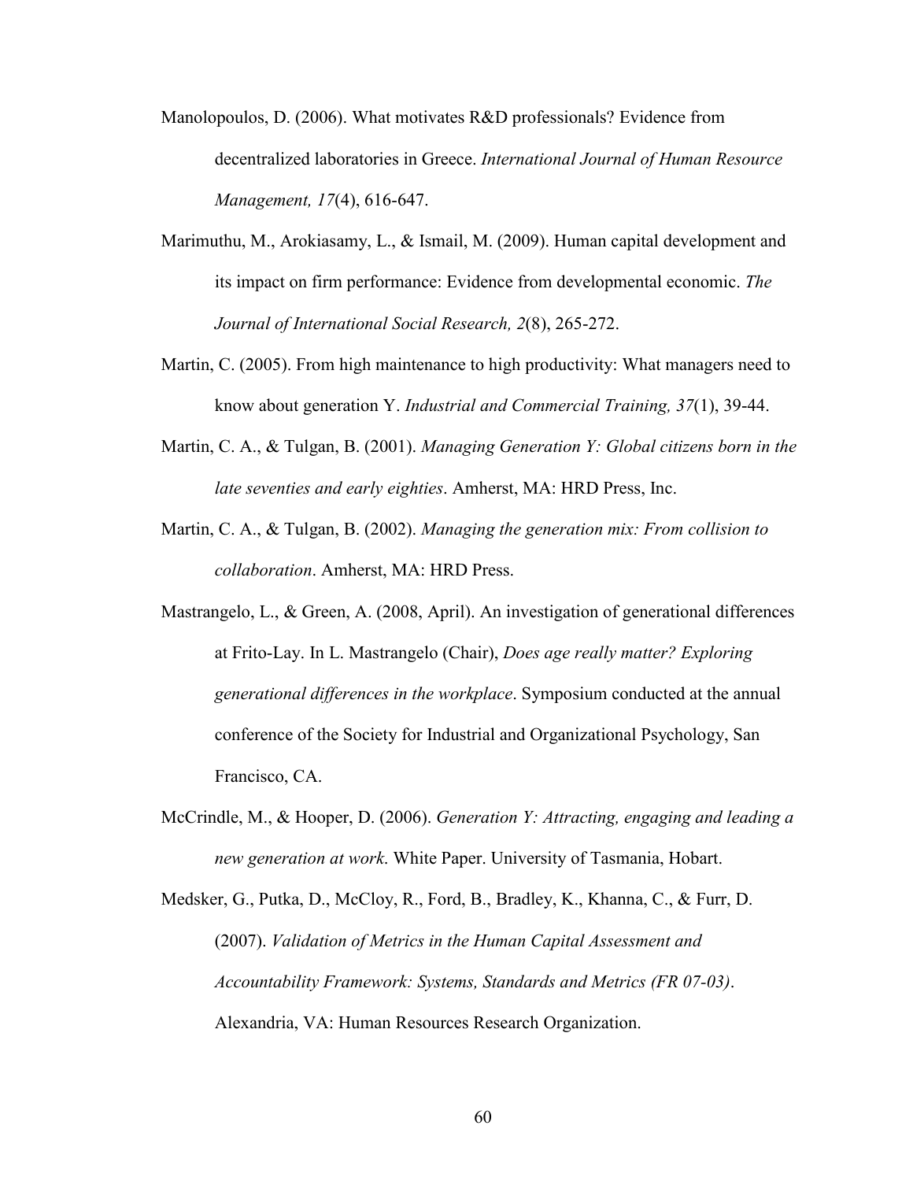Manolopoulos, D. (2006). What motivates R&D professionals? Evidence from decentralized laboratories in Greece. *International Journal of Human Resource Management, 17*(4), 616-647.

Marimuthu, M., Arokiasamy, L., & Ismail, M. (2009). Human capital development and its impact on firm performance: Evidence from developmental economic. *The Journal of International Social Research, 2*(8), 265-272.

Martin, C. (2005). From high maintenance to high productivity: What managers need to know about generation Y. *Industrial and Commercial Training, 37*(1), 39-44.

Martin, C. A., & Tulgan, B. (2001). *Managing Generation Y: Global citizens born in the late seventies and early eighties*. Amherst, MA: HRD Press, Inc.

Martin, C. A., & Tulgan, B. (2002). *Managing the generation mix: From collision to collaboration*. Amherst, MA: HRD Press.

Mastrangelo, L., & Green, A. (2008, April). An investigation of generational differences at Frito-Lay. In L. Mastrangelo (Chair), *Does age really matter? Exploring generational differences in the workplace*. Symposium conducted at the annual conference of the Society for Industrial and Organizational Psychology, San Francisco, CA.

McCrindle, M., & Hooper, D. (2006). *Generation Y: Attracting, engaging and leading a new generation at work*. White Paper. University of Tasmania, Hobart.

Medsker, G., Putka, D., McCloy, R., Ford, B., Bradley, K., Khanna, C., & Furr, D. (2007). *Validation of Metrics in the Human Capital Assessment and Accountability Framework: Systems, Standards and Metrics (FR 07-03)*. Alexandria, VA: Human Resources Research Organization.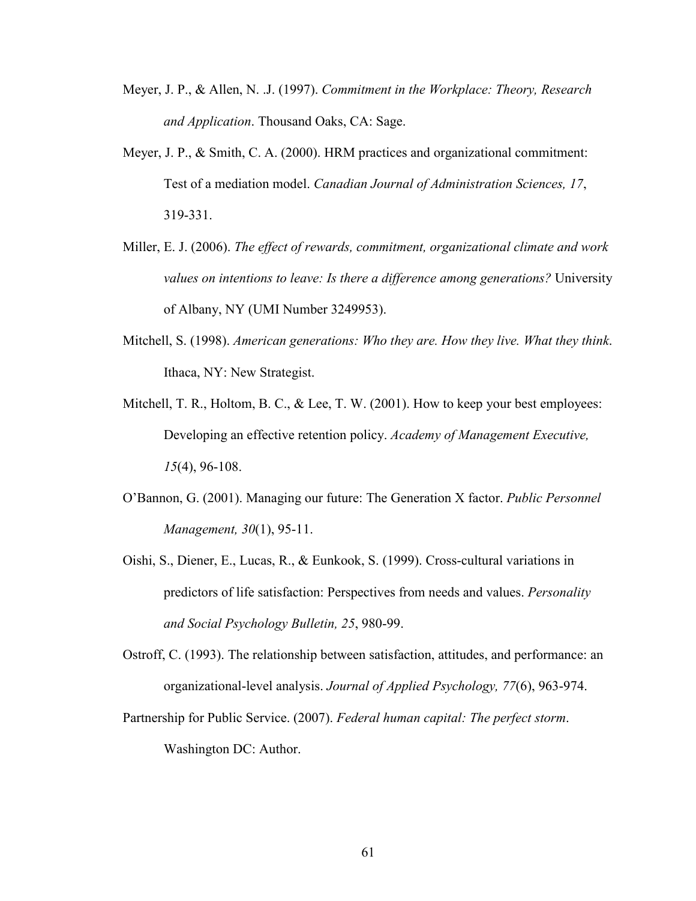Meyer, J. P., & Allen, N. .J. (1997). *Commitment in the Workplace: Theory, Research and Application*. Thousand Oaks, CA: Sage.

Meyer, J. P., & Smith, C. A. (2000). HRM practices and organizational commitment: Test of a mediation model. *Canadian Journal of Administration Sciences, 17*, 319-331.

Miller, E. J. (2006). *The effect of rewards, commitment, organizational climate and work values on intentions to leave: Is there a difference among generations?* University of Albany, NY (UMI Number 3249953).

Mitchell, S. (1998). *American generations: Who they are. How they live. What they think*. Ithaca, NY: New Strategist.

Mitchell, T. R., Holtom, B. C., & Lee, T. W. (2001). How to keep your best employees: Developing an effective retention policy. *Academy of Management Executive, 15*(4), 96-108.

O'Bannon, G. (2001). Managing our future: The Generation X factor. *Public Personnel Management, 30*(1), 95-11.

Oishi, S., Diener, E., Lucas, R., & Eunkook, S. (1999). Cross-cultural variations in predictors of life satisfaction: Perspectives from needs and values. *Personality and Social Psychology Bulletin, 25*, 980-99.

Ostroff, C. (1993). The relationship between satisfaction, attitudes, and performance: an organizational-level analysis. *Journal of Applied Psychology, 77*(6), 963-974.

Partnership for Public Service. (2007). *Federal human capital: The perfect storm*. Washington DC: Author.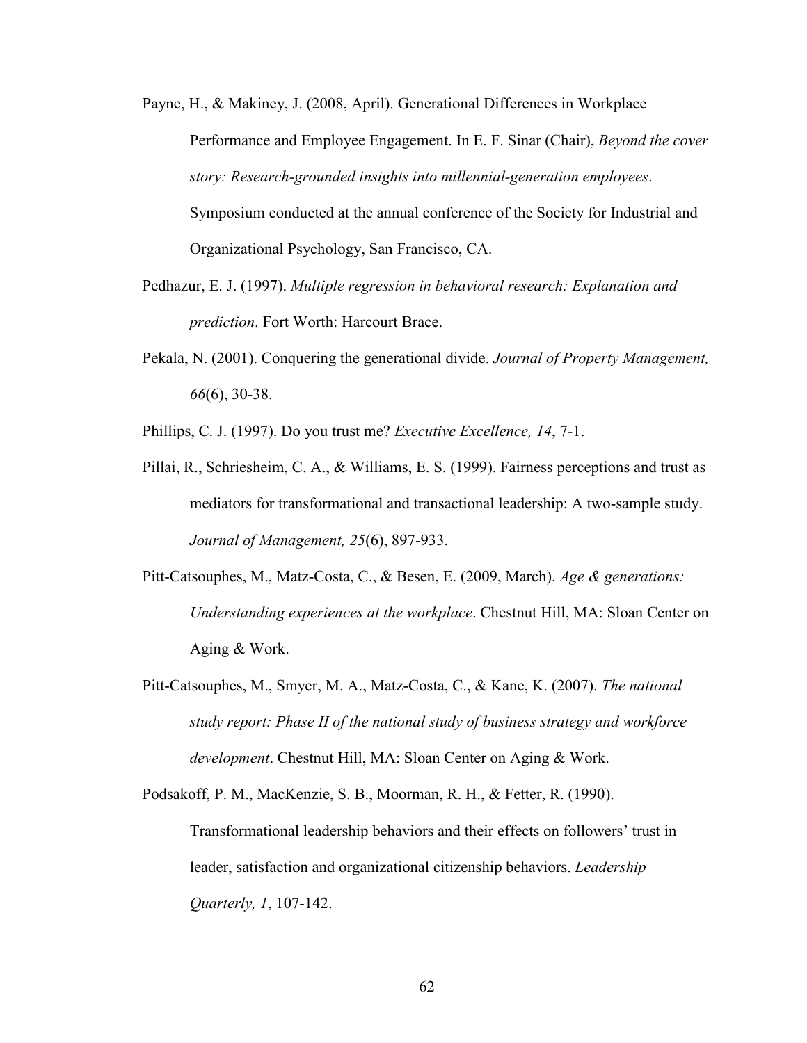Payne, H., & Makiney, J. (2008, April). Generational Differences in Workplace Performance and Employee Engagement. In E. F. Sinar (Chair), *Beyond the cover story: Research-grounded insights into millennial-generation employees*. Symposium conducted at the annual conference of the Society for Industrial and Organizational Psychology, San Francisco, CA.

Pedhazur, E. J. (1997). *Multiple regression in behavioral research: Explanation and prediction*. Fort Worth: Harcourt Brace.

Pekala, N. (2001). Conquering the generational divide. *Journal of Property Management, 66*(6), 30-38.

Phillips, C. J. (1997). Do you trust me? *Executive Excellence, 14*, 7-1.

Pillai, R., Schriesheim, C. A., & Williams, E. S. (1999). Fairness perceptions and trust as mediators for transformational and transactional leadership: A two-sample study. *Journal of Management, 25*(6), 897-933.

Pitt-Catsouphes, M., Matz-Costa, C., & Besen, E. (2009, March). *Age & generations: Understanding experiences at the workplace*. Chestnut Hill, MA: Sloan Center on Aging & Work.

Pitt-Catsouphes, M., Smyer, M. A., Matz-Costa, C., & Kane, K. (2007). *The national study report: Phase II of the national study of business strategy and workforce development*. Chestnut Hill, MA: Sloan Center on Aging & Work.

Podsakoff, P. M., MacKenzie, S. B., Moorman, R. H., & Fetter, R. (1990). Transformational leadership behaviors and their effects on followers' trust in leader, satisfaction and organizational citizenship behaviors. *Leadership Quarterly, 1*, 107-142.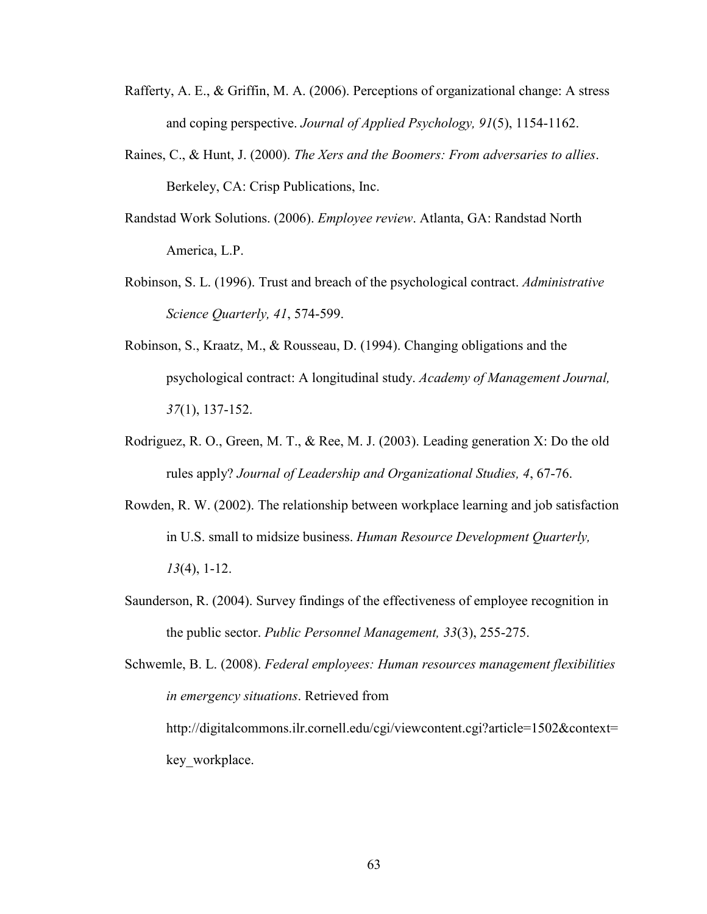Rafferty, A. E., & Griffin, M. A. (2006). Perceptions of organizational change: A stress and coping perspective. *Journal of Applied Psychology, 91*(5), 1154-1162.

Raines, C., & Hunt, J. (2000). *The Xers and the Boomers: From adversaries to allies*. Berkeley, CA: Crisp Publications, Inc.

Randstad Work Solutions. (2006). *Employee review*. Atlanta, GA: Randstad North America, L.P.

Robinson, S. L. (1996). Trust and breach of the psychological contract. *Administrative Science Quarterly, 41*, 574-599.

Robinson, S., Kraatz, M., & Rousseau, D. (1994). Changing obligations and the psychological contract: A longitudinal study. *Academy of Management Journal, 37*(1), 137-152.

Rodriguez, R. O., Green, M. T., & Ree, M. J. (2003). Leading generation X: Do the old rules apply? *Journal of Leadership and Organizational Studies, 4*, 67-76.

Rowden, R. W. (2002). The relationship between workplace learning and job satisfaction in U.S. small to midsize business. *Human Resource Development Quarterly, 13*(4), 1-12.

Saunderson, R. (2004). Survey findings of the effectiveness of employee recognition in the public sector. *Public Personnel Management, 33*(3), 255-275.

Schwemle, B. L. (2008). *Federal employees: Human resources management flexibilities in emergency situations*. Retrieved from http://digitalcommons.ilr.cornell.edu/cgi/viewcontent.cgi?article=1502&context=key_workplace.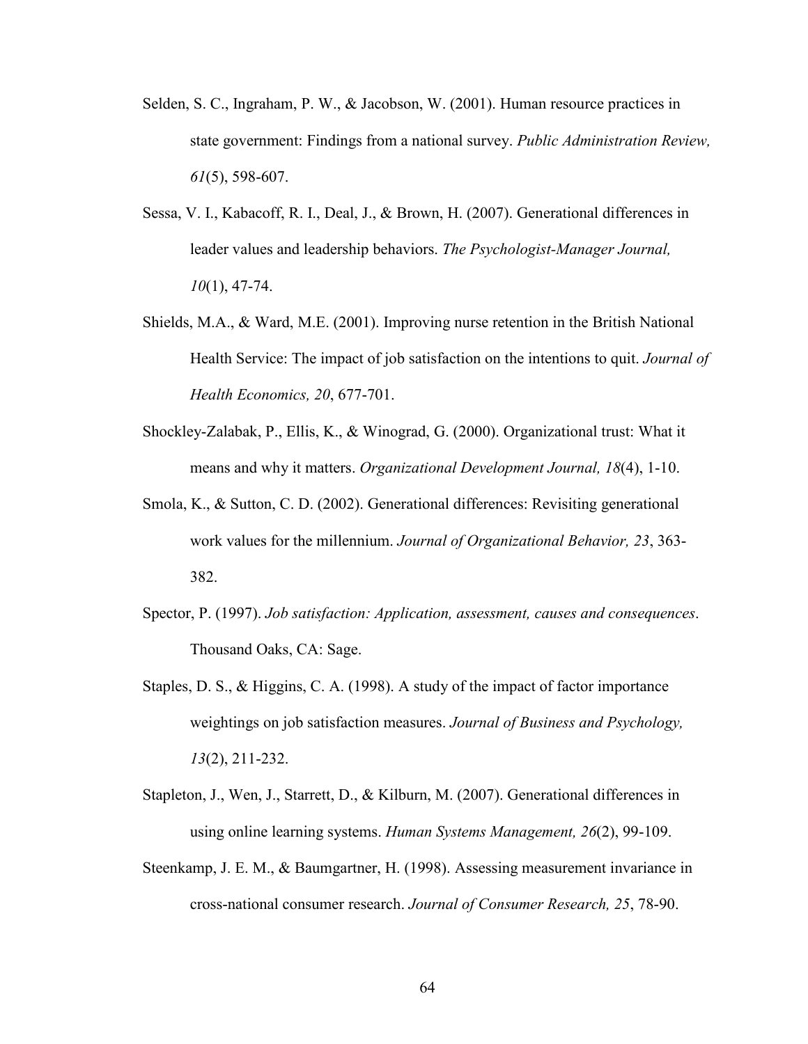Selden, S. C., Ingraham, P. W., & Jacobson, W. (2001). Human resource practices in state government: Findings from a national survey. *Public Administration Review, 61*(5), 598-607.

Sessa, V. I., Kabacoff, R. I., Deal, J., & Brown, H. (2007). Generational differences in leader values and leadership behaviors. *The Psychologist-Manager Journal, 10*(1), 47-74.

Shields, M.A., & Ward, M.E. (2001). Improving nurse retention in the British National Health Service: The impact of job satisfaction on the intentions to quit. *Journal of Health Economics, 20*, 677-701.

Shockley-Zalabak, P., Ellis, K., & Winograd, G. (2000). Organizational trust: What it means and why it matters. *Organizational Development Journal, 18*(4), 1-10.

Smola, K., & Sutton, C. D. (2002). Generational differences: Revisiting generational work values for the millennium. *Journal of Organizational Behavior, 23*, 363-382.

Spector, P. (1997). *Job satisfaction: Application, assessment, causes and consequences*. Thousand Oaks, CA: Sage.

Staples, D. S., & Higgins, C. A. (1998). A study of the impact of factor importance weightings on job satisfaction measures. *Journal of Business and Psychology, 13*(2), 211-232.

Stapleton, J., Wen, J., Starrett, D., & Kilburn, M. (2007). Generational differences in using online learning systems. *Human Systems Management, 26*(2), 99-109.

Steenkamp, J. E. M., & Baumgartner, H. (1998). Assessing measurement invariance in cross-national consumer research. *Journal of Consumer Research, 25*, 78-90.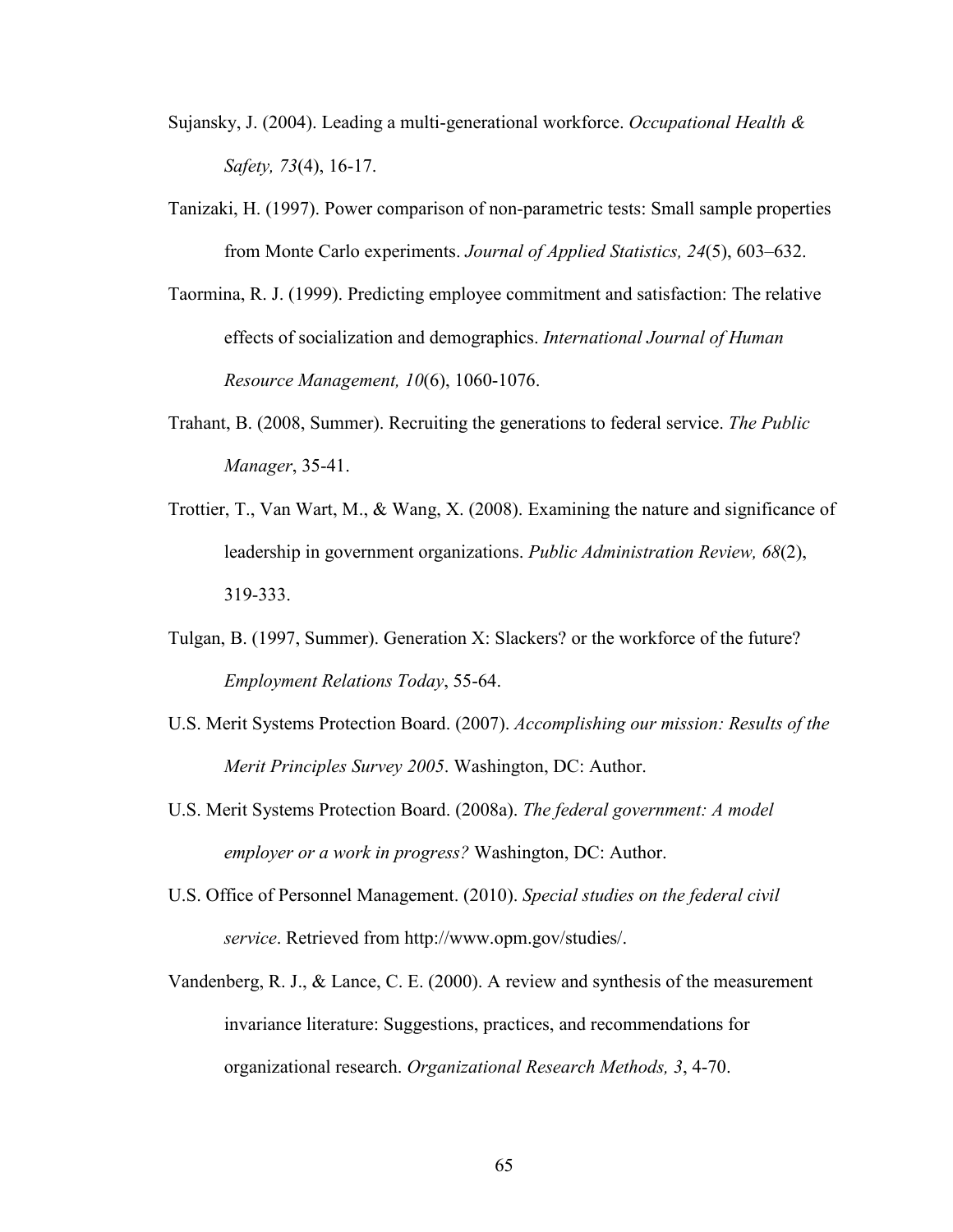Sujansky, J. (2004). Leading a multi-generational workforce. *Occupational Health & Safety, 73*(4), 16-17.

Tanizaki, H. (1997). Power comparison of non-parametric tests: Small sample properties from Monte Carlo experiments. *Journal of Applied Statistics, 24*(5), 603–632.

Taormina, R. J. (1999). Predicting employee commitment and satisfaction: The relative effects of socialization and demographics. *International Journal of Human Resource Management, 10*(6), 1060-1076.

Trahant, B. (2008, Summer). Recruiting the generations to federal service. *The Public Manager*, 35-41.

Trottier, T., Van Wart, M., & Wang, X. (2008). Examining the nature and significance of leadership in government organizations. *Public Administration Review, 68*(2), 319-333.

Tulgan, B. (1997, Summer). Generation X: Slackers? or the workforce of the future? *Employment Relations Today*, 55-64.

U.S. Merit Systems Protection Board. (2007). *Accomplishing our mission: Results of the Merit Principles Survey 2005*. Washington, DC: Author.

U.S. Merit Systems Protection Board. (2008a). *The federal government: A model employer or a work in progress?* Washington, DC: Author.

U.S. Office of Personnel Management. (2010). *Special studies on the federal civil service*. Retrieved from http://www.opm.gov/studies/.

Vandenberg, R. J., & Lance, C. E. (2000). A review and synthesis of the measurement invariance literature: Suggestions, practices, and recommendations for organizational research. *Organizational Research Methods, 3*, 4-70.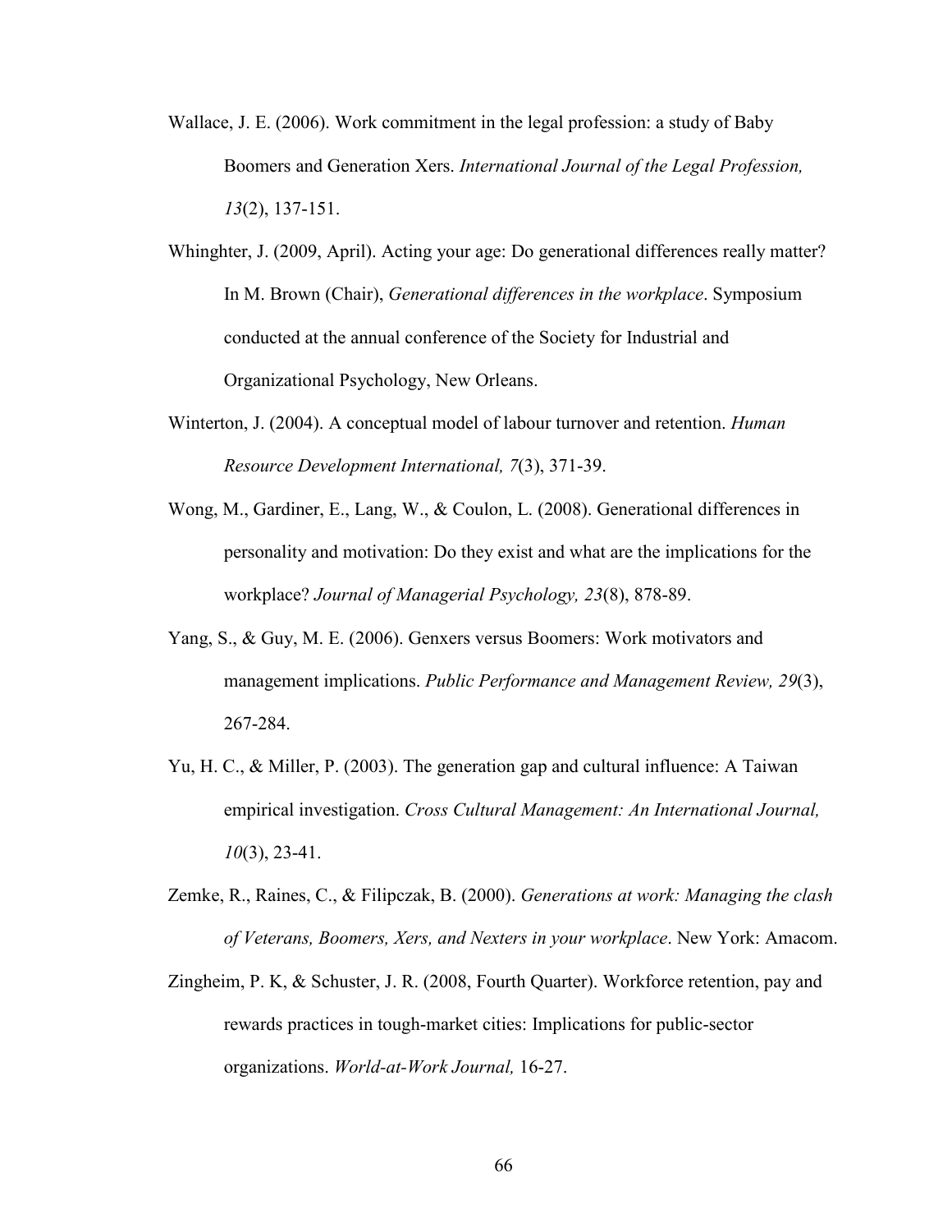Wallace, J. E. (2006). Work commitment in the legal profession: a study of Baby Boomers and Generation Xers. *International Journal of the Legal Profession, 13*(2), 137-151.

Whinghter, J. (2009, April). Acting your age: Do generational differences really matter? In M. Brown (Chair), *Generational differences in the workplace*. Symposium conducted at the annual conference of the Society for Industrial and Organizational Psychology, New Orleans.

Winterton, J. (2004). A conceptual model of labour turnover and retention. *Human Resource Development International, 7*(3), 371-39.

Wong, M., Gardiner, E., Lang, W., & Coulon, L. (2008). Generational differences in personality and motivation: Do they exist and what are the implications for the workplace? *Journal of Managerial Psychology, 23*(8), 878-89.

Yang, S., & Guy, M. E. (2006). Genxers versus Boomers: Work motivators and management implications. *Public Performance and Management Review, 29*(3), 267-284.

Yu, H. C., & Miller, P. (2003). The generation gap and cultural influence: A Taiwan empirical investigation. *Cross Cultural Management: An International Journal, 10*(3), 23-41.

Zemke, R., Raines, C., & Filipczak, B. (2000). *Generations at work: Managing the clash of Veterans, Boomers, Xers, and Nexters in your workplace*. New York: Amacom.

Zingheim, P. K, & Schuster, J. R. (2008, Fourth Quarter). Workforce retention, pay and rewards practices in tough-market cities: Implications for public-sector organizations. *World-at-Work Journal,* 16-27.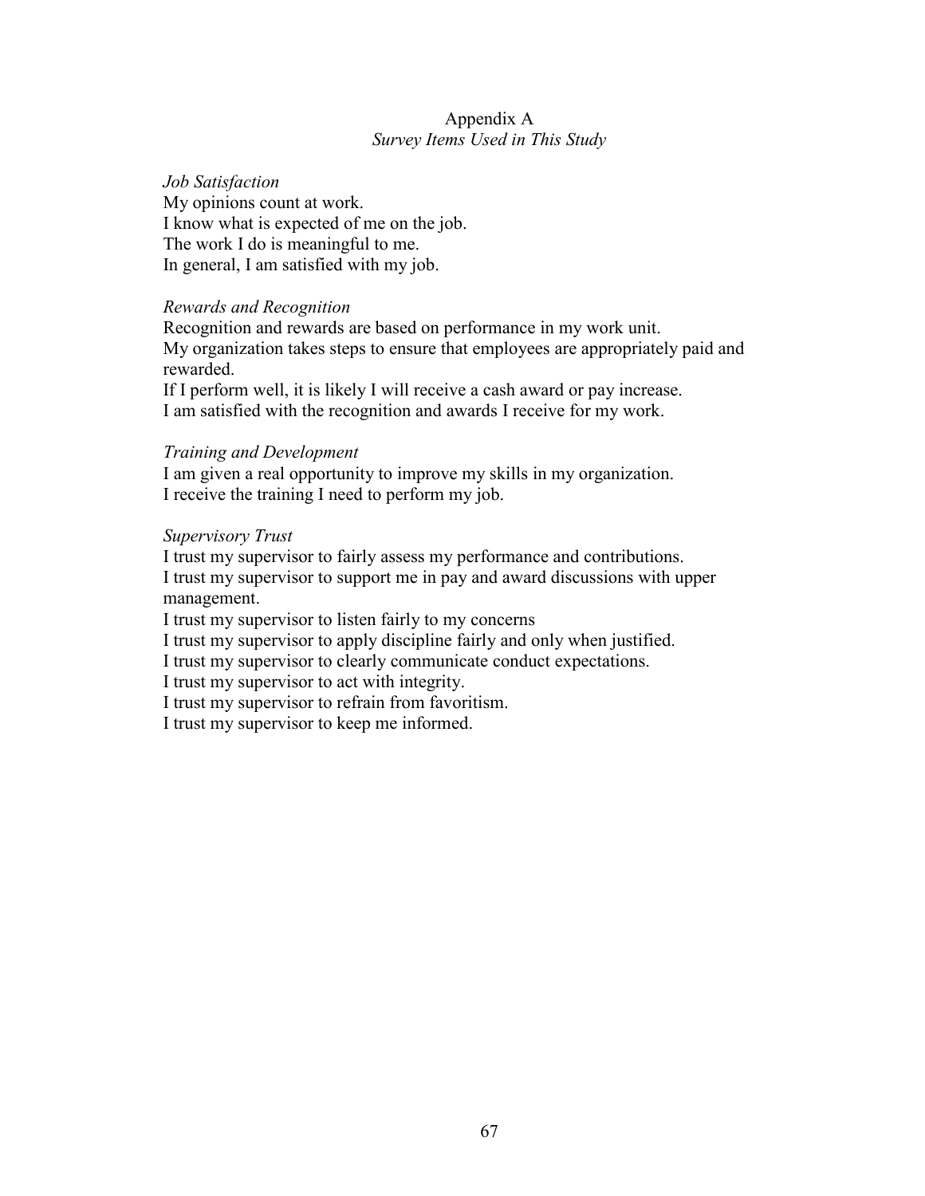# Appendix A

*Survey Items Used in This Study*

*Job Satisfaction*

My opinions count at work.
I know what is expected of me on the job.
The work I do is meaningful to me.
In general, I am satisfied with my job.

*Rewards and Recognition*

Recognition and rewards are based on performance in my work unit.
My organization takes steps to ensure that employees are appropriately paid and rewarded.
If I perform well, it is likely I will receive a cash award or pay increase.
I am satisfied with the recognition and awards I receive for my work.

*Training and Development*

I am given a real opportunity to improve my skills in my organization.
I receive the training I need to perform my job.

*Supervisory Trust*

I trust my supervisor to fairly assess my performance and contributions.
I trust my supervisor to support me in pay and award discussions with upper management.
I trust my supervisor to listen fairly to my concerns
I trust my supervisor to apply discipline fairly and only when justified.
I trust my supervisor to clearly communicate conduct expectations.
I trust my supervisor to act with integrity.
I trust my supervisor to refrain from favoritism.
I trust my supervisor to keep me informed.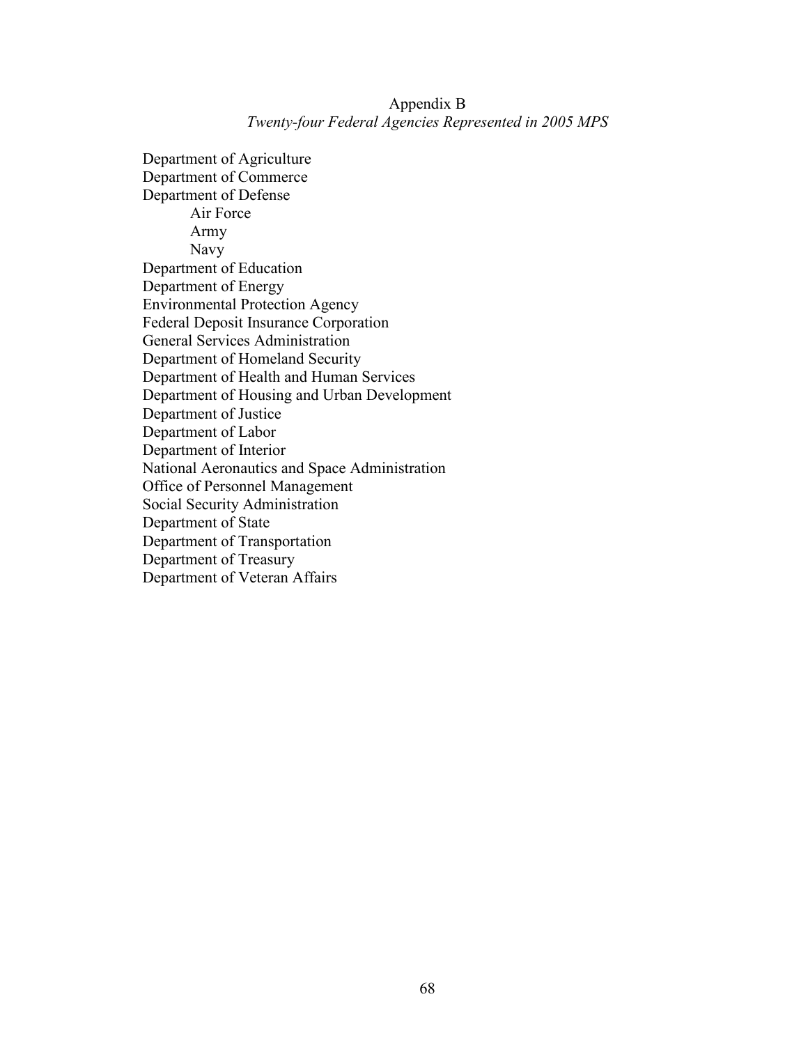# Appendix B

*Twenty-four Federal Agencies Represented in 2005 MPS*

Department of Agriculture
Department of Commerce
Department of Defense
  Air Force
  Army
  Navy
Department of Education
Department of Energy
Environmental Protection Agency
Federal Deposit Insurance Corporation
General Services Administration
Department of Homeland Security
Department of Health and Human Services
Department of Housing and Urban Development
Department of Justice
Department of Labor
Department of Interior
National Aeronautics and Space Administration
Office of Personnel Management
Social Security Administration
Department of State
Department of Transportation
Department of Treasury
Department of Veteran Affairs